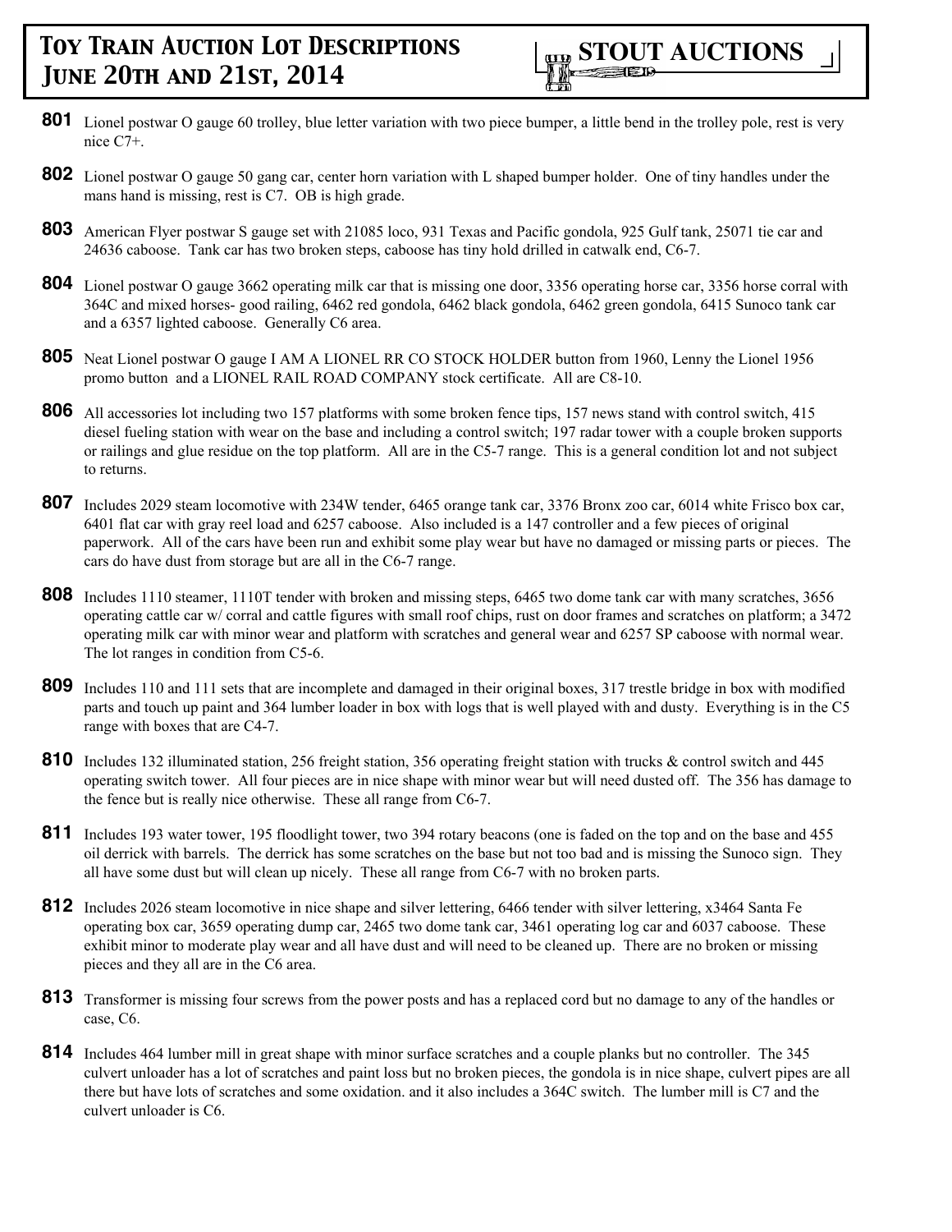# Toy Train Auction Lot Descriptions June 20th and 21st, 2014

**STOUT AUCTIONS**

**801** Lionel postwar O gauge 60 trolley, blue letter variation with two piece bumper, a little bend in the trolley pole, rest is very nice C7+.

**802** Lionel postwar O gauge 50 gang car, center horn variation with L shaped bumper holder. One of tiny handles under the mans hand is missing, rest is C7. OB is high grade.

**803** American Flyer postwar S gauge set with 21085 loco, 931 Texas and Pacific gondola, 925 Gulf tank, 25071 tie car and 24636 caboose. Tank car has two broken steps, caboose has tiny hold drilled in catwalk end, C6-7.

**804** Lionel postwar O gauge 3662 operating milk car that is missing one door, 3356 operating horse car, 3356 horse corral with 364C and mixed horses- good railing, 6462 red gondola, 6462 black gondola, 6462 green gondola, 6415 Sunoco tank car and a 6357 lighted caboose. Generally C6 area.

**805** Neat Lionel postwar O gauge I AM A LIONEL RR CO STOCK HOLDER button from 1960, Lenny the Lionel 1956 promo button and a LIONEL RAIL ROAD COMPANY stock certificate. All are C8-10.

**806** All accessories lot including two 157 platforms with some broken fence tips, 157 news stand with control switch, 415 diesel fueling station with wear on the base and including a control switch; 197 radar tower with a couple broken supports or railings and glue residue on the top platform. All are in the C5-7 range. This is a general condition lot and not subject to returns.

**807** Includes 2029 steam locomotive with 234W tender, 6465 orange tank car, 3376 Bronx zoo car, 6014 white Frisco box car, 6401 flat car with gray reel load and 6257 caboose. Also included is a 147 controller and a few pieces of original paperwork. All of the cars have been run and exhibit some play wear but have no damaged or missing parts or pieces. The cars do have dust from storage but are all in the C6-7 range.

**808** Includes 1110 steamer, 1110T tender with broken and missing steps, 6465 two dome tank car with many scratches, 3656 operating cattle car w/ corral and cattle figures with small roof chips, rust on door frames and scratches on platform; a 3472 operating milk car with minor wear and platform with scratches and general wear and 6257 SP caboose with normal wear. The lot ranges in condition from C5-6.

**809** Includes 110 and 111 sets that are incomplete and damaged in their original boxes, 317 trestle bridge in box with modified parts and touch up paint and 364 lumber loader in box with logs that is well played with and dusty. Everything is in the C5 range with boxes that are C4-7.

**810** Includes 132 illuminated station, 256 freight station, 356 operating freight station with trucks & control switch and 445 operating switch tower. All four pieces are in nice shape with minor wear but will need dusted off. The 356 has damage to the fence but is really nice otherwise. These all range from C6-7.

**811** Includes 193 water tower, 195 floodlight tower, two 394 rotary beacons (one is faded on the top and on the base and 455 oil derrick with barrels. The derrick has some scratches on the base but not too bad and is missing the Sunoco sign. They all have some dust but will clean up nicely. These all range from C6-7 with no broken parts.

**812** Includes 2026 steam locomotive in nice shape and silver lettering, 6466 tender with silver lettering, x3464 Santa Fe operating box car, 3659 operating dump car, 2465 two dome tank car, 3461 operating log car and 6037 caboose. These exhibit minor to moderate play wear and all have dust and will need to be cleaned up. There are no broken or missing pieces and they all are in the C6 area.

**813** Transformer is missing four screws from the power posts and has a replaced cord but no damage to any of the handles or case, C6.

**814** Includes 464 lumber mill in great shape with minor surface scratches and a couple planks but no controller. The 345 culvert unloader has a lot of scratches and paint loss but no broken pieces, the gondola is in nice shape, culvert pipes are all there but have lots of scratches and some oxidation. and it also includes a 364C switch. The lumber mill is C7 and the culvert unloader is C6.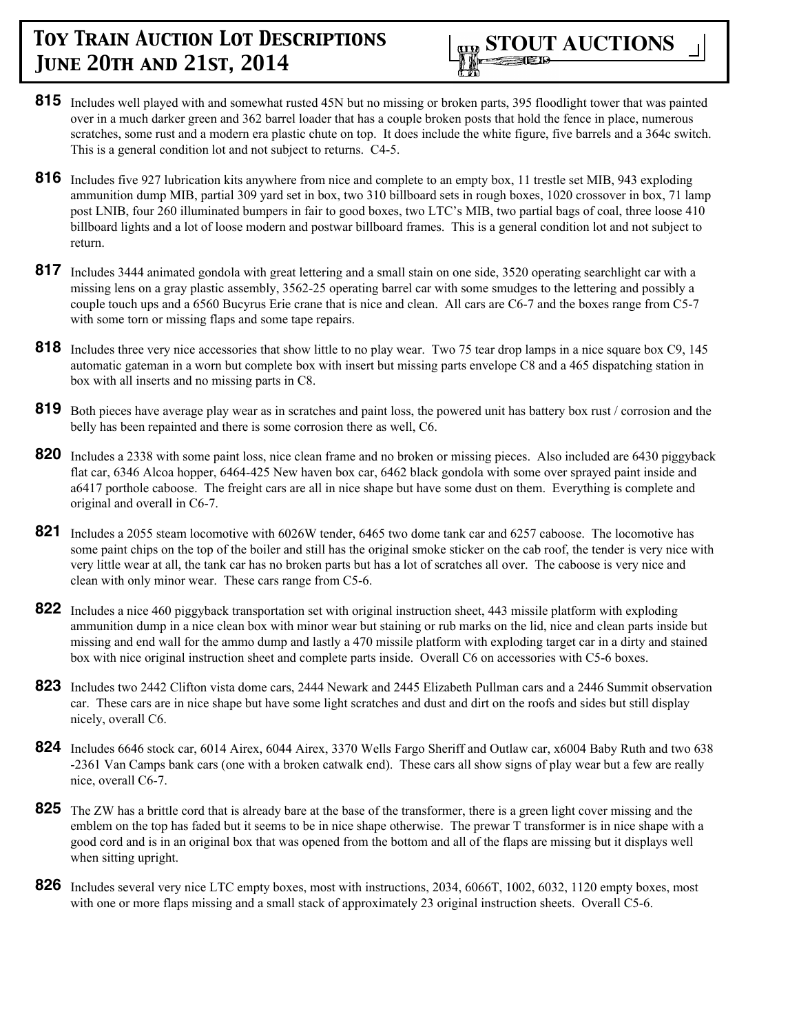**815** Includes well played with and somewhat rusted 45N but no missing or broken parts, 395 floodlight tower that was painted over in a much darker green and 362 barrel loader that has a couple broken posts that hold the fence in place, numerous scratches, some rust and a modern era plastic chute on top. It does include the white figure, five barrels and a 364c switch. This is a general condition lot and not subject to returns. C4-5.

**816** Includes five 927 lubrication kits anywhere from nice and complete to an empty box, 11 trestle set MIB, 943 exploding ammunition dump MIB, partial 309 yard set in box, two 310 billboard sets in rough boxes, 1020 crossover in box, 71 lamp post LNIB, four 260 illuminated bumpers in fair to good boxes, two LTC's MIB, two partial bags of coal, three loose 410 billboard lights and a lot of loose modern and postwar billboard frames. This is a general condition lot and not subject to return.

**817** Includes 3444 animated gondola with great lettering and a small stain on one side, 3520 operating searchlight car with a missing lens on a gray plastic assembly, 3562-25 operating barrel car with some smudges to the lettering and possibly a couple touch ups and a 6560 Bucyrus Erie crane that is nice and clean. All cars are C6-7 and the boxes range from C5-7 with some torn or missing flaps and some tape repairs.

**818** Includes three very nice accessories that show little to no play wear. Two 75 tear drop lamps in a nice square box C9, 145 automatic gateman in a worn but complete box with insert but missing parts envelope C8 and a 465 dispatching station in box with all inserts and no missing parts in C8.

**819** Both pieces have average play wear as in scratches and paint loss, the powered unit has battery box rust / corrosion and the belly has been repainted and there is some corrosion there as well, C6.

**820** Includes a 2338 with some paint loss, nice clean frame and no broken or missing pieces. Also included are 6430 piggyback flat car, 6346 Alcoa hopper, 6464-425 New haven box car, 6462 black gondola with some over sprayed paint inside and a6417 porthole caboose. The freight cars are all in nice shape but have some dust on them. Everything is complete and original and overall in C6-7.

**821** Includes a 2055 steam locomotive with 6026W tender, 6465 two dome tank car and 6257 caboose. The locomotive has some paint chips on the top of the boiler and still has the original smoke sticker on the cab roof, the tender is very nice with very little wear at all, the tank car has no broken parts but has a lot of scratches all over. The caboose is very nice and clean with only minor wear. These cars range from C5-6.

**822** Includes a nice 460 piggyback transportation set with original instruction sheet, 443 missile platform with exploding ammunition dump in a nice clean box with minor wear but staining or rub marks on the lid, nice and clean parts inside but missing and end wall for the ammo dump and lastly a 470 missile platform with exploding target car in a dirty and stained box with nice original instruction sheet and complete parts inside. Overall C6 on accessories with C5-6 boxes.

**823** Includes two 2442 Clifton vista dome cars, 2444 Newark and 2445 Elizabeth Pullman cars and a 2446 Summit observation car. These cars are in nice shape but have some light scratches and dust and dirt on the roofs and sides but still display nicely, overall C6.

**824** Includes 6646 stock car, 6014 Airex, 6044 Airex, 3370 Wells Fargo Sheriff and Outlaw car, x6004 Baby Ruth and two 638 -2361 Van Camps bank cars (one with a broken catwalk end). These cars all show signs of play wear but a few are really nice, overall C6-7.

**825** The ZW has a brittle cord that is already bare at the base of the transformer, there is a green light cover missing and the emblem on the top has faded but it seems to be in nice shape otherwise. The prewar T transformer is in nice shape with a good cord and is in an original box that was opened from the bottom and all of the flaps are missing but it displays well when sitting upright.

**826** Includes several very nice LTC empty boxes, most with instructions, 2034, 6066T, 1002, 6032, 1120 empty boxes, most with one or more flaps missing and a small stack of approximately 23 original instruction sheets. Overall C5-6.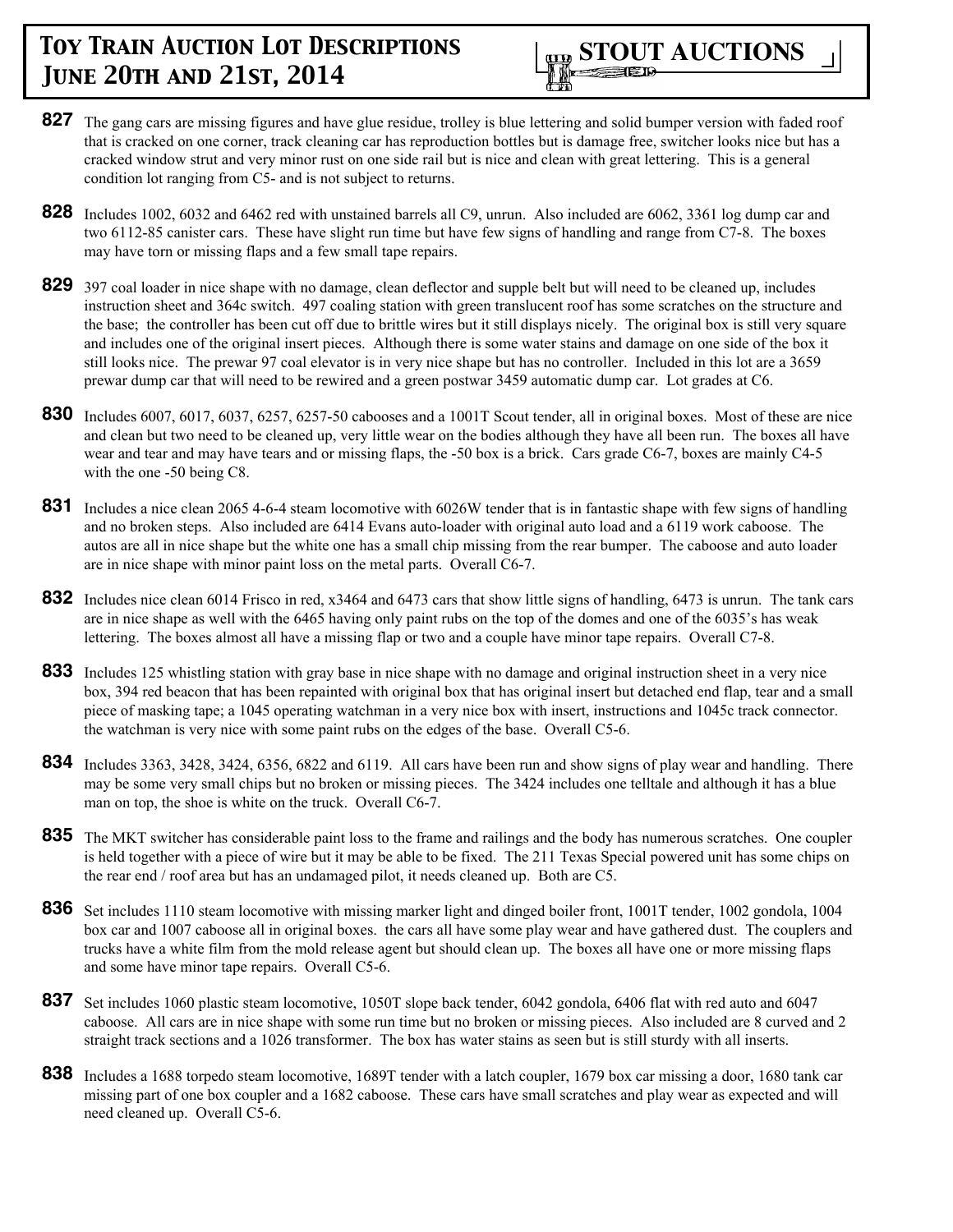**827** The gang cars are missing figures and have glue residue, trolley is blue lettering and solid bumper version with faded roof that is cracked on one corner, track cleaning car has reproduction bottles but is damage free, switcher looks nice but has a cracked window strut and very minor rust on one side rail but is nice and clean with great lettering. This is a general condition lot ranging from C5- and is not subject to returns.

**828** Includes 1002, 6032 and 6462 red with unstained barrels all C9, unrun. Also included are 6062, 3361 log dump car and two 6112-85 canister cars. These have slight run time but have few signs of handling and range from C7-8. The boxes may have torn or missing flaps and a few small tape repairs.

**829** 397 coal loader in nice shape with no damage, clean deflector and supple belt but will need to be cleaned up, includes instruction sheet and 364c switch. 497 coaling station with green translucent roof has some scratches on the structure and the base; the controller has been cut off due to brittle wires but it still displays nicely. The original box is still very square and includes one of the original insert pieces. Although there is some water stains and damage on one side of the box it still looks nice. The prewar 97 coal elevator is in very nice shape but has no controller. Included in this lot are a 3659 prewar dump car that will need to be rewired and a green postwar 3459 automatic dump car. Lot grades at C6.

**830** Includes 6007, 6017, 6037, 6257, 6257-50 cabooses and a 1001T Scout tender, all in original boxes. Most of these are nice and clean but two need to be cleaned up, very little wear on the bodies although they have all been run. The boxes all have wear and tear and may have tears and or missing flaps, the -50 box is a brick. Cars grade C6-7, boxes are mainly C4-5 with the one -50 being C8.

**831** Includes a nice clean 2065 4-6-4 steam locomotive with 6026W tender that is in fantastic shape with few signs of handling and no broken steps. Also included are 6414 Evans auto-loader with original auto load and a 6119 work caboose. The autos are all in nice shape but the white one has a small chip missing from the rear bumper. The caboose and auto loader are in nice shape with minor paint loss on the metal parts. Overall C6-7.

**832** Includes nice clean 6014 Frisco in red, x3464 and 6473 cars that show little signs of handling, 6473 is unrun. The tank cars are in nice shape as well with the 6465 having only paint rubs on the top of the domes and one of the 6035's has weak lettering. The boxes almost all have a missing flap or two and a couple have minor tape repairs. Overall C7-8.

**833** Includes 125 whistling station with gray base in nice shape with no damage and original instruction sheet in a very nice box, 394 red beacon that has been repainted with original box that has original insert but detached end flap, tear and a small piece of masking tape; a 1045 operating watchman in a very nice box with insert, instructions and 1045c track connector. the watchman is very nice with some paint rubs on the edges of the base. Overall C5-6.

**834** Includes 3363, 3428, 3424, 6356, 6822 and 6119. All cars have been run and show signs of play wear and handling. There may be some very small chips but no broken or missing pieces. The 3424 includes one telltale and although it has a blue man on top, the shoe is white on the truck. Overall C6-7.

**835** The MKT switcher has considerable paint loss to the frame and railings and the body has numerous scratches. One coupler is held together with a piece of wire but it may be able to be fixed. The 211 Texas Special powered unit has some chips on the rear end / roof area but has an undamaged pilot, it needs cleaned up. Both are C5.

**836** Set includes 1110 steam locomotive with missing marker light and dinged boiler front, 1001T tender, 1002 gondola, 1004 box car and 1007 caboose all in original boxes. the cars all have some play wear and have gathered dust. The couplers and trucks have a white film from the mold release agent but should clean up. The boxes all have one or more missing flaps and some have minor tape repairs. Overall C5-6.

**837** Set includes 1060 plastic steam locomotive, 1050T slope back tender, 6042 gondola, 6406 flat with red auto and 6047 caboose. All cars are in nice shape with some run time but no broken or missing pieces. Also included are 8 curved and 2 straight track sections and a 1026 transformer. The box has water stains as seen but is still sturdy with all inserts.

**838** Includes a 1688 torpedo steam locomotive, 1689T tender with a latch coupler, 1679 box car missing a door, 1680 tank car missing part of one box coupler and a 1682 caboose. These cars have small scratches and play wear as expected and will need cleaned up. Overall C5-6.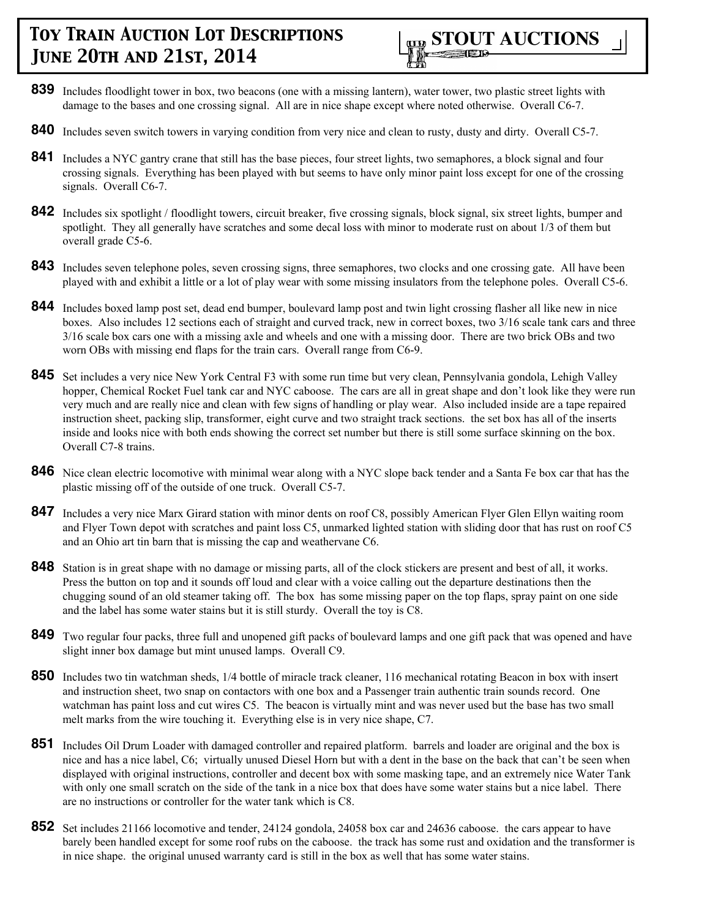**839** Includes floodlight tower in box, two beacons (one with a missing lantern), water tower, two plastic street lights with damage to the bases and one crossing signal. All are in nice shape except where noted otherwise. Overall C6-7.

**840** Includes seven switch towers in varying condition from very nice and clean to rusty, dusty and dirty. Overall C5-7.

**841** Includes a NYC gantry crane that still has the base pieces, four street lights, two semaphores, a block signal and four crossing signals. Everything has been played with but seems to have only minor paint loss except for one of the crossing signals. Overall C6-7.

**842** Includes six spotlight / floodlight towers, circuit breaker, five crossing signals, block signal, six street lights, bumper and spotlight. They all generally have scratches and some decal loss with minor to moderate rust on about 1/3 of them but overall grade C5-6.

**843** Includes seven telephone poles, seven crossing signs, three semaphores, two clocks and one crossing gate. All have been played with and exhibit a little or a lot of play wear with some missing insulators from the telephone poles. Overall C5-6.

**844** Includes boxed lamp post set, dead end bumper, boulevard lamp post and twin light crossing flasher all like new in nice boxes. Also includes 12 sections each of straight and curved track, new in correct boxes, two 3/16 scale tank cars and three 3/16 scale box cars one with a missing axle and wheels and one with a missing door. There are two brick OBs and two worn OBs with missing end flaps for the train cars. Overall range from C6-9.

**845** Set includes a very nice New York Central F3 with some run time but very clean, Pennsylvania gondola, Lehigh Valley hopper, Chemical Rocket Fuel tank car and NYC caboose. The cars are all in great shape and don't look like they were run very much and are really nice and clean with few signs of handling or play wear. Also included inside are a tape repaired instruction sheet, packing slip, transformer, eight curve and two straight track sections. the set box has all of the inserts inside and looks nice with both ends showing the correct set number but there is still some surface skinning on the box. Overall C7-8 trains.

**846** Nice clean electric locomotive with minimal wear along with a NYC slope back tender and a Santa Fe box car that has the plastic missing off of the outside of one truck. Overall C5-7.

**847** Includes a very nice Marx Girard station with minor dents on roof C8, possibly American Flyer Glen Ellyn waiting room and Flyer Town depot with scratches and paint loss C5, unmarked lighted station with sliding door that has rust on roof C5 and an Ohio art tin barn that is missing the cap and weathervane C6.

**848** Station is in great shape with no damage or missing parts, all of the clock stickers are present and best of all, it works. Press the button on top and it sounds off loud and clear with a voice calling out the departure destinations then the chugging sound of an old steamer taking off. The box has some missing paper on the top flaps, spray paint on one side and the label has some water stains but it is still sturdy. Overall the toy is C8.

**849** Two regular four packs, three full and unopened gift packs of boulevard lamps and one gift pack that was opened and have slight inner box damage but mint unused lamps. Overall C9.

**850** Includes two tin watchman sheds, 1/4 bottle of miracle track cleaner, 116 mechanical rotating Beacon in box with insert and instruction sheet, two snap on contactors with one box and a Passenger train authentic train sounds record. One watchman has paint loss and cut wires C5. The beacon is virtually mint and was never used but the base has two small melt marks from the wire touching it. Everything else is in very nice shape, C7.

**851** Includes Oil Drum Loader with damaged controller and repaired platform. barrels and loader are original and the box is nice and has a nice label, C6; virtually unused Diesel Horn but with a dent in the base on the back that can't be seen when displayed with original instructions, controller and decent box with some masking tape, and an extremely nice Water Tank with only one small scratch on the side of the tank in a nice box that does have some water stains but a nice label. There are no instructions or controller for the water tank which is C8.

**852** Set includes 21166 locomotive and tender, 24124 gondola, 24058 box car and 24636 caboose. the cars appear to have barely been handled except for some roof rubs on the caboose. the track has some rust and oxidation and the transformer is in nice shape. the original unused warranty card is still in the box as well that has some water stains.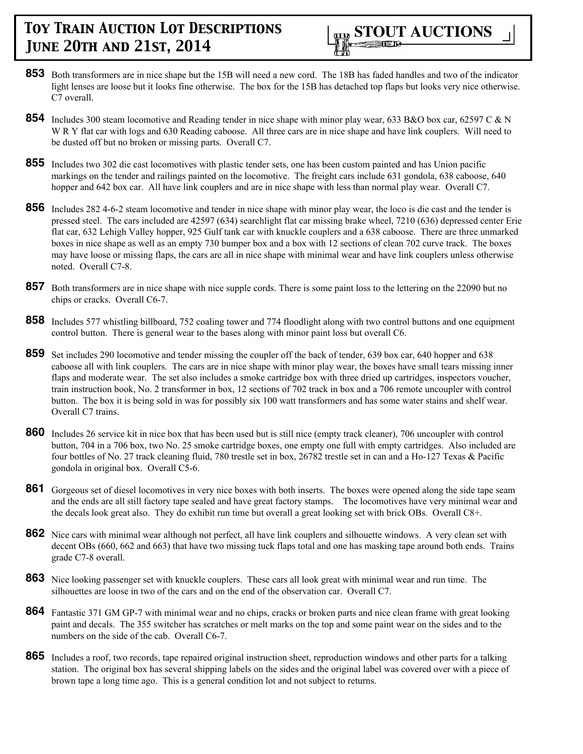**853** Both transformers are in nice shape but the 15B will need a new cord. The 18B has faded handles and two of the indicator light lenses are loose but it looks fine otherwise. The box for the 15B has detached top flaps but looks very nice otherwise. C7 overall.

**854** Includes 300 steam locomotive and Reading tender in nice shape with minor play wear, 633 B&O box car, 62597 C & N W R Y flat car with logs and 630 Reading caboose. All three cars are in nice shape and have link couplers. Will need to be dusted off but no broken or missing parts. Overall C7.

**855** Includes two 302 die cast locomotives with plastic tender sets, one has been custom painted and has Union pacific markings on the tender and railings painted on the locomotive. The freight cars include 631 gondola, 638 caboose, 640 hopper and 642 box car. All have link couplers and are in nice shape with less than normal play wear. Overall C7.

**856** Includes 282 4-6-2 steam locomotive and tender in nice shape with minor play wear, the loco is die cast and the tender is pressed steel. The cars included are 42597 (634) searchlight flat car missing brake wheel, 7210 (636) depressed center Erie flat car, 632 Lehigh Valley hopper, 925 Gulf tank car with knuckle couplers and a 638 caboose. There are three unmarked boxes in nice shape as well as an empty 730 bumper box and a box with 12 sections of clean 702 curve track. The boxes may have loose or missing flaps, the cars are all in nice shape with minimal wear and have link couplers unless otherwise noted. Overall C7-8.

**857** Both transformers are in nice shape with nice supple cords. There is some paint loss to the lettering on the 22090 but no chips or cracks. Overall C6-7.

**858** Includes 577 whistling billboard, 752 coaling tower and 774 floodlight along with two control buttons and one equipment control button. There is general wear to the bases along with minor paint loss but overall C6.

**859** Set includes 290 locomotive and tender missing the coupler off the back of tender, 639 box car, 640 hopper and 638 caboose all with link couplers. The cars are in nice shape with minor play wear, the boxes have small tears missing inner flaps and moderate wear. The set also includes a smoke cartridge box with three dried up cartridges, inspectors voucher, train instruction book, No. 2 transformer in box, 12 sections of 702 track in box and a 706 remote uncoupler with control button. The box it is being sold in was for possibly six 100 watt transformers and has some water stains and shelf wear. Overall C7 trains.

**860** Includes 26 service kit in nice box that has been used but is still nice (empty track cleaner), 706 uncoupler with control button, 704 in a 706 box, two No. 25 smoke cartridge boxes, one empty one full with empty cartridges. Also included are four bottles of No. 27 track cleaning fluid, 780 trestle set in box, 26782 trestle set in can and a Ho-127 Texas & Pacific gondola in original box. Overall C5-6.

**861** Gorgeous set of diesel locomotives in very nice boxes with both inserts. The boxes were opened along the side tape seam and the ends are all still factory tape sealed and have great factory stamps. The locomotives have very minimal wear and the decals look great also. They do exhibit run time but overall a great looking set with brick OBs. Overall C8+.

**862** Nice cars with minimal wear although not perfect, all have link couplers and silhouette windows. A very clean set with decent OBs (660, 662 and 663) that have two missing tuck flaps total and one has masking tape around both ends. Trains grade C7-8 overall.

**863** Nice looking passenger set with knuckle couplers. These cars all look great with minimal wear and run time. The silhouettes are loose in two of the cars and on the end of the observation car. Overall C7.

**864** Fantastic 371 GM GP-7 with minimal wear and no chips, cracks or broken parts and nice clean frame with great looking paint and decals. The 355 switcher has scratches or melt marks on the top and some paint wear on the sides and to the numbers on the side of the cab. Overall C6-7.

**865** Includes a roof, two records, tape repaired original instruction sheet, reproduction windows and other parts for a talking station. The original box has several shipping labels on the sides and the original label was covered over with a piece of brown tape a long time ago. This is a general condition lot and not subject to returns.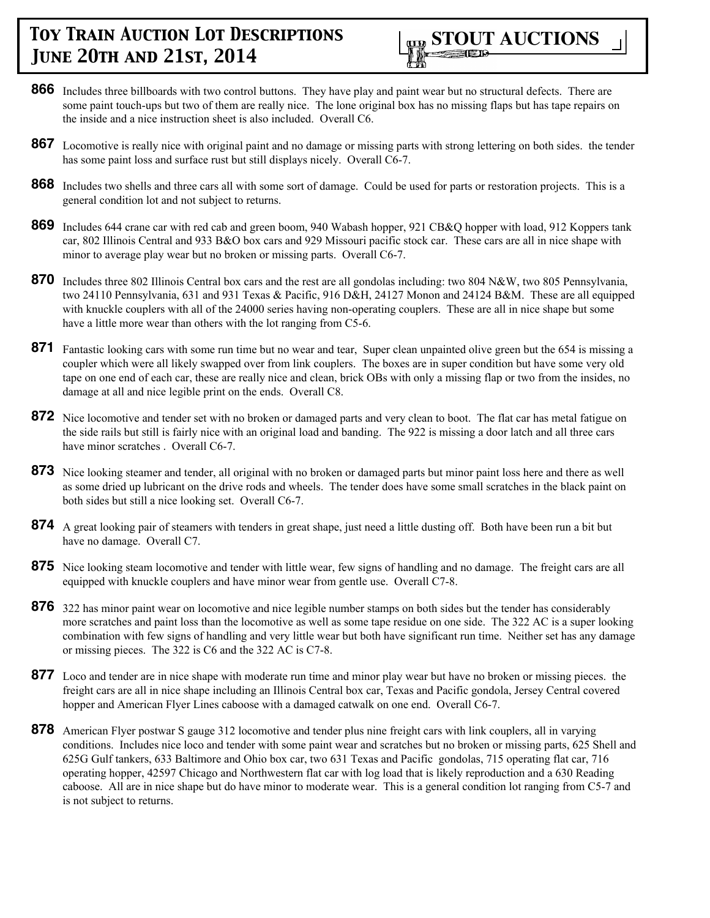**866** Includes three billboards with two control buttons. They have play and paint wear but no structural defects. There are some paint touch-ups but two of them are really nice. The lone original box has no missing flaps but has tape repairs on the inside and a nice instruction sheet is also included. Overall C6.

**867** Locomotive is really nice with original paint and no damage or missing parts with strong lettering on both sides. the tender has some paint loss and surface rust but still displays nicely. Overall C6-7.

**868** Includes two shells and three cars all with some sort of damage. Could be used for parts or restoration projects. This is a general condition lot and not subject to returns.

**869** Includes 644 crane car with red cab and green boom, 940 Wabash hopper, 921 CB&Q hopper with load, 912 Koppers tank car, 802 Illinois Central and 933 B&O box cars and 929 Missouri pacific stock car. These cars are all in nice shape with minor to average play wear but no broken or missing parts. Overall C6-7.

**870** Includes three 802 Illinois Central box cars and the rest are all gondolas including: two 804 N&W, two 805 Pennsylvania, two 24110 Pennsylvania, 631 and 931 Texas & Pacific, 916 D&H, 24127 Monon and 24124 B&M. These are all equipped with knuckle couplers with all of the 24000 series having non-operating couplers. These are all in nice shape but some have a little more wear than others with the lot ranging from C5-6.

**871** Fantastic looking cars with some run time but no wear and tear, Super clean unpainted olive green but the 654 is missing a coupler which were all likely swapped over from link couplers. The boxes are in super condition but have some very old tape on one end of each car, these are really nice and clean, brick OBs with only a missing flap or two from the insides, no damage at all and nice legible print on the ends. Overall C8.

**872** Nice locomotive and tender set with no broken or damaged parts and very clean to boot. The flat car has metal fatigue on the side rails but still is fairly nice with an original load and banding. The 922 is missing a door latch and all three cars have minor scratches . Overall C6-7.

**873** Nice looking steamer and tender, all original with no broken or damaged parts but minor paint loss here and there as well as some dried up lubricant on the drive rods and wheels. The tender does have some small scratches in the black paint on both sides but still a nice looking set. Overall C6-7.

**874** A great looking pair of steamers with tenders in great shape, just need a little dusting off. Both have been run a bit but have no damage. Overall C7.

**875** Nice looking steam locomotive and tender with little wear, few signs of handling and no damage. The freight cars are all equipped with knuckle couplers and have minor wear from gentle use. Overall C7-8.

**876** 322 has minor paint wear on locomotive and nice legible number stamps on both sides but the tender has considerably more scratches and paint loss than the locomotive as well as some tape residue on one side. The 322 AC is a super looking combination with few signs of handling and very little wear but both have significant run time. Neither set has any damage or missing pieces. The 322 is C6 and the 322 AC is C7-8.

**877** Loco and tender are in nice shape with moderate run time and minor play wear but have no broken or missing pieces. the freight cars are all in nice shape including an Illinois Central box car, Texas and Pacific gondola, Jersey Central covered hopper and American Flyer Lines caboose with a damaged catwalk on one end. Overall C6-7.

**878** American Flyer postwar S gauge 312 locomotive and tender plus nine freight cars with link couplers, all in varying conditions. Includes nice loco and tender with some paint wear and scratches but no broken or missing parts, 625 Shell and 625G Gulf tankers, 633 Baltimore and Ohio box car, two 631 Texas and Pacific gondolas, 715 operating flat car, 716 operating hopper, 42597 Chicago and Northwestern flat car with log load that is likely reproduction and a 630 Reading caboose. All are in nice shape but do have minor to moderate wear. This is a general condition lot ranging from C5-7 and is not subject to returns.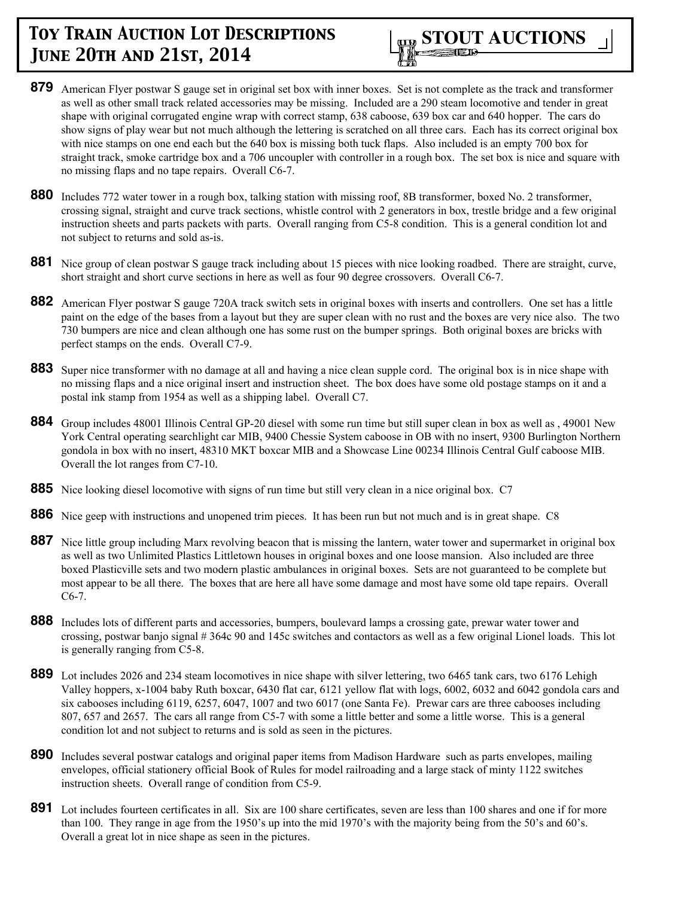**879** American Flyer postwar S gauge set in original set box with inner boxes. Set is not complete as the track and transformer as well as other small track related accessories may be missing. Included are a 290 steam locomotive and tender in great shape with original corrugated engine wrap with correct stamp, 638 caboose, 639 box car and 640 hopper. The cars do show signs of play wear but not much although the lettering is scratched on all three cars. Each has its correct original box with nice stamps on one end each but the 640 box is missing both tuck flaps. Also included is an empty 700 box for straight track, smoke cartridge box and a 706 uncoupler with controller in a rough box. The set box is nice and square with no missing flaps and no tape repairs. Overall C6-7.

**880** Includes 772 water tower in a rough box, talking station with missing roof, 8B transformer, boxed No. 2 transformer, crossing signal, straight and curve track sections, whistle control with 2 generators in box, trestle bridge and a few original instruction sheets and parts packets with parts. Overall ranging from C5-8 condition. This is a general condition lot and not subject to returns and sold as-is.

**881** Nice group of clean postwar S gauge track including about 15 pieces with nice looking roadbed. There are straight, curve, short straight and short curve sections in here as well as four 90 degree crossovers. Overall C6-7.

**882** American Flyer postwar S gauge 720A track switch sets in original boxes with inserts and controllers. One set has a little paint on the edge of the bases from a layout but they are super clean with no rust and the boxes are very nice also. The two 730 bumpers are nice and clean although one has some rust on the bumper springs. Both original boxes are bricks with perfect stamps on the ends. Overall C7-9.

**883** Super nice transformer with no damage at all and having a nice clean supple cord. The original box is in nice shape with no missing flaps and a nice original insert and instruction sheet. The box does have some old postage stamps on it and a postal ink stamp from 1954 as well as a shipping label. Overall C7.

**884** Group includes 48001 Illinois Central GP-20 diesel with some run time but still super clean in box as well as , 49001 New York Central operating searchlight car MIB, 9400 Chessie System caboose in OB with no insert, 9300 Burlington Northern gondola in box with no insert, 48310 MKT boxcar MIB and a Showcase Line 00234 Illinois Central Gulf caboose MIB. Overall the lot ranges from C7-10.

**885** Nice looking diesel locomotive with signs of run time but still very clean in a nice original box. C7

**886** Nice geep with instructions and unopened trim pieces. It has been run but not much and is in great shape. C8

**887** Nice little group including Marx revolving beacon that is missing the lantern, water tower and supermarket in original box as well as two Unlimited Plastics Littletown houses in original boxes and one loose mansion. Also included are three boxed Plasticville sets and two modern plastic ambulances in original boxes. Sets are not guaranteed to be complete but most appear to be all there. The boxes that are here all have some damage and most have some old tape repairs. Overall C6-7.

**888** Includes lots of different parts and accessories, bumpers, boulevard lamps a crossing gate, prewar water tower and crossing, postwar banjo signal # 364c 90 and 145c switches and contactors as well as a few original Lionel loads. This lot is generally ranging from C5-8.

**889** Lot includes 2026 and 234 steam locomotives in nice shape with silver lettering, two 6465 tank cars, two 6176 Lehigh Valley hoppers, x-1004 baby Ruth boxcar, 6430 flat car, 6121 yellow flat with logs, 6002, 6032 and 6042 gondola cars and six cabooses including 6119, 6257, 6047, 1007 and two 6017 (one Santa Fe). Prewar cars are three cabooses including 807, 657 and 2657. The cars all range from C5-7 with some a little better and some a little worse. This is a general condition lot and not subject to returns and is sold as seen in the pictures.

**890** Includes several postwar catalogs and original paper items from Madison Hardware such as parts envelopes, mailing envelopes, official stationery official Book of Rules for model railroading and a large stack of minty 1122 switches instruction sheets. Overall range of condition from C5-9.

**891** Lot includes fourteen certificates in all. Six are 100 share certificates, seven are less than 100 shares and one if for more than 100. They range in age from the 1950's up into the mid 1970's with the majority being from the 50's and 60's. Overall a great lot in nice shape as seen in the pictures.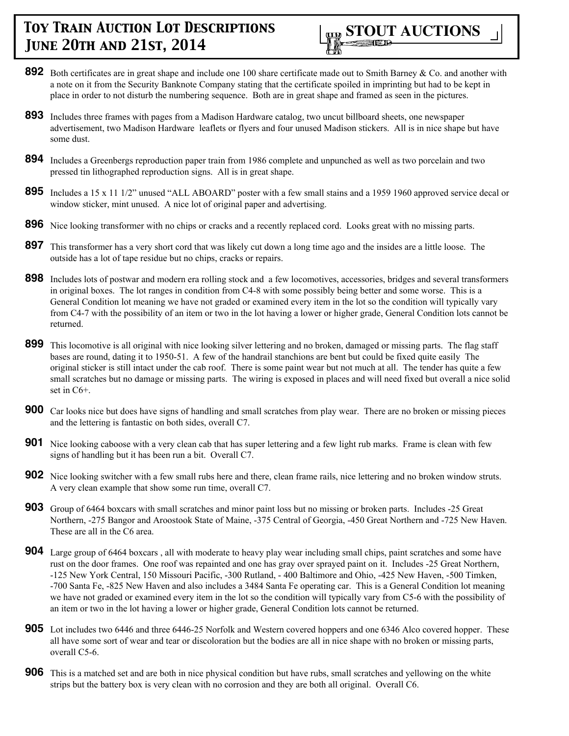**892** Both certificates are in great shape and include one 100 share certificate made out to Smith Barney & Co. and another with a note on it from the Security Banknote Company stating that the certificate spoiled in imprinting but had to be kept in place in order to not disturb the numbering sequence. Both are in great shape and framed as seen in the pictures.

**893** Includes three frames with pages from a Madison Hardware catalog, two uncut billboard sheets, one newspaper advertisement, two Madison Hardware leaflets or flyers and four unused Madison stickers. All is in nice shape but have some dust.

**894** Includes a Greenbergs reproduction paper train from 1986 complete and unpunched as well as two porcelain and two pressed tin lithographed reproduction signs. All is in great shape.

**895** Includes a 15 x 11 1/2" unused "ALL ABOARD" poster with a few small stains and a 1959 1960 approved service decal or window sticker, mint unused. A nice lot of original paper and advertising.

**896** Nice looking transformer with no chips or cracks and a recently replaced cord. Looks great with no missing parts.

**897** This transformer has a very short cord that was likely cut down a long time ago and the insides are a little loose. The outside has a lot of tape residue but no chips, cracks or repairs.

**898** Includes lots of postwar and modern era rolling stock and a few locomotives, accessories, bridges and several transformers in original boxes. The lot ranges in condition from C4-8 with some possibly being better and some worse. This is a General Condition lot meaning we have not graded or examined every item in the lot so the condition will typically vary from C4-7 with the possibility of an item or two in the lot having a lower or higher grade, General Condition lots cannot be returned.

**899** This locomotive is all original with nice looking silver lettering and no broken, damaged or missing parts. The flag staff bases are round, dating it to 1950-51. A few of the handrail stanchions are bent but could be fixed quite easily The original sticker is still intact under the cab roof. There is some paint wear but not much at all. The tender has quite a few small scratches but no damage or missing parts. The wiring is exposed in places and will need fixed but overall a nice solid set in C6+.

**900** Car looks nice but does have signs of handling and small scratches from play wear. There are no broken or missing pieces and the lettering is fantastic on both sides, overall C7.

**901** Nice looking caboose with a very clean cab that has super lettering and a few light rub marks. Frame is clean with few signs of handling but it has been run a bit. Overall C7.

**902** Nice looking switcher with a few small rubs here and there, clean frame rails, nice lettering and no broken window struts. A very clean example that show some run time, overall C7.

**903** Group of 6464 boxcars with small scratches and minor paint loss but no missing or broken parts. Includes -25 Great Northern, -275 Bangor and Aroostook State of Maine, -375 Central of Georgia, -450 Great Northern and -725 New Haven. These are all in the C6 area.

**904** Large group of 6464 boxcars , all with moderate to heavy play wear including small chips, paint scratches and some have rust on the door frames. One roof was repainted and one has gray over sprayed paint on it. Includes -25 Great Northern, -125 New York Central, 150 Missouri Pacific, -300 Rutland, - 400 Baltimore and Ohio, -425 New Haven, -500 Timken, -700 Santa Fe, -825 New Haven and also includes a 3484 Santa Fe operating car. This is a General Condition lot meaning we have not graded or examined every item in the lot so the condition will typically vary from C5-6 with the possibility of an item or two in the lot having a lower or higher grade, General Condition lots cannot be returned.

**905** Lot includes two 6446 and three 6446-25 Norfolk and Western covered hoppers and one 6346 Alco covered hopper. These all have some sort of wear and tear or discoloration but the bodies are all in nice shape with no broken or missing parts, overall C5-6.

**906** This is a matched set and are both in nice physical condition but have rubs, small scratches and yellowing on the white strips but the battery box is very clean with no corrosion and they are both all original. Overall C6.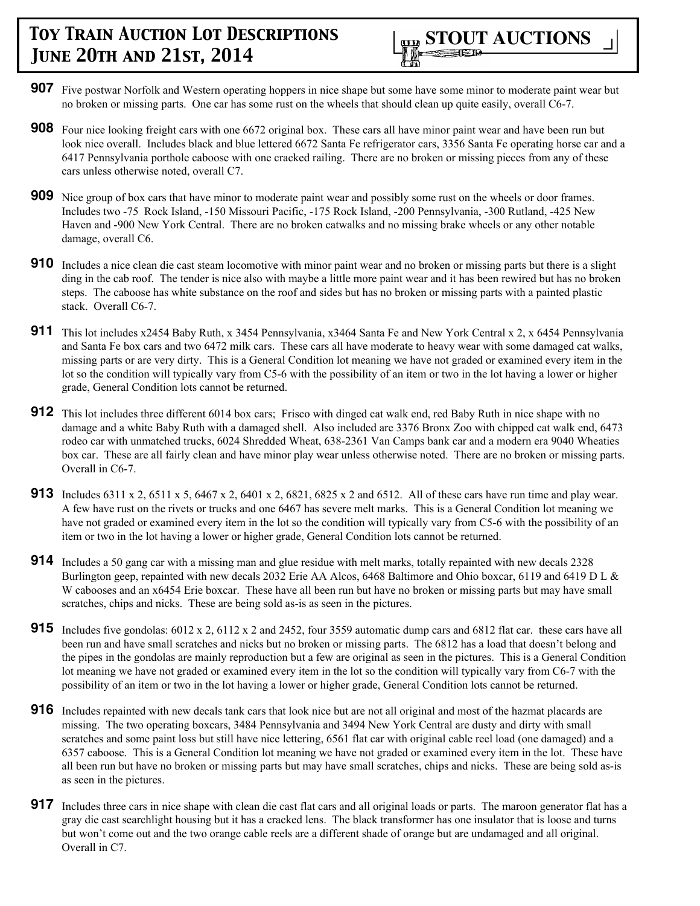**907** Five postwar Norfolk and Western operating hoppers in nice shape but some have some minor to moderate paint wear but no broken or missing parts. One car has some rust on the wheels that should clean up quite easily, overall C6-7.

**908** Four nice looking freight cars with one 6672 original box. These cars all have minor paint wear and have been run but look nice overall. Includes black and blue lettered 6672 Santa Fe refrigerator cars, 3356 Santa Fe operating horse car and a 6417 Pennsylvania porthole caboose with one cracked railing. There are no broken or missing pieces from any of these cars unless otherwise noted, overall C7.

**909** Nice group of box cars that have minor to moderate paint wear and possibly some rust on the wheels or door frames. Includes two -75 Rock Island, -150 Missouri Pacific, -175 Rock Island, -200 Pennsylvania, -300 Rutland, -425 New Haven and -900 New York Central. There are no broken catwalks and no missing brake wheels or any other notable damage, overall C6.

**910** Includes a nice clean die cast steam locomotive with minor paint wear and no broken or missing parts but there is a slight ding in the cab roof. The tender is nice also with maybe a little more paint wear and it has been rewired but has no broken steps. The caboose has white substance on the roof and sides but has no broken or missing parts with a painted plastic stack. Overall C6-7.

**911** This lot includes x2454 Baby Ruth, x 3454 Pennsylvania, x3464 Santa Fe and New York Central x 2, x 6454 Pennsylvania and Santa Fe box cars and two 6472 milk cars. These cars all have moderate to heavy wear with some damaged cat walks, missing parts or are very dirty. This is a General Condition lot meaning we have not graded or examined every item in the lot so the condition will typically vary from C5-6 with the possibility of an item or two in the lot having a lower or higher grade, General Condition lots cannot be returned.

**912** This lot includes three different 6014 box cars; Frisco with dinged cat walk end, red Baby Ruth in nice shape with no damage and a white Baby Ruth with a damaged shell. Also included are 3376 Bronx Zoo with chipped cat walk end, 6473 rodeo car with unmatched trucks, 6024 Shredded Wheat, 638-2361 Van Camps bank car and a modern era 9040 Wheaties box car. These are all fairly clean and have minor play wear unless otherwise noted. There are no broken or missing parts. Overall in C6-7.

**913** Includes 6311 x 2, 6511 x 5, 6467 x 2, 6401 x 2, 6821, 6825 x 2 and 6512. All of these cars have run time and play wear. A few have rust on the rivets or trucks and one 6467 has severe melt marks. This is a General Condition lot meaning we have not graded or examined every item in the lot so the condition will typically vary from C5-6 with the possibility of an item or two in the lot having a lower or higher grade, General Condition lots cannot be returned.

**914** Includes a 50 gang car with a missing man and glue residue with melt marks, totally repainted with new decals 2328 Burlington geep, repainted with new decals 2032 Erie AA Alcos, 6468 Baltimore and Ohio boxcar, 6119 and 6419 D L & W cabooses and an x6454 Erie boxcar. These have all been run but have no broken or missing parts but may have small scratches, chips and nicks. These are being sold as-is as seen in the pictures.

**915** Includes five gondolas: 6012 x 2, 6112 x 2 and 2452, four 3559 automatic dump cars and 6812 flat car. these cars have all been run and have small scratches and nicks but no broken or missing parts. The 6812 has a load that doesn't belong and the pipes in the gondolas are mainly reproduction but a few are original as seen in the pictures. This is a General Condition lot meaning we have not graded or examined every item in the lot so the condition will typically vary from C6-7 with the possibility of an item or two in the lot having a lower or higher grade, General Condition lots cannot be returned.

**916** Includes repainted with new decals tank cars that look nice but are not all original and most of the hazmat placards are missing. The two operating boxcars, 3484 Pennsylvania and 3494 New York Central are dusty and dirty with small scratches and some paint loss but still have nice lettering, 6561 flat car with original cable reel load (one damaged) and a 6357 caboose. This is a General Condition lot meaning we have not graded or examined every item in the lot. These have all been run but have no broken or missing parts but may have small scratches, chips and nicks. These are being sold as-is as seen in the pictures.

**917** Includes three cars in nice shape with clean die cast flat cars and all original loads or parts. The maroon generator flat has a gray die cast searchlight housing but it has a cracked lens. The black transformer has one insulator that is loose and turns but won't come out and the two orange cable reels are a different shade of orange but are undamaged and all original. Overall in C7.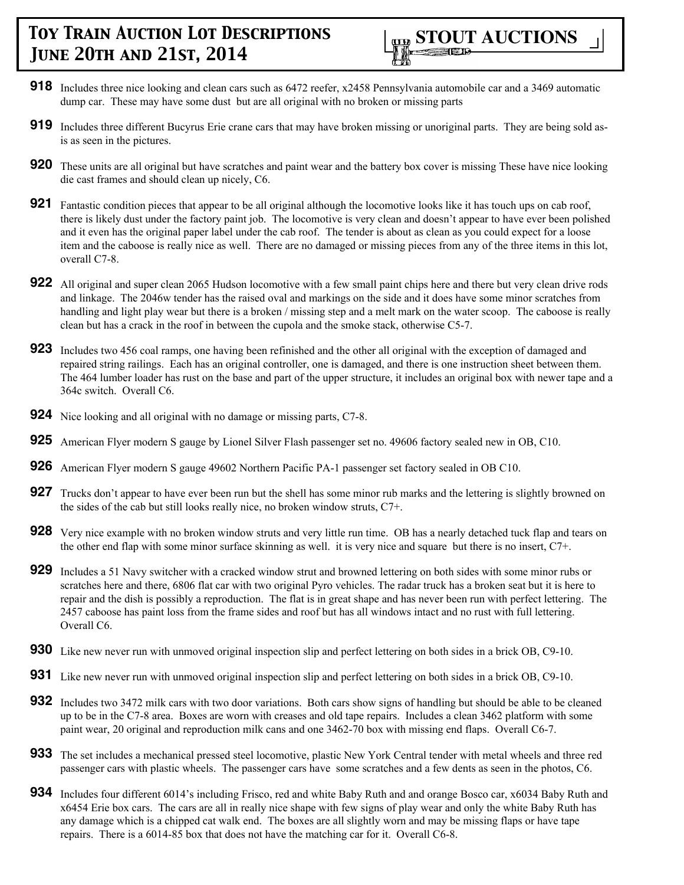**918** Includes three nice looking and clean cars such as 6472 reefer, x2458 Pennsylvania automobile car and a 3469 automatic dump car. These may have some dust but are all original with no broken or missing parts

**919** Includes three different Bucyrus Erie crane cars that may have broken missing or unoriginal parts. They are being sold as-is as seen in the pictures.

**920** These units are all original but have scratches and paint wear and the battery box cover is missing These have nice looking die cast frames and should clean up nicely, C6.

**921** Fantastic condition pieces that appear to be all original although the locomotive looks like it has touch ups on cab roof, there is likely dust under the factory paint job. The locomotive is very clean and doesn't appear to have ever been polished and it even has the original paper label under the cab roof. The tender is about as clean as you could expect for a loose item and the caboose is really nice as well. There are no damaged or missing pieces from any of the three items in this lot, overall C7-8.

**922** All original and super clean 2065 Hudson locomotive with a few small paint chips here and there but very clean drive rods and linkage. The 2046w tender has the raised oval and markings on the side and it does have some minor scratches from handling and light play wear but there is a broken / missing step and a melt mark on the water scoop. The caboose is really clean but has a crack in the roof in between the cupola and the smoke stack, otherwise C5-7.

**923** Includes two 456 coal ramps, one having been refinished and the other all original with the exception of damaged and repaired string railings. Each has an original controller, one is damaged, and there is one instruction sheet between them. The 464 lumber loader has rust on the base and part of the upper structure, it includes an original box with newer tape and a 364c switch. Overall C6.

**924** Nice looking and all original with no damage or missing parts, C7-8.

**925** American Flyer modern S gauge by Lionel Silver Flash passenger set no. 49606 factory sealed new in OB, C10.

**926** American Flyer modern S gauge 49602 Northern Pacific PA-1 passenger set factory sealed in OB C10.

**927** Trucks don't appear to have ever been run but the shell has some minor rub marks and the lettering is slightly browned on the sides of the cab but still looks really nice, no broken window struts, C7+.

**928** Very nice example with no broken window struts and very little run time. OB has a nearly detached tuck flap and tears on the other end flap with some minor surface skinning as well. it is very nice and square but there is no insert, C7+.

**929** Includes a 51 Navy switcher with a cracked window strut and browned lettering on both sides with some minor rubs or scratches here and there, 6806 flat car with two original Pyro vehicles. The radar truck has a broken seat but it is here to repair and the dish is possibly a reproduction. The flat is in great shape and has never been run with perfect lettering. The 2457 caboose has paint loss from the frame sides and roof but has all windows intact and no rust with full lettering. Overall C6.

**930** Like new never run with unmoved original inspection slip and perfect lettering on both sides in a brick OB, C9-10.

**931** Like new never run with unmoved original inspection slip and perfect lettering on both sides in a brick OB, C9-10.

**932** Includes two 3472 milk cars with two door variations. Both cars show signs of handling but should be able to be cleaned up to be in the C7-8 area. Boxes are worn with creases and old tape repairs. Includes a clean 3462 platform with some paint wear, 20 original and reproduction milk cans and one 3462-70 box with missing end flaps. Overall C6-7.

**933** The set includes a mechanical pressed steel locomotive, plastic New York Central tender with metal wheels and three red passenger cars with plastic wheels. The passenger cars have some scratches and a few dents as seen in the photos, C6.

**934** Includes four different 6014's including Frisco, red and white Baby Ruth and and orange Bosco car, x6034 Baby Ruth and x6454 Erie box cars. The cars are all in really nice shape with few signs of play wear and only the white Baby Ruth has any damage which is a chipped cat walk end. The boxes are all slightly worn and may be missing flaps or have tape repairs. There is a 6014-85 box that does not have the matching car for it. Overall C6-8.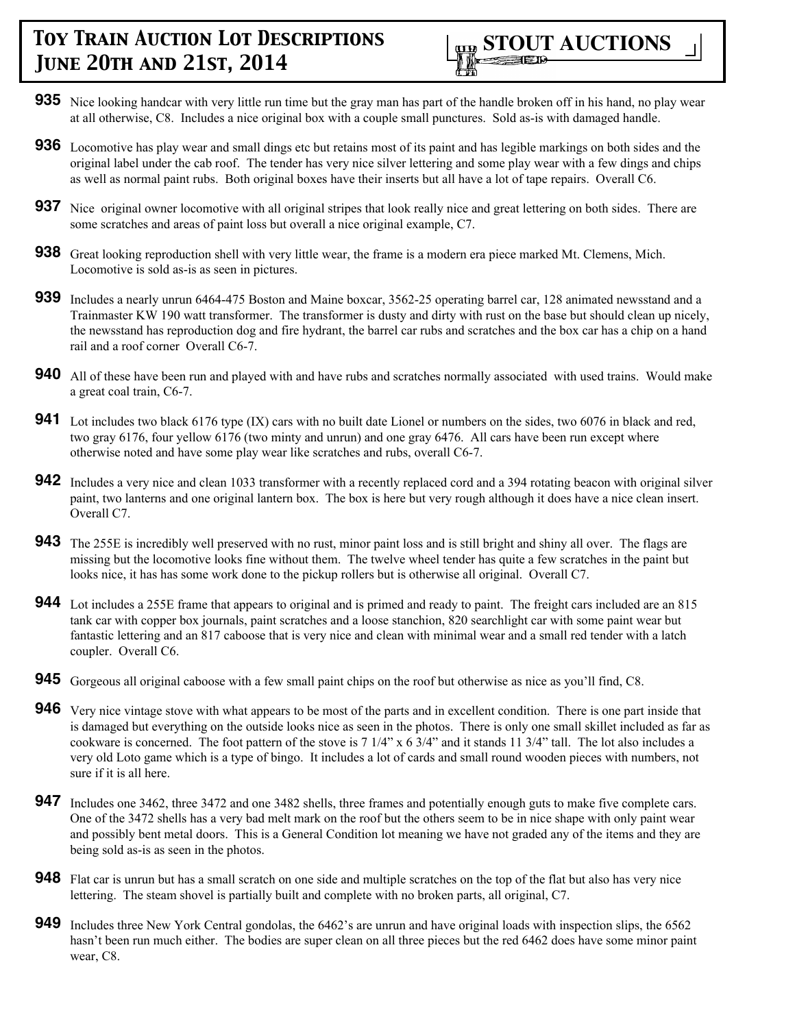**935** Nice looking handcar with very little run time but the gray man has part of the handle broken off in his hand, no play wear at all otherwise, C8. Includes a nice original box with a couple small punctures. Sold as-is with damaged handle.

**936** Locomotive has play wear and small dings etc but retains most of its paint and has legible markings on both sides and the original label under the cab roof. The tender has very nice silver lettering and some play wear with a few dings and chips as well as normal paint rubs. Both original boxes have their inserts but all have a lot of tape repairs. Overall C6.

**937** Nice original owner locomotive with all original stripes that look really nice and great lettering on both sides. There are some scratches and areas of paint loss but overall a nice original example, C7.

**938** Great looking reproduction shell with very little wear, the frame is a modern era piece marked Mt. Clemens, Mich. Locomotive is sold as-is as seen in pictures.

**939** Includes a nearly unrun 6464-475 Boston and Maine boxcar, 3562-25 operating barrel car, 128 animated newsstand and a Trainmaster KW 190 watt transformer. The transformer is dusty and dirty with rust on the base but should clean up nicely, the newsstand has reproduction dog and fire hydrant, the barrel car rubs and scratches and the box car has a chip on a hand rail and a roof corner Overall C6-7.

**940** All of these have been run and played with and have rubs and scratches normally associated with used trains. Would make a great coal train, C6-7.

**941** Lot includes two black 6176 type (IX) cars with no built date Lionel or numbers on the sides, two 6076 in black and red, two gray 6176, four yellow 6176 (two minty and unrun) and one gray 6476. All cars have been run except where otherwise noted and have some play wear like scratches and rubs, overall C6-7.

**942** Includes a very nice and clean 1033 transformer with a recently replaced cord and a 394 rotating beacon with original silver paint, two lanterns and one original lantern box. The box is here but very rough although it does have a nice clean insert. Overall C7.

**943** The 255E is incredibly well preserved with no rust, minor paint loss and is still bright and shiny all over. The flags are missing but the locomotive looks fine without them. The twelve wheel tender has quite a few scratches in the paint but looks nice, it has has some work done to the pickup rollers but is otherwise all original. Overall C7.

**944** Lot includes a 255E frame that appears to original and is primed and ready to paint. The freight cars included are an 815 tank car with copper box journals, paint scratches and a loose stanchion, 820 searchlight car with some paint wear but fantastic lettering and an 817 caboose that is very nice and clean with minimal wear and a small red tender with a latch coupler. Overall C6.

**945** Gorgeous all original caboose with a few small paint chips on the roof but otherwise as nice as you'll find, C8.

**946** Very nice vintage stove with what appears to be most of the parts and in excellent condition. There is one part inside that is damaged but everything on the outside looks nice as seen in the photos. There is only one small skillet included as far as cookware is concerned. The foot pattern of the stove is 7 1/4" x 6 3/4" and it stands 11 3/4" tall. The lot also includes a very old Loto game which is a type of bingo. It includes a lot of cards and small round wooden pieces with numbers, not sure if it is all here.

**947** Includes one 3462, three 3472 and one 3482 shells, three frames and potentially enough guts to make five complete cars. One of the 3472 shells has a very bad melt mark on the roof but the others seem to be in nice shape with only paint wear and possibly bent metal doors. This is a General Condition lot meaning we have not graded any of the items and they are being sold as-is as seen in the photos.

**948** Flat car is unrun but has a small scratch on one side and multiple scratches on the top of the flat but also has very nice lettering. The steam shovel is partially built and complete with no broken parts, all original, C7.

**949** Includes three New York Central gondolas, the 6462's are unrun and have original loads with inspection slips, the 6562 hasn't been run much either. The bodies are super clean on all three pieces but the red 6462 does have some minor paint wear, C8.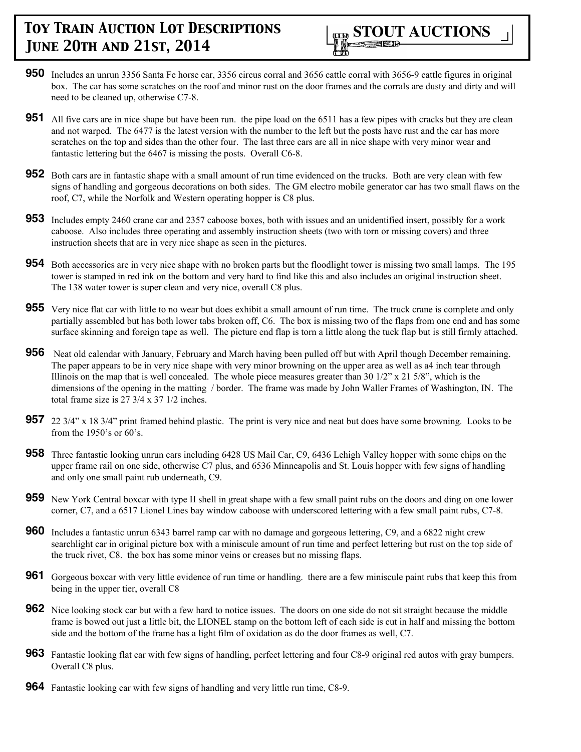**950** Includes an unrun 3356 Santa Fe horse car, 3356 circus corral and 3656 cattle corral with 3656-9 cattle figures in original box. The car has some scratches on the roof and minor rust on the door frames and the corrals are dusty and dirty and will need to be cleaned up, otherwise C7-8.

**951** All five cars are in nice shape but have been run. the pipe load on the 6511 has a few pipes with cracks but they are clean and not warped. The 6477 is the latest version with the number to the left but the posts have rust and the car has more scratches on the top and sides than the other four. The last three cars are all in nice shape with very minor wear and fantastic lettering but the 6467 is missing the posts. Overall C6-8.

**952** Both cars are in fantastic shape with a small amount of run time evidenced on the trucks. Both are very clean with few signs of handling and gorgeous decorations on both sides. The GM electro mobile generator car has two small flaws on the roof, C7, while the Norfolk and Western operating hopper is C8 plus.

**953** Includes empty 2460 crane car and 2357 caboose boxes, both with issues and an unidentified insert, possibly for a work caboose. Also includes three operating and assembly instruction sheets (two with torn or missing covers) and three instruction sheets that are in very nice shape as seen in the pictures.

**954** Both accessories are in very nice shape with no broken parts but the floodlight tower is missing two small lamps. The 195 tower is stamped in red ink on the bottom and very hard to find like this and also includes an original instruction sheet. The 138 water tower is super clean and very nice, overall C8 plus.

**955** Very nice flat car with little to no wear but does exhibit a small amount of run time. The truck crane is complete and only partially assembled but has both lower tabs broken off, C6. The box is missing two of the flaps from one end and has some surface skinning and foreign tape as well. The picture end flap is torn a little along the tuck flap but is still firmly attached.

**956** Neat old calendar with January, February and March having been pulled off but with April though December remaining. The paper appears to be in very nice shape with very minor browning on the upper area as well as a4 inch tear through Illinois on the map that is well concealed. The whole piece measures greater than 30 1/2" x 21 5/8", which is the dimensions of the opening in the matting / border. The frame was made by John Waller Frames of Washington, IN. The total frame size is 27 3/4 x 37 1/2 inches.

**957** 22 3/4" x 18 3/4" print framed behind plastic. The print is very nice and neat but does have some browning. Looks to be from the 1950's or 60's.

**958** Three fantastic looking unrun cars including 6428 US Mail Car, C9, 6436 Lehigh Valley hopper with some chips on the upper frame rail on one side, otherwise C7 plus, and 6536 Minneapolis and St. Louis hopper with few signs of handling and only one small paint rub underneath, C9.

**959** New York Central boxcar with type II shell in great shape with a few small paint rubs on the doors and ding on one lower corner, C7, and a 6517 Lionel Lines bay window caboose with underscored lettering with a few small paint rubs, C7-8.

**960** Includes a fantastic unrun 6343 barrel ramp car with no damage and gorgeous lettering, C9, and a 6822 night crew searchlight car in original picture box with a miniscule amount of run time and perfect lettering but rust on the top side of the truck rivet, C8. the box has some minor veins or creases but no missing flaps.

**961** Gorgeous boxcar with very little evidence of run time or handling. there are a few miniscule paint rubs that keep this from being in the upper tier, overall C8

**962** Nice looking stock car but with a few hard to notice issues. The doors on one side do not sit straight because the middle frame is bowed out just a little bit, the LIONEL stamp on the bottom left of each side is cut in half and missing the bottom side and the bottom of the frame has a light film of oxidation as do the door frames as well, C7.

**963** Fantastic looking flat car with few signs of handling, perfect lettering and four C8-9 original red autos with gray bumpers. Overall C8 plus.

**964** Fantastic looking car with few signs of handling and very little run time, C8-9.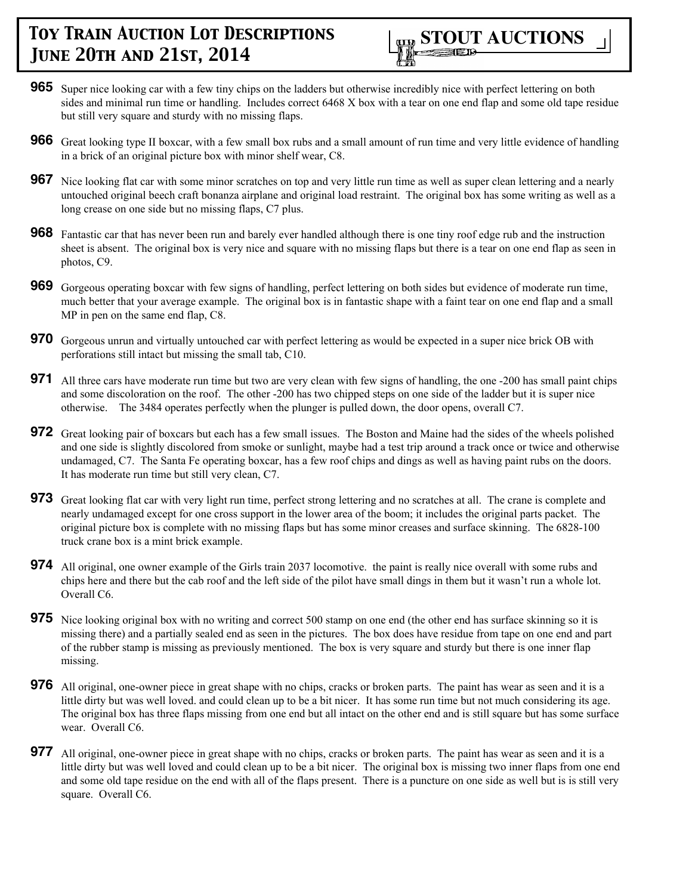**965** Super nice looking car with a few tiny chips on the ladders but otherwise incredibly nice with perfect lettering on both sides and minimal run time or handling. Includes correct 6468 X box with a tear on one end flap and some old tape residue but still very square and sturdy with no missing flaps.

**966** Great looking type II boxcar, with a few small box rubs and a small amount of run time and very little evidence of handling in a brick of an original picture box with minor shelf wear, C8.

**967** Nice looking flat car with some minor scratches on top and very little run time as well as super clean lettering and a nearly untouched original beech craft bonanza airplane and original load restraint. The original box has some writing as well as a long crease on one side but no missing flaps, C7 plus.

**968** Fantastic car that has never been run and barely ever handled although there is one tiny roof edge rub and the instruction sheet is absent. The original box is very nice and square with no missing flaps but there is a tear on one end flap as seen in photos, C9.

**969** Gorgeous operating boxcar with few signs of handling, perfect lettering on both sides but evidence of moderate run time, much better that your average example. The original box is in fantastic shape with a faint tear on one end flap and a small MP in pen on the same end flap, C8.

**970** Gorgeous unrun and virtually untouched car with perfect lettering as would be expected in a super nice brick OB with perforations still intact but missing the small tab, C10.

**971** All three cars have moderate run time but two are very clean with few signs of handling, the one -200 has small paint chips and some discoloration on the roof. The other -200 has two chipped steps on one side of the ladder but it is super nice otherwise. The 3484 operates perfectly when the plunger is pulled down, the door opens, overall C7.

**972** Great looking pair of boxcars but each has a few small issues. The Boston and Maine had the sides of the wheels polished and one side is slightly discolored from smoke or sunlight, maybe had a test trip around a track once or twice and otherwise undamaged, C7. The Santa Fe operating boxcar, has a few roof chips and dings as well as having paint rubs on the doors. It has moderate run time but still very clean, C7.

**973** Great looking flat car with very light run time, perfect strong lettering and no scratches at all. The crane is complete and nearly undamaged except for one cross support in the lower area of the boom; it includes the original parts packet. The original picture box is complete with no missing flaps but has some minor creases and surface skinning. The 6828-100 truck crane box is a mint brick example.

**974** All original, one owner example of the Girls train 2037 locomotive. the paint is really nice overall with some rubs and chips here and there but the cab roof and the left side of the pilot have small dings in them but it wasn't run a whole lot. Overall C6.

**975** Nice looking original box with no writing and correct 500 stamp on one end (the other end has surface skinning so it is missing there) and a partially sealed end as seen in the pictures. The box does have residue from tape on one end and part of the rubber stamp is missing as previously mentioned. The box is very square and sturdy but there is one inner flap missing.

**976** All original, one-owner piece in great shape with no chips, cracks or broken parts. The paint has wear as seen and it is a little dirty but was well loved. and could clean up to be a bit nicer. It has some run time but not much considering its age. The original box has three flaps missing from one end but all intact on the other end and is still square but has some surface wear. Overall C6.

**977** All original, one-owner piece in great shape with no chips, cracks or broken parts. The paint has wear as seen and it is a little dirty but was well loved and could clean up to be a bit nicer. The original box is missing two inner flaps from one end and some old tape residue on the end with all of the flaps present. There is a puncture on one side as well but is is still very square. Overall C6.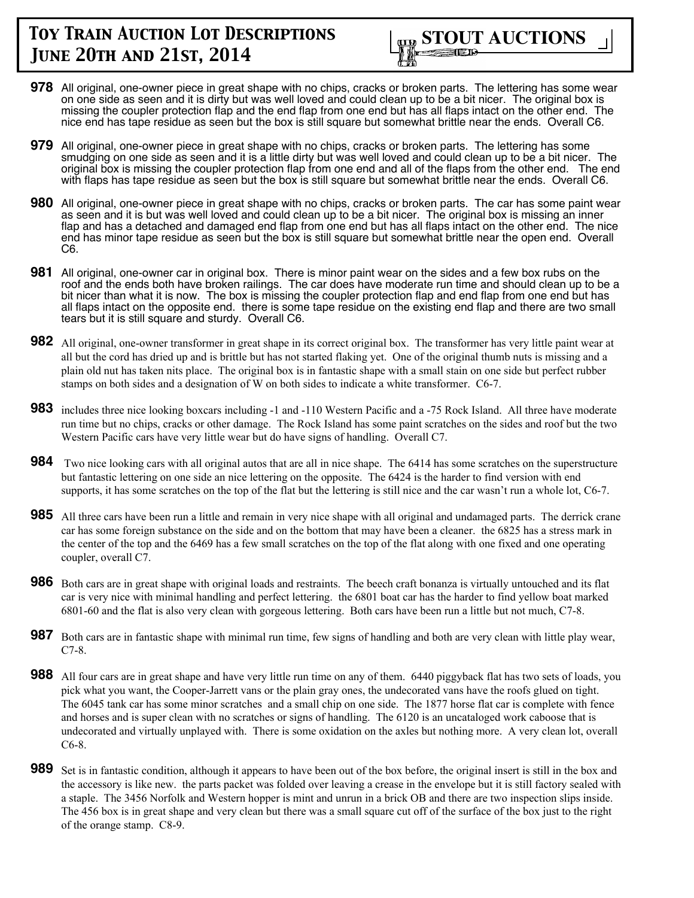# Toy Train Auction Lot Descriptions June 20th and 21st, 2014

**STOUT AUCTIONS**

**978** All original, one-owner piece in great shape with no chips, cracks or broken parts. The lettering has some wear on one side as seen and it is dirty but was well loved and could clean up to be a bit nicer. The original box is missing the coupler protection flap and the end flap from one end but has all flaps intact on the other end. The nice end has tape residue as seen but the box is still square but somewhat brittle near the ends. Overall C6.

**979** All original, one-owner piece in great shape with no chips, cracks or broken parts. The lettering has some smudging on one side as seen and it is a little dirty but was well loved and could clean up to be a bit nicer. The original box is missing the coupler protection flap from one end and all of the flaps from the other end. The end with flaps has tape residue as seen but the box is still square but somewhat brittle near the ends. Overall C6.

**980** All original, one-owner piece in great shape with no chips, cracks or broken parts. The car has some paint wear as seen and it is but was well loved and could clean up to be a bit nicer. The original box is missing an inner flap and has a detached and damaged end flap from one end but has all flaps intact on the other end. The nice end has minor tape residue as seen but the box is still square but somewhat brittle near the open end. Overall C6.

**981** All original, one-owner car in original box. There is minor paint wear on the sides and a few box rubs on the roof and the ends both have broken railings. The car does have moderate run time and should clean up to be a bit nicer than what it is now. The box is missing the coupler protection flap and end flap from one end but has all flaps intact on the opposite end. there is some tape residue on the existing end flap and there are two small tears but it is still square and sturdy. Overall C6.

**982** All original, one-owner transformer in great shape in its correct original box. The transformer has very little paint wear at all but the cord has dried up and is brittle but has not started flaking yet. One of the original thumb nuts is missing and a plain old nut has taken nits place. The original box is in fantastic shape with a small stain on one side but perfect rubber stamps on both sides and a designation of W on both sides to indicate a white transformer. C6-7.

**983** includes three nice looking boxcars including -1 and -110 Western Pacific and a -75 Rock Island. All three have moderate run time but no chips, cracks or other damage. The Rock Island has some paint scratches on the sides and roof but the two Western Pacific cars have very little wear but do have signs of handling. Overall C7.

**984** Two nice looking cars with all original autos that are all in nice shape. The 6414 has some scratches on the superstructure but fantastic lettering on one side an nice lettering on the opposite. The 6424 is the harder to find version with end supports, it has some scratches on the top of the flat but the lettering is still nice and the car wasn't run a whole lot, C6-7.

**985** All three cars have been run a little and remain in very nice shape with all original and undamaged parts. The derrick crane car has some foreign substance on the side and on the bottom that may have been a cleaner. the 6825 has a stress mark in the center of the top and the 6469 has a few small scratches on the top of the flat along with one fixed and one operating coupler, overall C7.

**986** Both cars are in great shape with original loads and restraints. The beech craft bonanza is virtually untouched and its flat car is very nice with minimal handling and perfect lettering. the 6801 boat car has the harder to find yellow boat marked 6801-60 and the flat is also very clean with gorgeous lettering. Both cars have been run a little but not much, C7-8.

**987** Both cars are in fantastic shape with minimal run time, few signs of handling and both are very clean with little play wear, C7-8.

**988** All four cars are in great shape and have very little run time on any of them. 6440 piggyback flat has two sets of loads, you pick what you want, the Cooper-Jarrett vans or the plain gray ones, the undecorated vans have the roofs glued on tight. The 6045 tank car has some minor scratches and a small chip on one side. The 1877 horse flat car is complete with fence and horses and is super clean with no scratches or signs of handling. The 6120 is an uncataloged work caboose that is undecorated and virtually unplayed with. There is some oxidation on the axles but nothing more. A very clean lot, overall C6-8.

**989** Set is in fantastic condition, although it appears to have been out of the box before, the original insert is still in the box and the accessory is like new. the parts packet was folded over leaving a crease in the envelope but it is still factory sealed with a staple. The 3456 Norfolk and Western hopper is mint and unrun in a brick OB and there are two inspection slips inside. The 456 box is in great shape and very clean but there was a small square cut off of the surface of the box just to the right of the orange stamp. C8-9.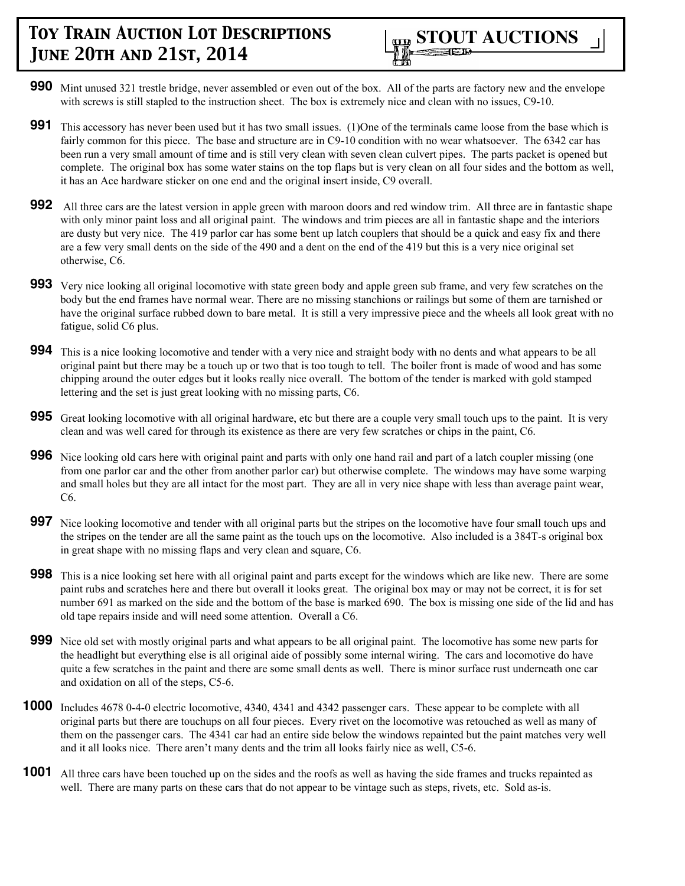**990** Mint unused 321 trestle bridge, never assembled or even out of the box. All of the parts are factory new and the envelope with screws is still stapled to the instruction sheet. The box is extremely nice and clean with no issues, C9-10.

**991** This accessory has never been used but it has two small issues. (1)One of the terminals came loose from the base which is fairly common for this piece. The base and structure are in C9-10 condition with no wear whatsoever. The 6342 car has been run a very small amount of time and is still very clean with seven clean culvert pipes. The parts packet is opened but complete. The original box has some water stains on the top flaps but is very clean on all four sides and the bottom as well, it has an Ace hardware sticker on one end and the original insert inside, C9 overall.

**992** All three cars are the latest version in apple green with maroon doors and red window trim. All three are in fantastic shape with only minor paint loss and all original paint. The windows and trim pieces are all in fantastic shape and the interiors are dusty but very nice. The 419 parlor car has some bent up latch couplers that should be a quick and easy fix and there are a few very small dents on the side of the 490 and a dent on the end of the 419 but this is a very nice original set otherwise, C6.

**993** Very nice looking all original locomotive with state green body and apple green sub frame, and very few scratches on the body but the end frames have normal wear. There are no missing stanchions or railings but some of them are tarnished or have the original surface rubbed down to bare metal. It is still a very impressive piece and the wheels all look great with no fatigue, solid C6 plus.

**994** This is a nice looking locomotive and tender with a very nice and straight body with no dents and what appears to be all original paint but there may be a touch up or two that is too tough to tell. The boiler front is made of wood and has some chipping around the outer edges but it looks really nice overall. The bottom of the tender is marked with gold stamped lettering and the set is just great looking with no missing parts, C6.

**995** Great looking locomotive with all original hardware, etc but there are a couple very small touch ups to the paint. It is very clean and was well cared for through its existence as there are very few scratches or chips in the paint, C6.

**996** Nice looking old cars here with original paint and parts with only one hand rail and part of a latch coupler missing (one from one parlor car and the other from another parlor car) but otherwise complete. The windows may have some warping and small holes but they are all intact for the most part. They are all in very nice shape with less than average paint wear, C6.

**997** Nice looking locomotive and tender with all original parts but the stripes on the locomotive have four small touch ups and the stripes on the tender are all the same paint as the touch ups on the locomotive. Also included is a 384T-s original box in great shape with no missing flaps and very clean and square, C6.

**998** This is a nice looking set here with all original paint and parts except for the windows which are like new. There are some paint rubs and scratches here and there but overall it looks great. The original box may or may not be correct, it is for set number 691 as marked on the side and the bottom of the base is marked 690. The box is missing one side of the lid and has old tape repairs inside and will need some attention. Overall a C6.

**999** Nice old set with mostly original parts and what appears to be all original paint. The locomotive has some new parts for the headlight but everything else is all original aide of possibly some internal wiring. The cars and locomotive do have quite a few scratches in the paint and there are some small dents as well. There is minor surface rust underneath one car and oxidation on all of the steps, C5-6.

**1000** Includes 4678 0-4-0 electric locomotive, 4340, 4341 and 4342 passenger cars. These appear to be complete with all original parts but there are touchups on all four pieces. Every rivet on the locomotive was retouched as well as many of them on the passenger cars. The 4341 car had an entire side below the windows repainted but the paint matches very well and it all looks nice. There aren't many dents and the trim all looks fairly nice as well, C5-6.

**1001** All three cars have been touched up on the sides and the roofs as well as having the side frames and trucks repainted as well. There are many parts on these cars that do not appear to be vintage such as steps, rivets, etc. Sold as-is.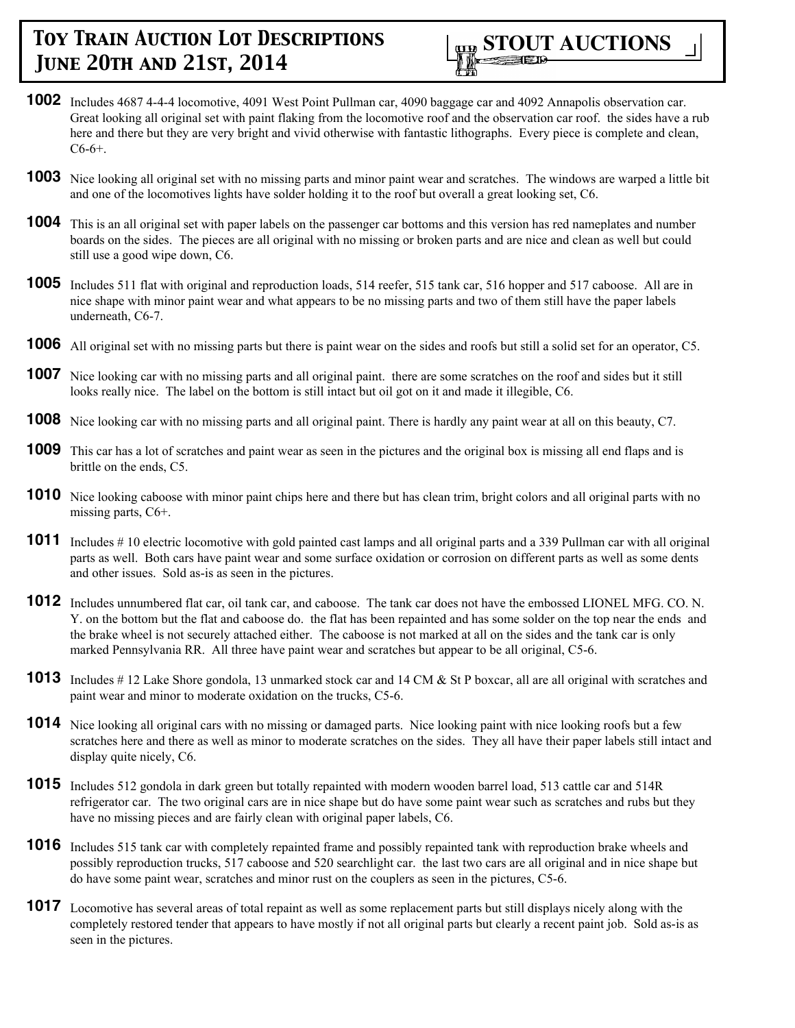# Toy Train Auction Lot Descriptions June 20th and 21st, 2014

**STOUT AUCTIONS**

**1002** Includes 4687 4-4-4 locomotive, 4091 West Point Pullman car, 4090 baggage car and 4092 Annapolis observation car. Great looking all original set with paint flaking from the locomotive roof and the observation car roof. the sides have a rub here and there but they are very bright and vivid otherwise with fantastic lithographs. Every piece is complete and clean, C6-6+.

**1003** Nice looking all original set with no missing parts and minor paint wear and scratches. The windows are warped a little bit and one of the locomotives lights have solder holding it to the roof but overall a great looking set, C6.

**1004** This is an all original set with paper labels on the passenger car bottoms and this version has red nameplates and number boards on the sides. The pieces are all original with no missing or broken parts and are nice and clean as well but could still use a good wipe down, C6.

**1005** Includes 511 flat with original and reproduction loads, 514 reefer, 515 tank car, 516 hopper and 517 caboose. All are in nice shape with minor paint wear and what appears to be no missing parts and two of them still have the paper labels underneath, C6-7.

**1006** All original set with no missing parts but there is paint wear on the sides and roofs but still a solid set for an operator, C5.

**1007** Nice looking car with no missing parts and all original paint. there are some scratches on the roof and sides but it still looks really nice. The label on the bottom is still intact but oil got on it and made it illegible, C6.

**1008** Nice looking car with no missing parts and all original paint. There is hardly any paint wear at all on this beauty, C7.

**1009** This car has a lot of scratches and paint wear as seen in the pictures and the original box is missing all end flaps and is brittle on the ends, C5.

**1010** Nice looking caboose with minor paint chips here and there but has clean trim, bright colors and all original parts with no missing parts, C6+.

**1011** Includes # 10 electric locomotive with gold painted cast lamps and all original parts and a 339 Pullman car with all original parts as well. Both cars have paint wear and some surface oxidation or corrosion on different parts as well as some dents and other issues. Sold as-is as seen in the pictures.

**1012** Includes unnumbered flat car, oil tank car, and caboose. The tank car does not have the embossed LIONEL MFG. CO. N. Y. on the bottom but the flat and caboose do. the flat has been repainted and has some solder on the top near the ends and the brake wheel is not securely attached either. The caboose is not marked at all on the sides and the tank car is only marked Pennsylvania RR. All three have paint wear and scratches but appear to be all original, C5-6.

**1013** Includes # 12 Lake Shore gondola, 13 unmarked stock car and 14 CM & St P boxcar, all are all original with scratches and paint wear and minor to moderate oxidation on the trucks, C5-6.

**1014** Nice looking all original cars with no missing or damaged parts. Nice looking paint with nice looking roofs but a few scratches here and there as well as minor to moderate scratches on the sides. They all have their paper labels still intact and display quite nicely, C6.

**1015** Includes 512 gondola in dark green but totally repainted with modern wooden barrel load, 513 cattle car and 514R refrigerator car. The two original cars are in nice shape but do have some paint wear such as scratches and rubs but they have no missing pieces and are fairly clean with original paper labels, C6.

**1016** Includes 515 tank car with completely repainted frame and possibly repainted tank with reproduction brake wheels and possibly reproduction trucks, 517 caboose and 520 searchlight car. the last two cars are all original and in nice shape but do have some paint wear, scratches and minor rust on the couplers as seen in the pictures, C5-6.

**1017** Locomotive has several areas of total repaint as well as some replacement parts but still displays nicely along with the completely restored tender that appears to have mostly if not all original parts but clearly a recent paint job. Sold as-is as seen in the pictures.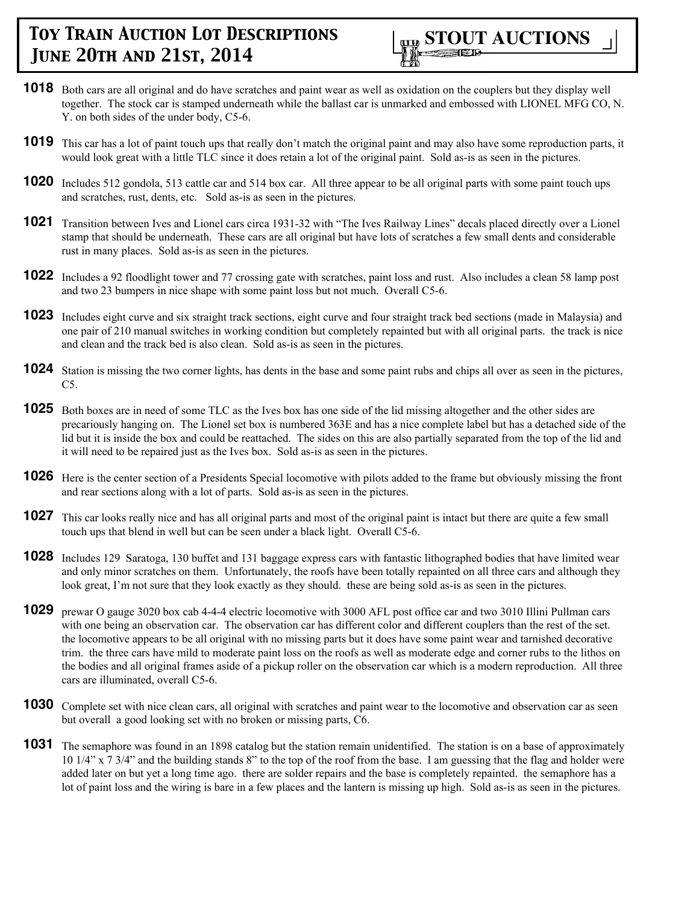**1018** Both cars are all original and do have scratches and paint wear as well as oxidation on the couplers but they display well together. The stock car is stamped underneath while the ballast car is unmarked and embossed with LIONEL MFG CO, N. Y. on both sides of the under body, C5-6.

**1019** This car has a lot of paint touch ups that really don't match the original paint and may also have some reproduction parts, it would look great with a little TLC since it does retain a lot of the original paint. Sold as-is as seen in the pictures.

**1020** Includes 512 gondola, 513 cattle car and 514 box car. All three appear to be all original parts with some paint touch ups and scratches, rust, dents, etc. Sold as-is as seen in the pictures.

**1021** Transition between Ives and Lionel cars circa 1931-32 with "The Ives Railway Lines" decals placed directly over a Lionel stamp that should be underneath. These cars are all original but have lots of scratches a few small dents and considerable rust in many places. Sold as-is as seen in the pictures.

**1022** Includes a 92 floodlight tower and 77 crossing gate with scratches, paint loss and rust. Also includes a clean 58 lamp post and two 23 bumpers in nice shape with some paint loss but not much. Overall C5-6.

**1023** Includes eight curve and six straight track sections, eight curve and four straight track bed sections (made in Malaysia) and one pair of 210 manual switches in working condition but completely repainted but with all original parts. the track is nice and clean and the track bed is also clean. Sold as-is as seen in the pictures.

**1024** Station is missing the two corner lights, has dents in the base and some paint rubs and chips all over as seen in the pictures, C5.

**1025** Both boxes are in need of some TLC as the Ives box has one side of the lid missing altogether and the other sides are precariously hanging on. The Lionel set box is numbered 363E and has a nice complete label but has a detached side of the lid but it is inside the box and could be reattached. The sides on this are also partially separated from the top of the lid and it will need to be repaired just as the Ives box. Sold as-is as seen in the pictures.

**1026** Here is the center section of a Presidents Special locomotive with pilots added to the frame but obviously missing the front and rear sections along with a lot of parts. Sold as-is as seen in the pictures.

**1027** This car looks really nice and has all original parts and most of the original paint is intact but there are quite a few small touch ups that blend in well but can be seen under a black light. Overall C5-6.

**1028** Includes 129 Saratoga, 130 buffet and 131 baggage express cars with fantastic lithographed bodies that have limited wear and only minor scratches on them. Unfortunately, the roofs have been totally repainted on all three cars and although they look great, I'm not sure that they look exactly as they should. these are being sold as-is as seen in the pictures.

**1029** prewar O gauge 3020 box cab 4-4-4 electric locomotive with 3000 AFL post office car and two 3010 Illini Pullman cars with one being an observation car. The observation car has different color and different couplers than the rest of the set. the locomotive appears to be all original with no missing parts but it does have some paint wear and tarnished decorative trim. the three cars have mild to moderate paint loss on the roofs as well as moderate edge and corner rubs to the lithos on the bodies and all original frames aside of a pickup roller on the observation car which is a modern reproduction. All three cars are illuminated, overall C5-6.

**1030** Complete set with nice clean cars, all original with scratches and paint wear to the locomotive and observation car as seen but overall a good looking set with no broken or missing parts, C6.

**1031** The semaphore was found in an 1898 catalog but the station remain unidentified. The station is on a base of approximately 10 1/4" x 7 3/4" and the building stands 8" to the top of the roof from the base. I am guessing that the flag and holder were added later on but yet a long time ago. there are solder repairs and the base is completely repainted. the semaphore has a lot of paint loss and the wiring is bare in a few places and the lantern is missing up high. Sold as-is as seen in the pictures.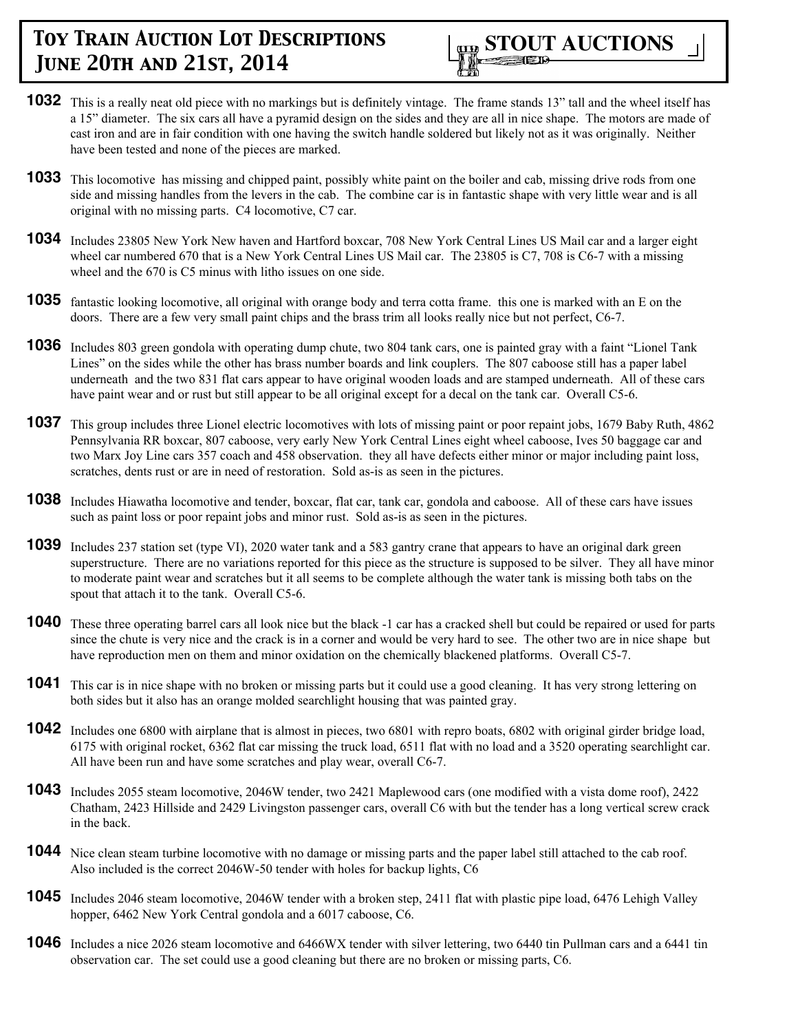**1032** This is a really neat old piece with no markings but is definitely vintage. The frame stands 13" tall and the wheel itself has a 15" diameter. The six cars all have a pyramid design on the sides and they are all in nice shape. The motors are made of cast iron and are in fair condition with one having the switch handle soldered but likely not as it was originally. Neither have been tested and none of the pieces are marked.

**1033** This locomotive has missing and chipped paint, possibly white paint on the boiler and cab, missing drive rods from one side and missing handles from the levers in the cab. The combine car is in fantastic shape with very little wear and is all original with no missing parts. C4 locomotive, C7 car.

**1034** Includes 23805 New York New haven and Hartford boxcar, 708 New York Central Lines US Mail car and a larger eight wheel car numbered 670 that is a New York Central Lines US Mail car. The 23805 is C7, 708 is C6-7 with a missing wheel and the 670 is C5 minus with litho issues on one side.

**1035** fantastic looking locomotive, all original with orange body and terra cotta frame. this one is marked with an E on the doors. There are a few very small paint chips and the brass trim all looks really nice but not perfect, C6-7.

**1036** Includes 803 green gondola with operating dump chute, two 804 tank cars, one is painted gray with a faint "Lionel Tank Lines" on the sides while the other has brass number boards and link couplers. The 807 caboose still has a paper label underneath and the two 831 flat cars appear to have original wooden loads and are stamped underneath. All of these cars have paint wear and or rust but still appear to be all original except for a decal on the tank car. Overall C5-6.

**1037** This group includes three Lionel electric locomotives with lots of missing paint or poor repaint jobs, 1679 Baby Ruth, 4862 Pennsylvania RR boxcar, 807 caboose, very early New York Central Lines eight wheel caboose, Ives 50 baggage car and two Marx Joy Line cars 357 coach and 458 observation. they all have defects either minor or major including paint loss, scratches, dents rust or are in need of restoration. Sold as-is as seen in the pictures.

**1038** Includes Hiawatha locomotive and tender, boxcar, flat car, tank car, gondola and caboose. All of these cars have issues such as paint loss or poor repaint jobs and minor rust. Sold as-is as seen in the pictures.

**1039** Includes 237 station set (type VI), 2020 water tank and a 583 gantry crane that appears to have an original dark green superstructure. There are no variations reported for this piece as the structure is supposed to be silver. They all have minor to moderate paint wear and scratches but it all seems to be complete although the water tank is missing both tabs on the spout that attach it to the tank. Overall C5-6.

**1040** These three operating barrel cars all look nice but the black -1 car has a cracked shell but could be repaired or used for parts since the chute is very nice and the crack is in a corner and would be very hard to see. The other two are in nice shape but have reproduction men on them and minor oxidation on the chemically blackened platforms. Overall C5-7.

**1041** This car is in nice shape with no broken or missing parts but it could use a good cleaning. It has very strong lettering on both sides but it also has an orange molded searchlight housing that was painted gray.

**1042** Includes one 6800 with airplane that is almost in pieces, two 6801 with repro boats, 6802 with original girder bridge load, 6175 with original rocket, 6362 flat car missing the truck load, 6511 flat with no load and a 3520 operating searchlight car. All have been run and have some scratches and play wear, overall C6-7.

**1043** Includes 2055 steam locomotive, 2046W tender, two 2421 Maplewood cars (one modified with a vista dome roof), 2422 Chatham, 2423 Hillside and 2429 Livingston passenger cars, overall C6 with but the tender has a long vertical screw crack in the back.

**1044** Nice clean steam turbine locomotive with no damage or missing parts and the paper label still attached to the cab roof. Also included is the correct 2046W-50 tender with holes for backup lights, C6

**1045** Includes 2046 steam locomotive, 2046W tender with a broken step, 2411 flat with plastic pipe load, 6476 Lehigh Valley hopper, 6462 New York Central gondola and a 6017 caboose, C6.

**1046** Includes a nice 2026 steam locomotive and 6466WX tender with silver lettering, two 6440 tin Pullman cars and a 6441 tin observation car. The set could use a good cleaning but there are no broken or missing parts, C6.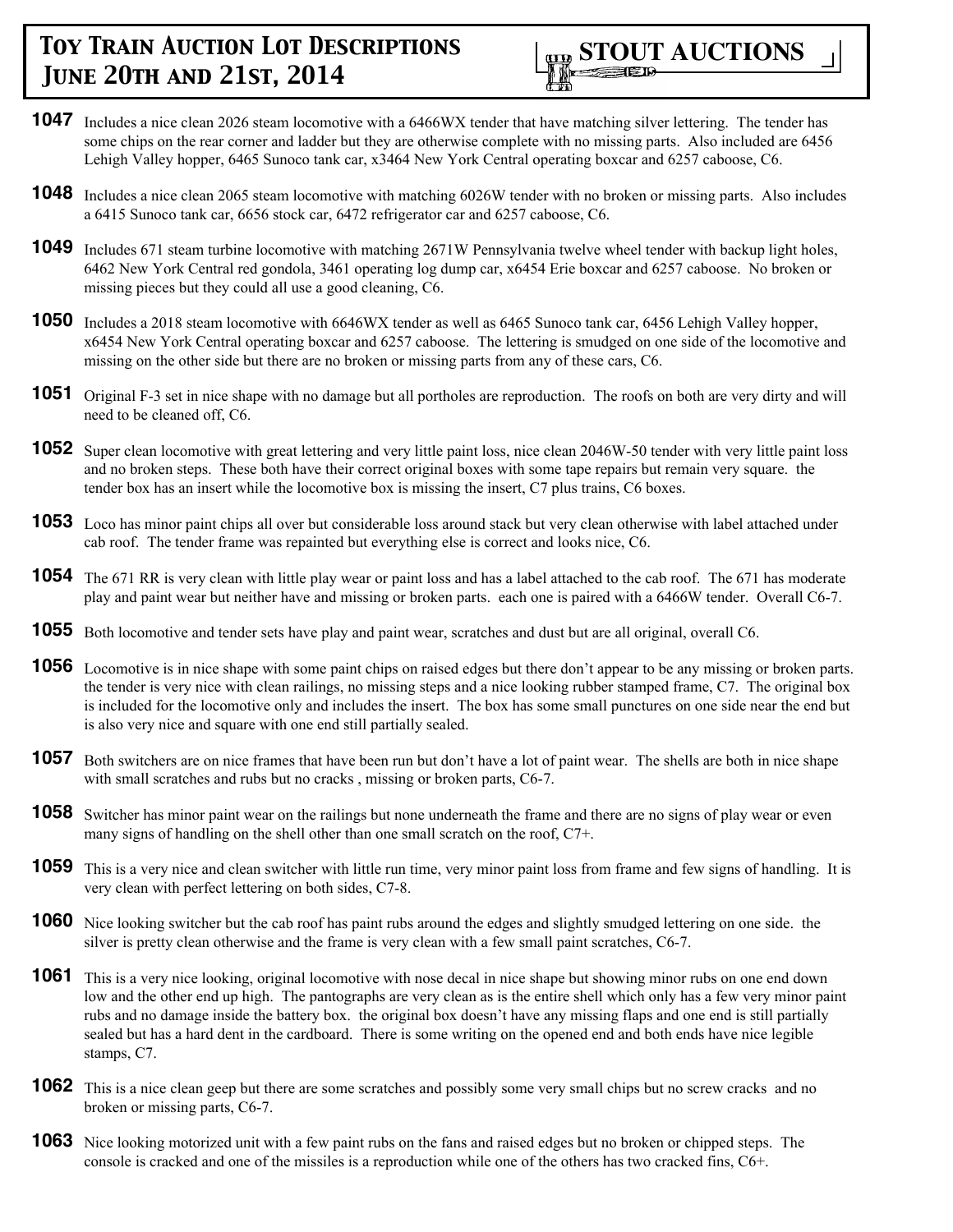**1047** Includes a nice clean 2026 steam locomotive with a 6466WX tender that have matching silver lettering. The tender has some chips on the rear corner and ladder but they are otherwise complete with no missing parts. Also included are 6456 Lehigh Valley hopper, 6465 Sunoco tank car, x3464 New York Central operating boxcar and 6257 caboose, C6.

**1048** Includes a nice clean 2065 steam locomotive with matching 6026W tender with no broken or missing parts. Also includes a 6415 Sunoco tank car, 6656 stock car, 6472 refrigerator car and 6257 caboose, C6.

**1049** Includes 671 steam turbine locomotive with matching 2671W Pennsylvania twelve wheel tender with backup light holes, 6462 New York Central red gondola, 3461 operating log dump car, x6454 Erie boxcar and 6257 caboose. No broken or missing pieces but they could all use a good cleaning, C6.

**1050** Includes a 2018 steam locomotive with 6646WX tender as well as 6465 Sunoco tank car, 6456 Lehigh Valley hopper, x6454 New York Central operating boxcar and 6257 caboose. The lettering is smudged on one side of the locomotive and missing on the other side but there are no broken or missing parts from any of these cars, C6.

**1051** Original F-3 set in nice shape with no damage but all portholes are reproduction. The roofs on both are very dirty and will need to be cleaned off, C6.

**1052** Super clean locomotive with great lettering and very little paint loss, nice clean 2046W-50 tender with very little paint loss and no broken steps. These both have their correct original boxes with some tape repairs but remain very square. the tender box has an insert while the locomotive box is missing the insert, C7 plus trains, C6 boxes.

**1053** Loco has minor paint chips all over but considerable loss around stack but very clean otherwise with label attached under cab roof. The tender frame was repainted but everything else is correct and looks nice, C6.

**1054** The 671 RR is very clean with little play wear or paint loss and has a label attached to the cab roof. The 671 has moderate play and paint wear but neither have and missing or broken parts. each one is paired with a 6466W tender. Overall C6-7.

**1055** Both locomotive and tender sets have play and paint wear, scratches and dust but are all original, overall C6.

**1056** Locomotive is in nice shape with some paint chips on raised edges but there don't appear to be any missing or broken parts. the tender is very nice with clean railings, no missing steps and a nice looking rubber stamped frame, C7. The original box is included for the locomotive only and includes the insert. The box has some small punctures on one side near the end but is also very nice and square with one end still partially sealed.

**1057** Both switchers are on nice frames that have been run but don't have a lot of paint wear. The shells are both in nice shape with small scratches and rubs but no cracks , missing or broken parts, C6-7.

**1058** Switcher has minor paint wear on the railings but none underneath the frame and there are no signs of play wear or even many signs of handling on the shell other than one small scratch on the roof, C7+.

**1059** This is a very nice and clean switcher with little run time, very minor paint loss from frame and few signs of handling. It is very clean with perfect lettering on both sides, C7-8.

**1060** Nice looking switcher but the cab roof has paint rubs around the edges and slightly smudged lettering on one side. the silver is pretty clean otherwise and the frame is very clean with a few small paint scratches, C6-7.

**1061** This is a very nice looking, original locomotive with nose decal in nice shape but showing minor rubs on one end down low and the other end up high. The pantographs are very clean as is the entire shell which only has a few very minor paint rubs and no damage inside the battery box. the original box doesn't have any missing flaps and one end is still partially sealed but has a hard dent in the cardboard. There is some writing on the opened end and both ends have nice legible stamps, C7.

**1062** This is a nice clean geep but there are some scratches and possibly some very small chips but no screw cracks and no broken or missing parts, C6-7.

**1063** Nice looking motorized unit with a few paint rubs on the fans and raised edges but no broken or chipped steps. The console is cracked and one of the missiles is a reproduction while one of the others has two cracked fins, C6+.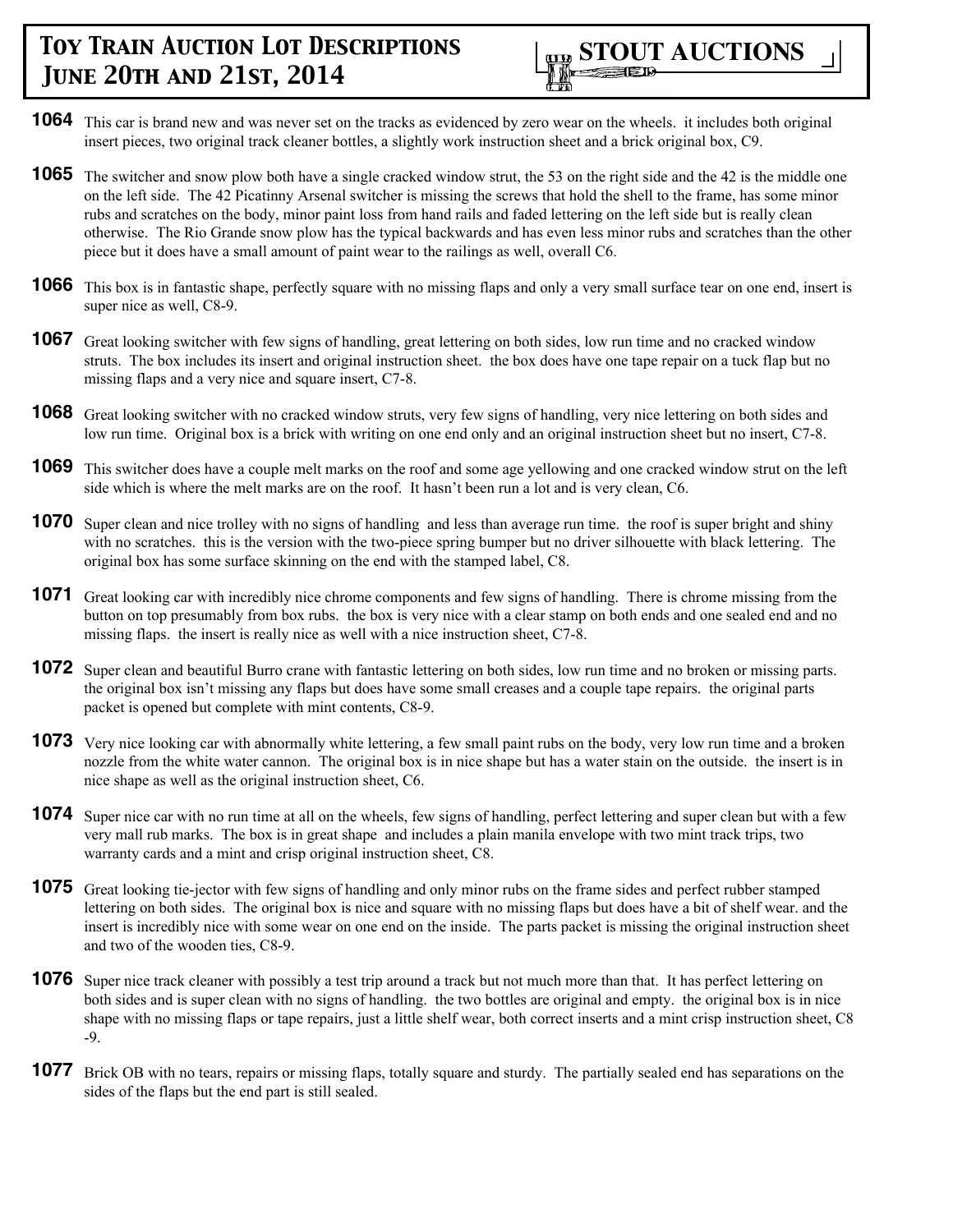# Toy Train Auction Lot Descriptions June 20th and 21st, 2014

**STOUT AUCTIONS**

**1064** This car is brand new and was never set on the tracks as evidenced by zero wear on the wheels. it includes both original insert pieces, two original track cleaner bottles, a slightly work instruction sheet and a brick original box, C9.

**1065** The switcher and snow plow both have a single cracked window strut, the 53 on the right side and the 42 is the middle one on the left side. The 42 Picatinny Arsenal switcher is missing the screws that hold the shell to the frame, has some minor rubs and scratches on the body, minor paint loss from hand rails and faded lettering on the left side but is really clean otherwise. The Rio Grande snow plow has the typical backwards and has even less minor rubs and scratches than the other piece but it does have a small amount of paint wear to the railings as well, overall C6.

**1066** This box is in fantastic shape, perfectly square with no missing flaps and only a very small surface tear on one end, insert is super nice as well, C8-9.

**1067** Great looking switcher with few signs of handling, great lettering on both sides, low run time and no cracked window struts. The box includes its insert and original instruction sheet. the box does have one tape repair on a tuck flap but no missing flaps and a very nice and square insert, C7-8.

**1068** Great looking switcher with no cracked window struts, very few signs of handling, very nice lettering on both sides and low run time. Original box is a brick with writing on one end only and an original instruction sheet but no insert, C7-8.

**1069** This switcher does have a couple melt marks on the roof and some age yellowing and one cracked window strut on the left side which is where the melt marks are on the roof. It hasn't been run a lot and is very clean, C6.

**1070** Super clean and nice trolley with no signs of handling and less than average run time. the roof is super bright and shiny with no scratches. this is the version with the two-piece spring bumper but no driver silhouette with black lettering. The original box has some surface skinning on the end with the stamped label, C8.

**1071** Great looking car with incredibly nice chrome components and few signs of handling. There is chrome missing from the button on top presumably from box rubs. the box is very nice with a clear stamp on both ends and one sealed end and no missing flaps. the insert is really nice as well with a nice instruction sheet, C7-8.

**1072** Super clean and beautiful Burro crane with fantastic lettering on both sides, low run time and no broken or missing parts. the original box isn't missing any flaps but does have some small creases and a couple tape repairs. the original parts packet is opened but complete with mint contents, C8-9.

**1073** Very nice looking car with abnormally white lettering, a few small paint rubs on the body, very low run time and a broken nozzle from the white water cannon. The original box is in nice shape but has a water stain on the outside. the insert is in nice shape as well as the original instruction sheet, C6.

**1074** Super nice car with no run time at all on the wheels, few signs of handling, perfect lettering and super clean but with a few very mall rub marks. The box is in great shape and includes a plain manila envelope with two mint track trips, two warranty cards and a mint and crisp original instruction sheet, C8.

**1075** Great looking tie-jector with few signs of handling and only minor rubs on the frame sides and perfect rubber stamped lettering on both sides. The original box is nice and square with no missing flaps but does have a bit of shelf wear. and the insert is incredibly nice with some wear on one end on the inside. The parts packet is missing the original instruction sheet and two of the wooden ties, C8-9.

**1076** Super nice track cleaner with possibly a test trip around a track but not much more than that. It has perfect lettering on both sides and is super clean with no signs of handling. the two bottles are original and empty. the original box is in nice shape with no missing flaps or tape repairs, just a little shelf wear, both correct inserts and a mint crisp instruction sheet, C8-9.

**1077** Brick OB with no tears, repairs or missing flaps, totally square and sturdy. The partially sealed end has separations on the sides of the flaps but the end part is still sealed.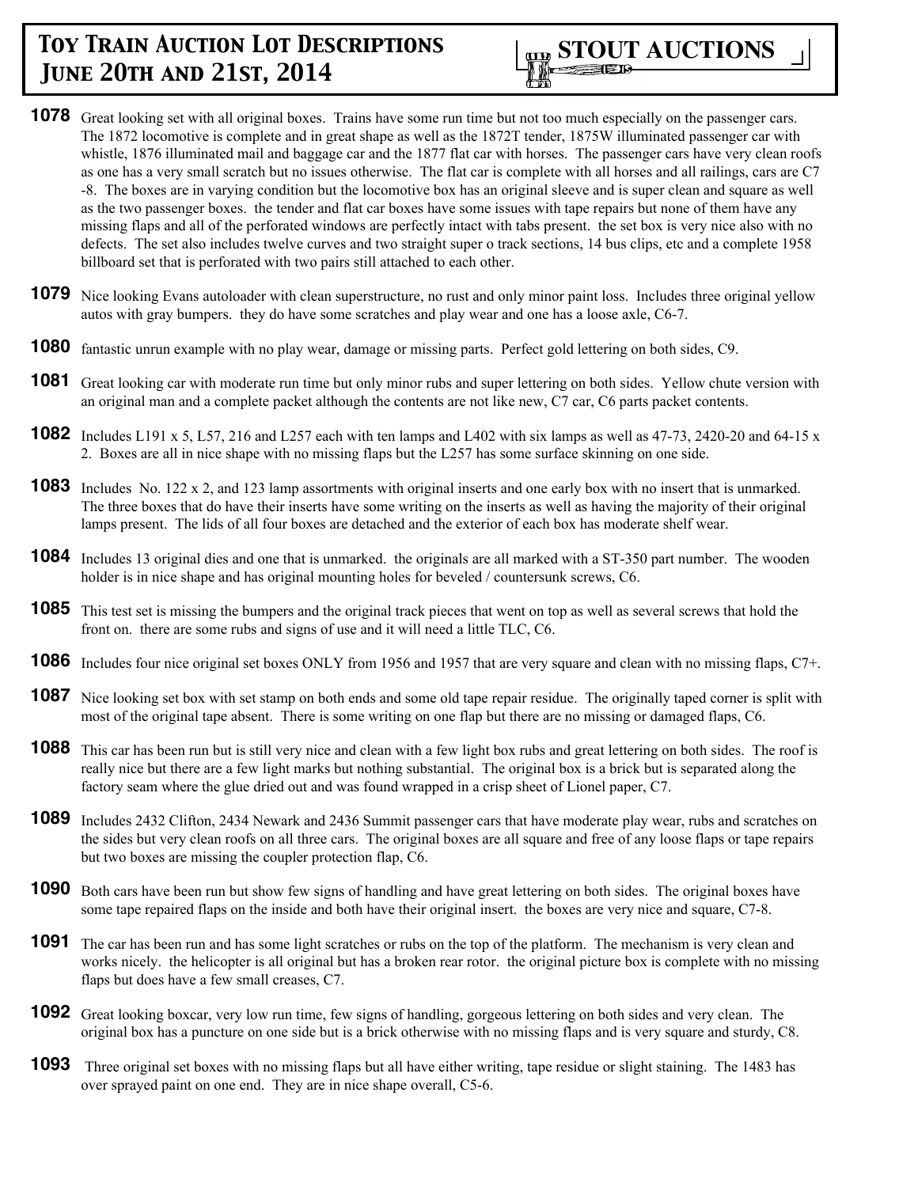# Toy Train Auction Lot Descriptions June 20th and 21st, 2014

**STOUT AUCTIONS**

**1078** Great looking set with all original boxes. Trains have some run time but not too much especially on the passenger cars. The 1872 locomotive is complete and in great shape as well as the 1872T tender, 1875W illuminated passenger car with whistle, 1876 illuminated mail and baggage car and the 1877 flat car with horses. The passenger cars have very clean roofs as one has a very small scratch but no issues otherwise. The flat car is complete with all horses and all railings, cars are C7 -8. The boxes are in varying condition but the locomotive box has an original sleeve and is super clean and square as well as the two passenger boxes. the tender and flat car boxes have some issues with tape repairs but none of them have any missing flaps and all of the perforated windows are perfectly intact with tabs present. the set box is very nice also with no defects. The set also includes twelve curves and two straight super o track sections, 14 bus clips, etc and a complete 1958 billboard set that is perforated with two pairs still attached to each other.

**1079** Nice looking Evans autoloader with clean superstructure, no rust and only minor paint loss. Includes three original yellow autos with gray bumpers. they do have some scratches and play wear and one has a loose axle, C6-7.

**1080** fantastic unrun example with no play wear, damage or missing parts. Perfect gold lettering on both sides, C9.

**1081** Great looking car with moderate run time but only minor rubs and super lettering on both sides. Yellow chute version with an original man and a complete packet although the contents are not like new, C7 car, C6 parts packet contents.

**1082** Includes L191 x 5, L57, 216 and L257 each with ten lamps and L402 with six lamps as well as 47-73, 2420-20 and 64-15 x 2. Boxes are all in nice shape with no missing flaps but the L257 has some surface skinning on one side.

**1083** Includes No. 122 x 2, and 123 lamp assortments with original inserts and one early box with no insert that is unmarked. The three boxes that do have their inserts have some writing on the inserts as well as having the majority of their original lamps present. The lids of all four boxes are detached and the exterior of each box has moderate shelf wear.

**1084** Includes 13 original dies and one that is unmarked. the originals are all marked with a ST-350 part number. The wooden holder is in nice shape and has original mounting holes for beveled / countersunk screws, C6.

**1085** This test set is missing the bumpers and the original track pieces that went on top as well as several screws that hold the front on. there are some rubs and signs of use and it will need a little TLC, C6.

**1086** Includes four nice original set boxes ONLY from 1956 and 1957 that are very square and clean with no missing flaps, C7+.

**1087** Nice looking set box with set stamp on both ends and some old tape repair residue. The originally taped corner is split with most of the original tape absent. There is some writing on one flap but there are no missing or damaged flaps, C6.

**1088** This car has been run but is still very nice and clean with a few light box rubs and great lettering on both sides. The roof is really nice but there are a few light marks but nothing substantial. The original box is a brick but is separated along the factory seam where the glue dried out and was found wrapped in a crisp sheet of Lionel paper, C7.

**1089** Includes 2432 Clifton, 2434 Newark and 2436 Summit passenger cars that have moderate play wear, rubs and scratches on the sides but very clean roofs on all three cars. The original boxes are all square and free of any loose flaps or tape repairs but two boxes are missing the coupler protection flap, C6.

**1090** Both cars have been run but show few signs of handling and have great lettering on both sides. The original boxes have some tape repaired flaps on the inside and both have their original insert. the boxes are very nice and square, C7-8.

**1091** The car has been run and has some light scratches or rubs on the top of the platform. The mechanism is very clean and works nicely. the helicopter is all original but has a broken rear rotor. the original picture box is complete with no missing flaps but does have a few small creases, C7.

**1092** Great looking boxcar, very low run time, few signs of handling, gorgeous lettering on both sides and very clean. The original box has a puncture on one side but is a brick otherwise with no missing flaps and is very square and sturdy, C8.

**1093** Three original set boxes with no missing flaps but all have either writing, tape residue or slight staining. The 1483 has over sprayed paint on one end. They are in nice shape overall, C5-6.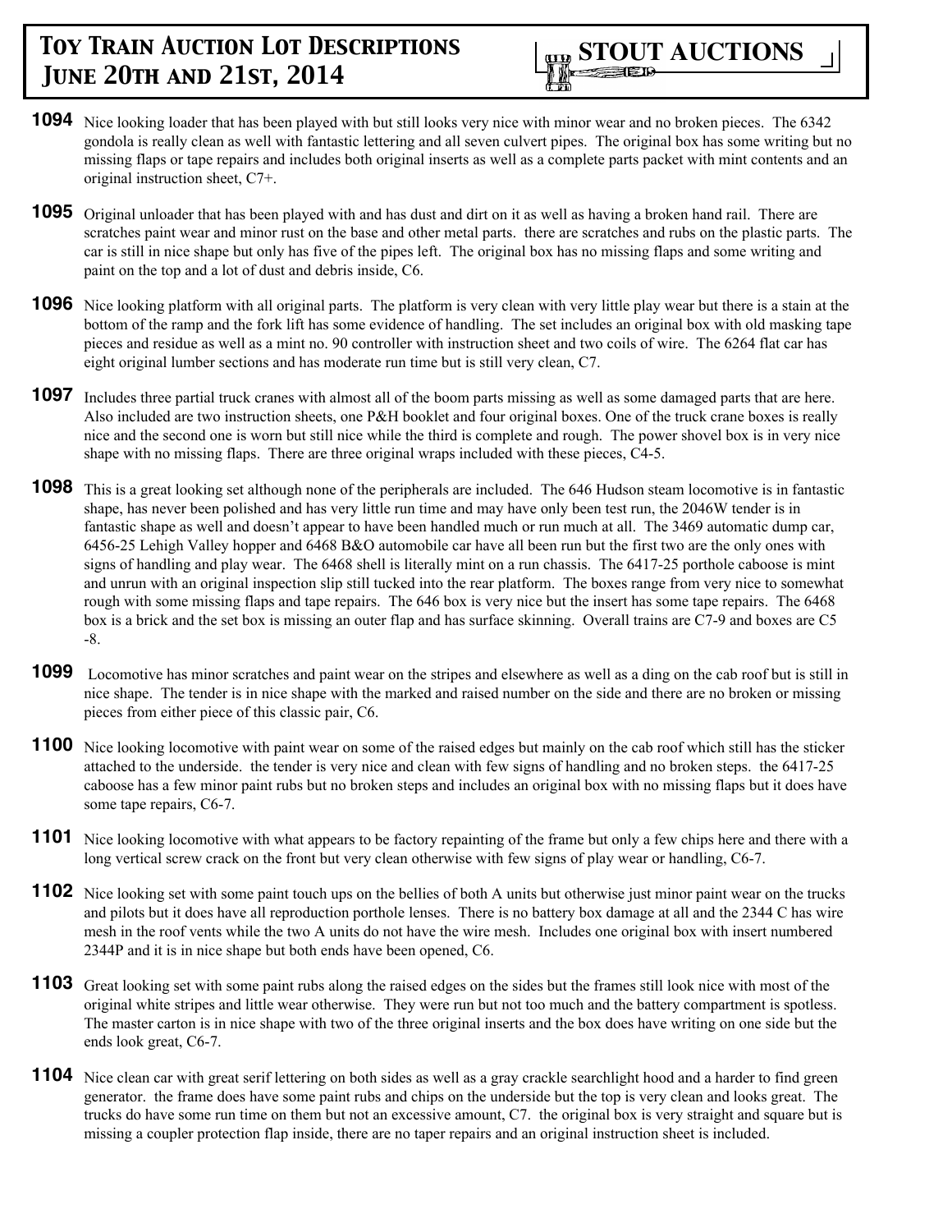# Toy Train Auction Lot Descriptions June 20th and 21st, 2014

**STOUT AUCTIONS**

**1094** Nice looking loader that has been played with but still looks very nice with minor wear and no broken pieces. The 6342 gondola is really clean as well with fantastic lettering and all seven culvert pipes. The original box has some writing but no missing flaps or tape repairs and includes both original inserts as well as a complete parts packet with mint contents and an original instruction sheet, C7+.

**1095** Original unloader that has been played with and has dust and dirt on it as well as having a broken hand rail. There are scratches paint wear and minor rust on the base and other metal parts. there are scratches and rubs on the plastic parts. The car is still in nice shape but only has five of the pipes left. The original box has no missing flaps and some writing and paint on the top and a lot of dust and debris inside, C6.

**1096** Nice looking platform with all original parts. The platform is very clean with very little play wear but there is a stain at the bottom of the ramp and the fork lift has some evidence of handling. The set includes an original box with old masking tape pieces and residue as well as a mint no. 90 controller with instruction sheet and two coils of wire. The 6264 flat car has eight original lumber sections and has moderate run time but is still very clean, C7.

**1097** Includes three partial truck cranes with almost all of the boom parts missing as well as some damaged parts that are here. Also included are two instruction sheets, one P&H booklet and four original boxes. One of the truck crane boxes is really nice and the second one is worn but still nice while the third is complete and rough. The power shovel box is in very nice shape with no missing flaps. There are three original wraps included with these pieces, C4-5.

**1098** This is a great looking set although none of the peripherals are included. The 646 Hudson steam locomotive is in fantastic shape, has never been polished and has very little run time and may have only been test run, the 2046W tender is in fantastic shape as well and doesn't appear to have been handled much or run much at all. The 3469 automatic dump car, 6456-25 Lehigh Valley hopper and 6468 B&O automobile car have all been run but the first two are the only ones with signs of handling and play wear. The 6468 shell is literally mint on a run chassis. The 6417-25 porthole caboose is mint and unrun with an original inspection slip still tucked into the rear platform. The boxes range from very nice to somewhat rough with some missing flaps and tape repairs. The 646 box is very nice but the insert has some tape repairs. The 6468 box is a brick and the set box is missing an outer flap and has surface skinning. Overall trains are C7-9 and boxes are C5 -8.

**1099** Locomotive has minor scratches and paint wear on the stripes and elsewhere as well as a ding on the cab roof but is still in nice shape. The tender is in nice shape with the marked and raised number on the side and there are no broken or missing pieces from either piece of this classic pair, C6.

**1100** Nice looking locomotive with paint wear on some of the raised edges but mainly on the cab roof which still has the sticker attached to the underside. the tender is very nice and clean with few signs of handling and no broken steps. the 6417-25 caboose has a few minor paint rubs but no broken steps and includes an original box with no missing flaps but it does have some tape repairs, C6-7.

**1101** Nice looking locomotive with what appears to be factory repainting of the frame but only a few chips here and there with a long vertical screw crack on the front but very clean otherwise with few signs of play wear or handling, C6-7.

**1102** Nice looking set with some paint touch ups on the bellies of both A units but otherwise just minor paint wear on the trucks and pilots but it does have all reproduction porthole lenses. There is no battery box damage at all and the 2344 C has wire mesh in the roof vents while the two A units do not have the wire mesh. Includes one original box with insert numbered 2344P and it is in nice shape but both ends have been opened, C6.

**1103** Great looking set with some paint rubs along the raised edges on the sides but the frames still look nice with most of the original white stripes and little wear otherwise. They were run but not too much and the battery compartment is spotless. The master carton is in nice shape with two of the three original inserts and the box does have writing on one side but the ends look great, C6-7.

**1104** Nice clean car with great serif lettering on both sides as well as a gray crackle searchlight hood and a harder to find green generator. the frame does have some paint rubs and chips on the underside but the top is very clean and looks great. The trucks do have some run time on them but not an excessive amount, C7. the original box is very straight and square but is missing a coupler protection flap inside, there are no taper repairs and an original instruction sheet is included.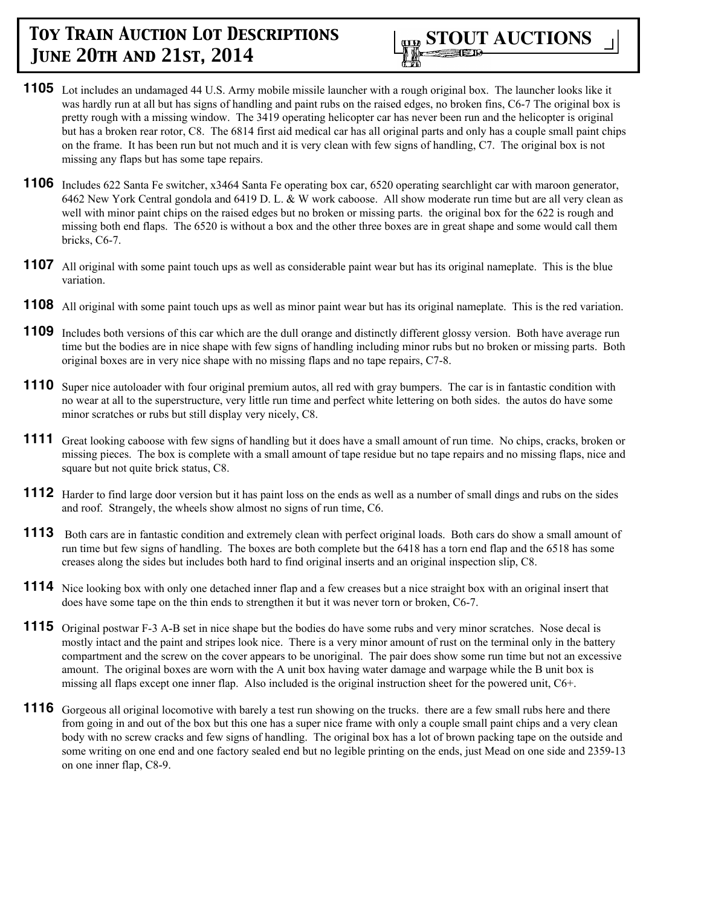**1105** Lot includes an undamaged 44 U.S. Army mobile missile launcher with a rough original box. The launcher looks like it was hardly run at all but has signs of handling and paint rubs on the raised edges, no broken fins, C6-7 The original box is pretty rough with a missing window. The 3419 operating helicopter car has never been run and the helicopter is original but has a broken rear rotor, C8. The 6814 first aid medical car has all original parts and only has a couple small paint chips on the frame. It has been run but not much and it is very clean with few signs of handling, C7. The original box is not missing any flaps but has some tape repairs.

**1106** Includes 622 Santa Fe switcher, x3464 Santa Fe operating box car, 6520 operating searchlight car with maroon generator, 6462 New York Central gondola and 6419 D. L. & W work caboose. All show moderate run time but are all very clean as well with minor paint chips on the raised edges but no broken or missing parts. the original box for the 622 is rough and missing both end flaps. The 6520 is without a box and the other three boxes are in great shape and some would call them bricks, C6-7.

**1107** All original with some paint touch ups as well as considerable paint wear but has its original nameplate. This is the blue variation.

**1108** All original with some paint touch ups as well as minor paint wear but has its original nameplate. This is the red variation.

**1109** Includes both versions of this car which are the dull orange and distinctly different glossy version. Both have average run time but the bodies are in nice shape with few signs of handling including minor rubs but no broken or missing parts. Both original boxes are in very nice shape with no missing flaps and no tape repairs, C7-8.

**1110** Super nice autoloader with four original premium autos, all red with gray bumpers. The car is in fantastic condition with no wear at all to the superstructure, very little run time and perfect white lettering on both sides. the autos do have some minor scratches or rubs but still display very nicely, C8.

**1111** Great looking caboose with few signs of handling but it does have a small amount of run time. No chips, cracks, broken or missing pieces. The box is complete with a small amount of tape residue but no tape repairs and no missing flaps, nice and square but not quite brick status, C8.

**1112** Harder to find large door version but it has paint loss on the ends as well as a number of small dings and rubs on the sides and roof. Strangely, the wheels show almost no signs of run time, C6.

**1113** Both cars are in fantastic condition and extremely clean with perfect original loads. Both cars do show a small amount of run time but few signs of handling. The boxes are both complete but the 6418 has a torn end flap and the 6518 has some creases along the sides but includes both hard to find original inserts and an original inspection slip, C8.

**1114** Nice looking box with only one detached inner flap and a few creases but a nice straight box with an original insert that does have some tape on the thin ends to strengthen it but it was never torn or broken, C6-7.

**1115** Original postwar F-3 A-B set in nice shape but the bodies do have some rubs and very minor scratches. Nose decal is mostly intact and the paint and stripes look nice. There is a very minor amount of rust on the terminal only in the battery compartment and the screw on the cover appears to be unoriginal. The pair does show some run time but not an excessive amount. The original boxes are worn with the A unit box having water damage and warpage while the B unit box is missing all flaps except one inner flap. Also included is the original instruction sheet for the powered unit, C6+.

**1116** Gorgeous all original locomotive with barely a test run showing on the trucks. there are a few small rubs here and there from going in and out of the box but this one has a super nice frame with only a couple small paint chips and a very clean body with no screw cracks and few signs of handling. The original box has a lot of brown packing tape on the outside and some writing on one end and one factory sealed end but no legible printing on the ends, just Mead on one side and 2359-13 on one inner flap, C8-9.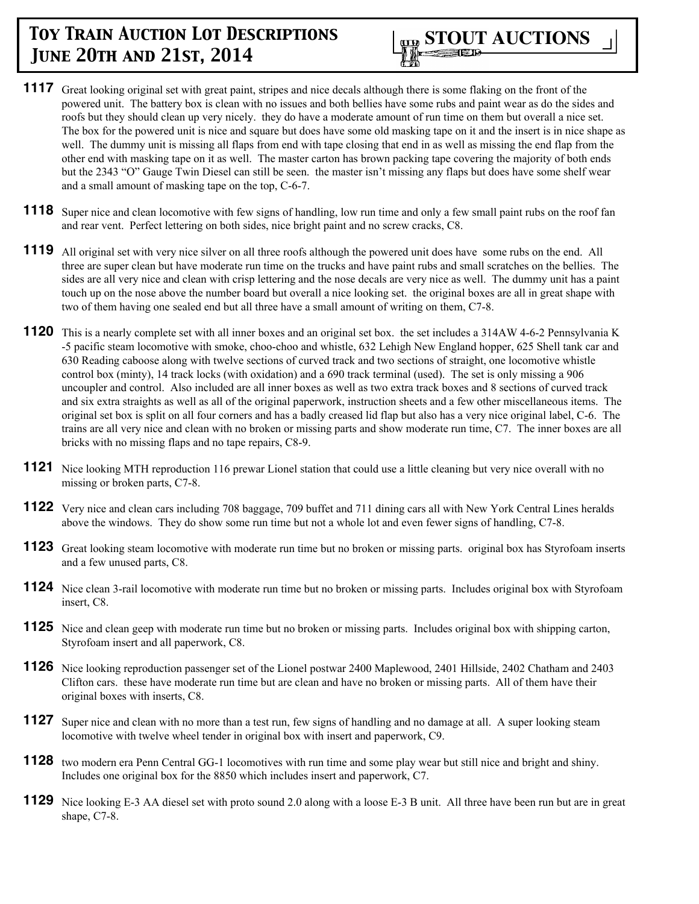**1117** Great looking original set with great paint, stripes and nice decals although there is some flaking on the front of the powered unit. The battery box is clean with no issues and both bellies have some rubs and paint wear as do the sides and roofs but they should clean up very nicely. they do have a moderate amount of run time on them but overall a nice set. The box for the powered unit is nice and square but does have some old masking tape on it and the insert is in nice shape as well. The dummy unit is missing all flaps from end with tape closing that end in as well as missing the end flap from the other end with masking tape on it as well. The master carton has brown packing tape covering the majority of both ends but the 2343 "O" Gauge Twin Diesel can still be seen. the master isn't missing any flaps but does have some shelf wear and a small amount of masking tape on the top, C-6-7.

**1118** Super nice and clean locomotive with few signs of handling, low run time and only a few small paint rubs on the roof fan and rear vent. Perfect lettering on both sides, nice bright paint and no screw cracks, C8.

**1119** All original set with very nice silver on all three roofs although the powered unit does have some rubs on the end. All three are super clean but have moderate run time on the trucks and have paint rubs and small scratches on the bellies. The sides are all very nice and clean with crisp lettering and the nose decals are very nice as well. The dummy unit has a paint touch up on the nose above the number board but overall a nice looking set. the original boxes are all in great shape with two of them having one sealed end but all three have a small amount of writing on them, C7-8.

**1120** This is a nearly complete set with all inner boxes and an original set box. the set includes a 314AW 4-6-2 Pennsylvania K -5 pacific steam locomotive with smoke, choo-choo and whistle, 632 Lehigh New England hopper, 625 Shell tank car and 630 Reading caboose along with twelve sections of curved track and two sections of straight, one locomotive whistle control box (minty), 14 track locks (with oxidation) and a 690 track terminal (used). The set is only missing a 906 uncoupler and control. Also included are all inner boxes as well as two extra track boxes and 8 sections of curved track and six extra straights as well as all of the original paperwork, instruction sheets and a few other miscellaneous items. The original set box is split on all four corners and has a badly creased lid flap but also has a very nice original label, C-6. The trains are all very nice and clean with no broken or missing parts and show moderate run time, C7. The inner boxes are all bricks with no missing flaps and no tape repairs, C8-9.

**1121** Nice looking MTH reproduction 116 prewar Lionel station that could use a little cleaning but very nice overall with no missing or broken parts, C7-8.

**1122** Very nice and clean cars including 708 baggage, 709 buffet and 711 dining cars all with New York Central Lines heralds above the windows. They do show some run time but not a whole lot and even fewer signs of handling, C7-8.

**1123** Great looking steam locomotive with moderate run time but no broken or missing parts. original box has Styrofoam inserts and a few unused parts, C8.

**1124** Nice clean 3-rail locomotive with moderate run time but no broken or missing parts. Includes original box with Styrofoam insert, C8.

**1125** Nice and clean geep with moderate run time but no broken or missing parts. Includes original box with shipping carton, Styrofoam insert and all paperwork, C8.

**1126** Nice looking reproduction passenger set of the Lionel postwar 2400 Maplewood, 2401 Hillside, 2402 Chatham and 2403 Clifton cars. these have moderate run time but are clean and have no broken or missing parts. All of them have their original boxes with inserts, C8.

**1127** Super nice and clean with no more than a test run, few signs of handling and no damage at all. A super looking steam locomotive with twelve wheel tender in original box with insert and paperwork, C9.

**1128** two modern era Penn Central GG-1 locomotives with run time and some play wear but still nice and bright and shiny. Includes one original box for the 8850 which includes insert and paperwork, C7.

**1129** Nice looking E-3 AA diesel set with proto sound 2.0 along with a loose E-3 B unit. All three have been run but are in great shape, C7-8.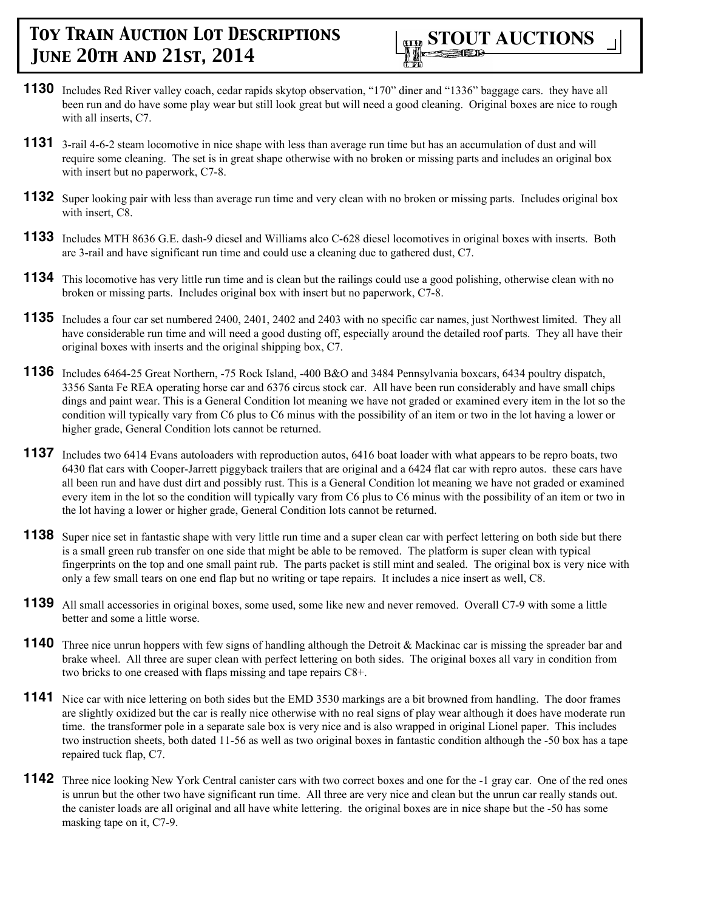**1130** Includes Red River valley coach, cedar rapids skytop observation, "170" diner and "1336" baggage cars. they have all been run and do have some play wear but still look great but will need a good cleaning. Original boxes are nice to rough with all inserts, C7.

**1131** 3-rail 4-6-2 steam locomotive in nice shape with less than average run time but has an accumulation of dust and will require some cleaning. The set is in great shape otherwise with no broken or missing parts and includes an original box with insert but no paperwork, C7-8.

**1132** Super looking pair with less than average run time and very clean with no broken or missing parts. Includes original box with insert, C8.

**1133** Includes MTH 8636 G.E. dash-9 diesel and Williams alco C-628 diesel locomotives in original boxes with inserts. Both are 3-rail and have significant run time and could use a cleaning due to gathered dust, C7.

**1134** This locomotive has very little run time and is clean but the railings could use a good polishing, otherwise clean with no broken or missing parts. Includes original box with insert but no paperwork, C7-8.

**1135** Includes a four car set numbered 2400, 2401, 2402 and 2403 with no specific car names, just Northwest limited. They all have considerable run time and will need a good dusting off, especially around the detailed roof parts. They all have their original boxes with inserts and the original shipping box, C7.

**1136** Includes 6464-25 Great Northern, -75 Rock Island, -400 B&O and 3484 Pennsylvania boxcars, 6434 poultry dispatch, 3356 Santa Fe REA operating horse car and 6376 circus stock car. All have been run considerably and have small chips dings and paint wear. This is a General Condition lot meaning we have not graded or examined every item in the lot so the condition will typically vary from C6 plus to C6 minus with the possibility of an item or two in the lot having a lower or higher grade, General Condition lots cannot be returned.

**1137** Includes two 6414 Evans autoloaders with reproduction autos, 6416 boat loader with what appears to be repro boats, two 6430 flat cars with Cooper-Jarrett piggyback trailers that are original and a 6424 flat car with repro autos. these cars have all been run and have dust dirt and possibly rust. This is a General Condition lot meaning we have not graded or examined every item in the lot so the condition will typically vary from C6 plus to C6 minus with the possibility of an item or two in the lot having a lower or higher grade, General Condition lots cannot be returned.

**1138** Super nice set in fantastic shape with very little run time and a super clean car with perfect lettering on both side but there is a small green rub transfer on one side that might be able to be removed. The platform is super clean with typical fingerprints on the top and one small paint rub. The parts packet is still mint and sealed. The original box is very nice with only a few small tears on one end flap but no writing or tape repairs. It includes a nice insert as well, C8.

**1139** All small accessories in original boxes, some used, some like new and never removed. Overall C7-9 with some a little better and some a little worse.

**1140** Three nice unrun hoppers with few signs of handling although the Detroit & Mackinac car is missing the spreader bar and brake wheel. All three are super clean with perfect lettering on both sides. The original boxes all vary in condition from two bricks to one creased with flaps missing and tape repairs C8+.

**1141** Nice car with nice lettering on both sides but the EMD 3530 markings are a bit browned from handling. The door frames are slightly oxidized but the car is really nice otherwise with no real signs of play wear although it does have moderate run time. the transformer pole in a separate sale box is very nice and is also wrapped in original Lionel paper. This includes two instruction sheets, both dated 11-56 as well as two original boxes in fantastic condition although the -50 box has a tape repaired tuck flap, C7.

**1142** Three nice looking New York Central canister cars with two correct boxes and one for the -1 gray car. One of the red ones is unrun but the other two have significant run time. All three are very nice and clean but the unrun car really stands out. the canister loads are all original and all have white lettering. the original boxes are in nice shape but the -50 has some masking tape on it, C7-9.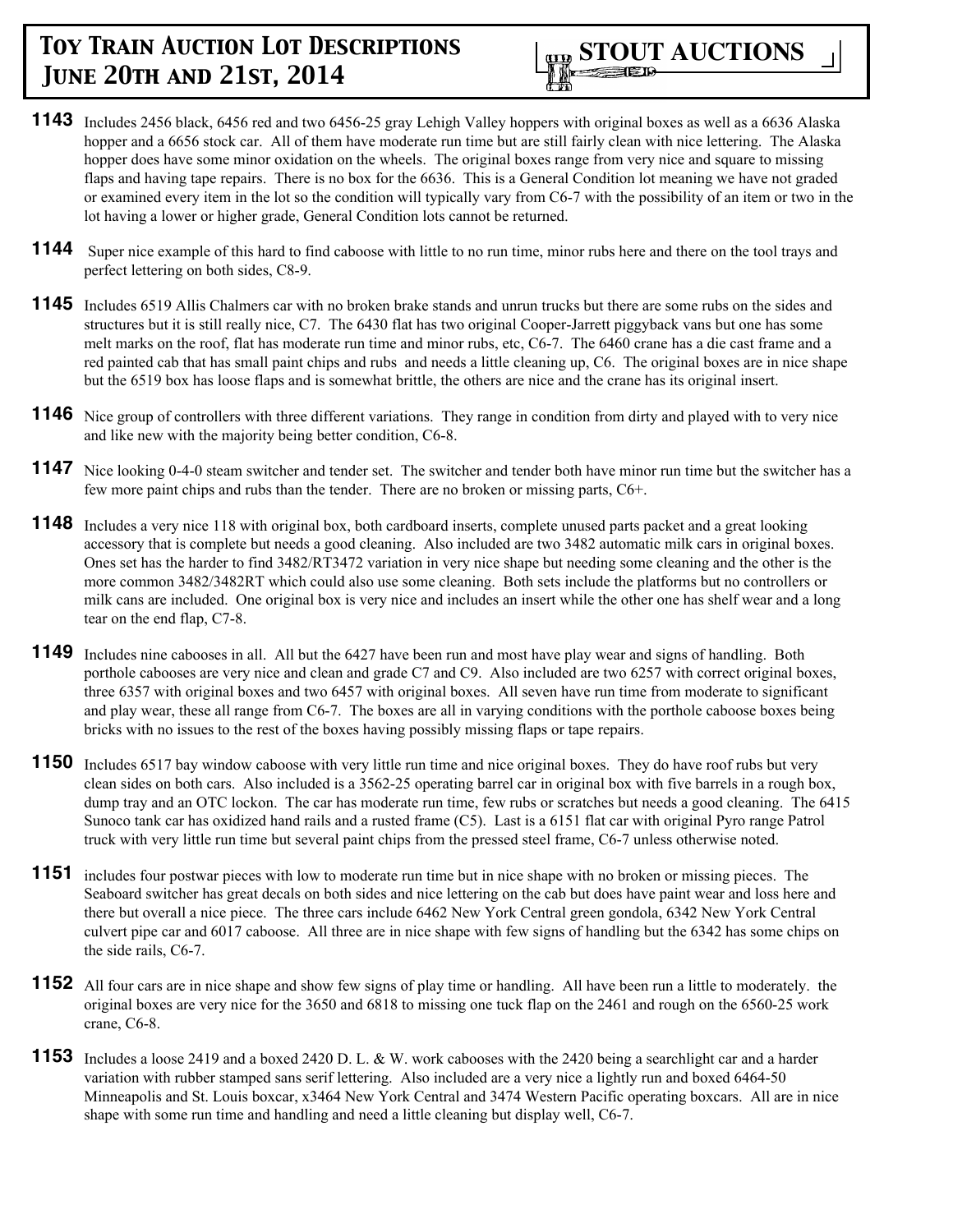**1143** Includes 2456 black, 6456 red and two 6456-25 gray Lehigh Valley hoppers with original boxes as well as a 6636 Alaska hopper and a 6656 stock car. All of them have moderate run time but are still fairly clean with nice lettering. The Alaska hopper does have some minor oxidation on the wheels. The original boxes range from very nice and square to missing flaps and having tape repairs. There is no box for the 6636. This is a General Condition lot meaning we have not graded or examined every item in the lot so the condition will typically vary from C6-7 with the possibility of an item or two in the lot having a lower or higher grade, General Condition lots cannot be returned.

**1144** Super nice example of this hard to find caboose with little to no run time, minor rubs here and there on the tool trays and perfect lettering on both sides, C8-9.

**1145** Includes 6519 Allis Chalmers car with no broken brake stands and unrun trucks but there are some rubs on the sides and structures but it is still really nice, C7. The 6430 flat has two original Cooper-Jarrett piggyback vans but one has some melt marks on the roof, flat has moderate run time and minor rubs, etc, C6-7. The 6460 crane has a die cast frame and a red painted cab that has small paint chips and rubs and needs a little cleaning up, C6. The original boxes are in nice shape but the 6519 box has loose flaps and is somewhat brittle, the others are nice and the crane has its original insert.

**1146** Nice group of controllers with three different variations. They range in condition from dirty and played with to very nice and like new with the majority being better condition, C6-8.

**1147** Nice looking 0-4-0 steam switcher and tender set. The switcher and tender both have minor run time but the switcher has a few more paint chips and rubs than the tender. There are no broken or missing parts, C6+.

**1148** Includes a very nice 118 with original box, both cardboard inserts, complete unused parts packet and a great looking accessory that is complete but needs a good cleaning. Also included are two 3482 automatic milk cars in original boxes. Ones set has the harder to find 3482/RT3472 variation in very nice shape but needing some cleaning and the other is the more common 3482/3482RT which could also use some cleaning. Both sets include the platforms but no controllers or milk cans are included. One original box is very nice and includes an insert while the other one has shelf wear and a long tear on the end flap, C7-8.

**1149** Includes nine cabooses in all. All but the 6427 have been run and most have play wear and signs of handling. Both porthole cabooses are very nice and clean and grade C7 and C9. Also included are two 6257 with correct original boxes, three 6357 with original boxes and two 6457 with original boxes. All seven have run time from moderate to significant and play wear, these all range from C6-7. The boxes are all in varying conditions with the porthole caboose boxes being bricks with no issues to the rest of the boxes having possibly missing flaps or tape repairs.

**1150** Includes 6517 bay window caboose with very little run time and nice original boxes. They do have roof rubs but very clean sides on both cars. Also included is a 3562-25 operating barrel car in original box with five barrels in a rough box, dump tray and an OTC lockon. The car has moderate run time, few rubs or scratches but needs a good cleaning. The 6415 Sunoco tank car has oxidized hand rails and a rusted frame (C5). Last is a 6151 flat car with original Pyro range Patrol truck with very little run time but several paint chips from the pressed steel frame, C6-7 unless otherwise noted.

**1151** includes four postwar pieces with low to moderate run time but in nice shape with no broken or missing pieces. The Seaboard switcher has great decals on both sides and nice lettering on the cab but does have paint wear and loss here and there but overall a nice piece. The three cars include 6462 New York Central green gondola, 6342 New York Central culvert pipe car and 6017 caboose. All three are in nice shape with few signs of handling but the 6342 has some chips on the side rails, C6-7.

**1152** All four cars are in nice shape and show few signs of play time or handling. All have been run a little to moderately. the original boxes are very nice for the 3650 and 6818 to missing one tuck flap on the 2461 and rough on the 6560-25 work crane, C6-8.

**1153** Includes a loose 2419 and a boxed 2420 D. L. & W. work cabooses with the 2420 being a searchlight car and a harder variation with rubber stamped sans serif lettering. Also included are a very nice a lightly run and boxed 6464-50 Minneapolis and St. Louis boxcar, x3464 New York Central and 3474 Western Pacific operating boxcars. All are in nice shape with some run time and handling and need a little cleaning but display well, C6-7.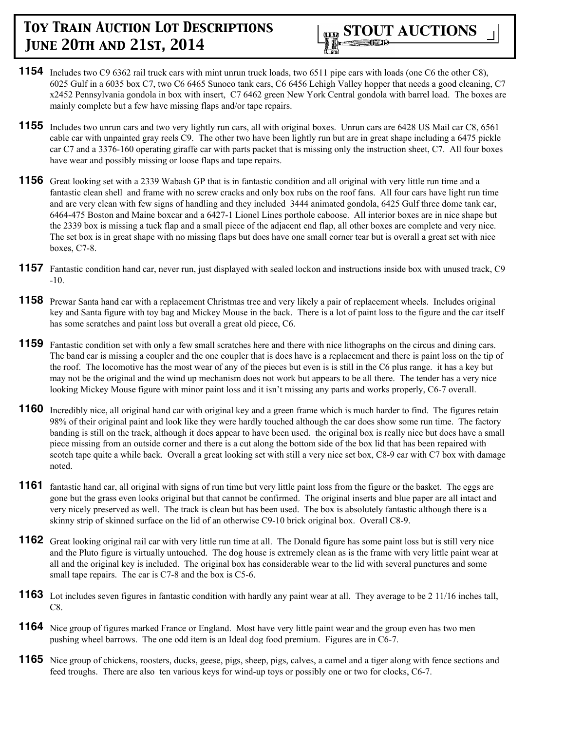**1154** Includes two C9 6362 rail truck cars with mint unrun truck loads, two 6511 pipe cars with loads (one C6 the other C8), 6025 Gulf in a 6035 box C7, two C6 6465 Sunoco tank cars, C6 6456 Lehigh Valley hopper that needs a good cleaning, C7 x2452 Pennsylvania gondola in box with insert, C7 6462 green New York Central gondola with barrel load. The boxes are mainly complete but a few have missing flaps and/or tape repairs.

**1155** Includes two unrun cars and two very lightly run cars, all with original boxes. Unrun cars are 6428 US Mail car C8, 6561 cable car with unpainted gray reels C9. The other two have been lightly run but are in great shape including a 6475 pickle car C7 and a 3376-160 operating giraffe car with parts packet that is missing only the instruction sheet, C7. All four boxes have wear and possibly missing or loose flaps and tape repairs.

**1156** Great looking set with a 2339 Wabash GP that is in fantastic condition and all original with very little run time and a fantastic clean shell and frame with no screw cracks and only box rubs on the roof fans. All four cars have light run time and are very clean with few signs of handling and they included 3444 animated gondola, 6425 Gulf three dome tank car, 6464-475 Boston and Maine boxcar and a 6427-1 Lionel Lines porthole caboose. All interior boxes are in nice shape but the 2339 box is missing a tuck flap and a small piece of the adjacent end flap, all other boxes are complete and very nice. The set box is in great shape with no missing flaps but does have one small corner tear but is overall a great set with nice boxes, C7-8.

**1157** Fantastic condition hand car, never run, just displayed with sealed lockon and instructions inside box with unused track, C9-10.

**1158** Prewar Santa hand car with a replacement Christmas tree and very likely a pair of replacement wheels. Includes original key and Santa figure with toy bag and Mickey Mouse in the back. There is a lot of paint loss to the figure and the car itself has some scratches and paint loss but overall a great old piece, C6.

**1159** Fantastic condition set with only a few small scratches here and there with nice lithographs on the circus and dining cars. The band car is missing a coupler and the one coupler that is does have is a replacement and there is paint loss on the tip of the roof. The locomotive has the most wear of any of the pieces but even is is still in the C6 plus range. it has a key but may not be the original and the wind up mechanism does not work but appears to be all there. The tender has a very nice looking Mickey Mouse figure with minor paint loss and it isn't missing any parts and works properly, C6-7 overall.

**1160** Incredibly nice, all original hand car with original key and a green frame which is much harder to find. The figures retain 98% of their original paint and look like they were hardly touched although the car does show some run time. The factory banding is still on the track, although it does appear to have been used. the original box is really nice but does have a small piece missing from an outside corner and there is a cut along the bottom side of the box lid that has been repaired with scotch tape quite a while back. Overall a great looking set with still a very nice set box, C8-9 car with C7 box with damage noted.

**1161** fantastic hand car, all original with signs of run time but very little paint loss from the figure or the basket. The eggs are gone but the grass even looks original but that cannot be confirmed. The original inserts and blue paper are all intact and very nicely preserved as well. The track is clean but has been used. The box is absolutely fantastic although there is a skinny strip of skinned surface on the lid of an otherwise C9-10 brick original box. Overall C8-9.

**1162** Great looking original rail car with very little run time at all. The Donald figure has some paint loss but is still very nice and the Pluto figure is virtually untouched. The dog house is extremely clean as is the frame with very little paint wear at all and the original key is included. The original box has considerable wear to the lid with several punctures and some small tape repairs. The car is C7-8 and the box is C5-6.

**1163** Lot includes seven figures in fantastic condition with hardly any paint wear at all. They average to be 2 11/16 inches tall, C8.

**1164** Nice group of figures marked France or England. Most have very little paint wear and the group even has two men pushing wheel barrows. The one odd item is an Ideal dog food premium. Figures are in C6-7.

**1165** Nice group of chickens, roosters, ducks, geese, pigs, sheep, pigs, calves, a camel and a tiger along with fence sections and feed troughs. There are also ten various keys for wind-up toys or possibly one or two for clocks, C6-7.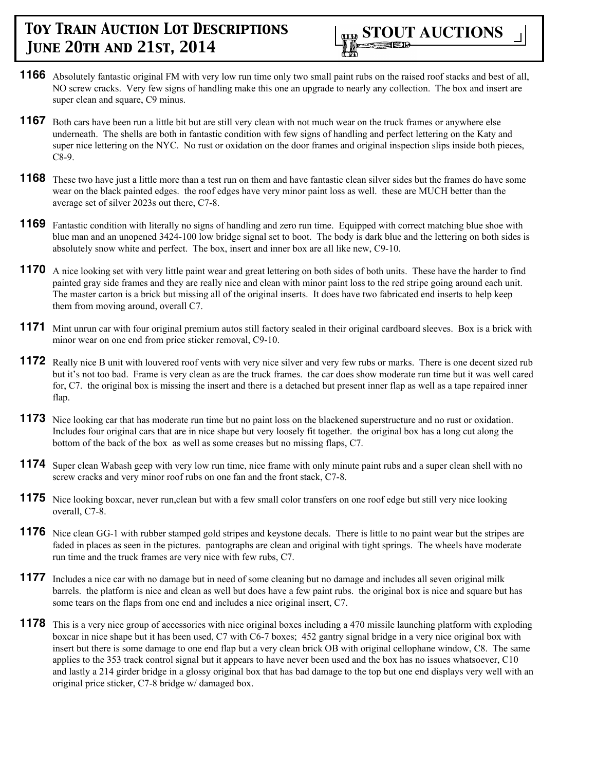**1166** Absolutely fantastic original FM with very low run time only two small paint rubs on the raised roof stacks and best of all, NO screw cracks. Very few signs of handling make this one an upgrade to nearly any collection. The box and insert are super clean and square, C9 minus.

**1167** Both cars have been run a little bit but are still very clean with not much wear on the truck frames or anywhere else underneath. The shells are both in fantastic condition with few signs of handling and perfect lettering on the Katy and super nice lettering on the NYC. No rust or oxidation on the door frames and original inspection slips inside both pieces, C8-9.

**1168** These two have just a little more than a test run on them and have fantastic clean silver sides but the frames do have some wear on the black painted edges. the roof edges have very minor paint loss as well. these are MUCH better than the average set of silver 2023s out there, C7-8.

**1169** Fantastic condition with literally no signs of handling and zero run time. Equipped with correct matching blue shoe with blue man and an unopened 3424-100 low bridge signal set to boot. The body is dark blue and the lettering on both sides is absolutely snow white and perfect. The box, insert and inner box are all like new, C9-10.

**1170** A nice looking set with very little paint wear and great lettering on both sides of both units. These have the harder to find painted gray side frames and they are really nice and clean with minor paint loss to the red stripe going around each unit. The master carton is a brick but missing all of the original inserts. It does have two fabricated end inserts to help keep them from moving around, overall C7.

**1171** Mint unrun car with four original premium autos still factory sealed in their original cardboard sleeves. Box is a brick with minor wear on one end from price sticker removal, C9-10.

**1172** Really nice B unit with louvered roof vents with very nice silver and very few rubs or marks. There is one decent sized rub but it's not too bad. Frame is very clean as are the truck frames. the car does show moderate run time but it was well cared for, C7. the original box is missing the insert and there is a detached but present inner flap as well as a tape repaired inner flap.

**1173** Nice looking car that has moderate run time but no paint loss on the blackened superstructure and no rust or oxidation. Includes four original cars that are in nice shape but very loosely fit together. the original box has a long cut along the bottom of the back of the box as well as some creases but no missing flaps, C7.

**1174** Super clean Wabash geep with very low run time, nice frame with only minute paint rubs and a super clean shell with no screw cracks and very minor roof rubs on one fan and the front stack, C7-8.

**1175** Nice looking boxcar, never run,clean but with a few small color transfers on one roof edge but still very nice looking overall, C7-8.

**1176** Nice clean GG-1 with rubber stamped gold stripes and keystone decals. There is little to no paint wear but the stripes are faded in places as seen in the pictures. pantographs are clean and original with tight springs. The wheels have moderate run time and the truck frames are very nice with few rubs, C7.

**1177** Includes a nice car with no damage but in need of some cleaning but no damage and includes all seven original milk barrels. the platform is nice and clean as well but does have a few paint rubs. the original box is nice and square but has some tears on the flaps from one end and includes a nice original insert, C7.

**1178** This is a very nice group of accessories with nice original boxes including a 470 missile launching platform with exploding boxcar in nice shape but it has been used, C7 with C6-7 boxes; 452 gantry signal bridge in a very nice original box with insert but there is some damage to one end flap but a very clean brick OB with original cellophane window, C8. The same applies to the 353 track control signal but it appears to have never been used and the box has no issues whatsoever, C10 and lastly a 214 girder bridge in a glossy original box that has bad damage to the top but one end displays very well with an original price sticker, C7-8 bridge w/ damaged box.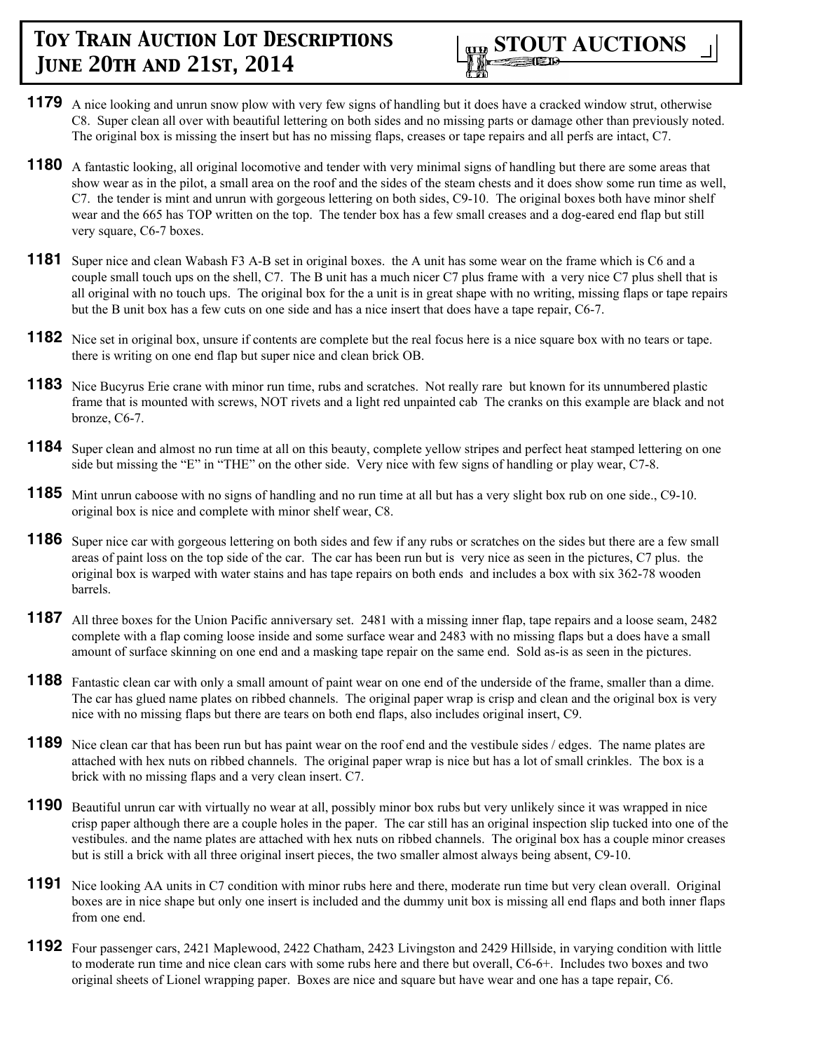**1179** A nice looking and unrun snow plow with very few signs of handling but it does have a cracked window strut, otherwise C8. Super clean all over with beautiful lettering on both sides and no missing parts or damage other than previously noted. The original box is missing the insert but has no missing flaps, creases or tape repairs and all perfs are intact, C7.

**1180** A fantastic looking, all original locomotive and tender with very minimal signs of handling but there are some areas that show wear as in the pilot, a small area on the roof and the sides of the steam chests and it does show some run time as well, C7. the tender is mint and unrun with gorgeous lettering on both sides, C9-10. The original boxes both have minor shelf wear and the 665 has TOP written on the top. The tender box has a few small creases and a dog-eared end flap but still very square, C6-7 boxes.

**1181** Super nice and clean Wabash F3 A-B set in original boxes. the A unit has some wear on the frame which is C6 and a couple small touch ups on the shell, C7. The B unit has a much nicer C7 plus frame with a very nice C7 plus shell that is all original with no touch ups. The original box for the a unit is in great shape with no writing, missing flaps or tape repairs but the B unit box has a few cuts on one side and has a nice insert that does have a tape repair, C6-7.

**1182** Nice set in original box, unsure if contents are complete but the real focus here is a nice square box with no tears or tape. there is writing on one end flap but super nice and clean brick OB.

**1183** Nice Bucyrus Erie crane with minor run time, rubs and scratches. Not really rare but known for its unnumbered plastic frame that is mounted with screws, NOT rivets and a light red unpainted cab The cranks on this example are black and not bronze, C6-7.

**1184** Super clean and almost no run time at all on this beauty, complete yellow stripes and perfect heat stamped lettering on one side but missing the "E" in "THE" on the other side. Very nice with few signs of handling or play wear, C7-8.

**1185** Mint unrun caboose with no signs of handling and no run time at all but has a very slight box rub on one side., C9-10. original box is nice and complete with minor shelf wear, C8.

**1186** Super nice car with gorgeous lettering on both sides and few if any rubs or scratches on the sides but there are a few small areas of paint loss on the top side of the car. The car has been run but is very nice as seen in the pictures, C7 plus. the original box is warped with water stains and has tape repairs on both ends and includes a box with six 362-78 wooden barrels.

**1187** All three boxes for the Union Pacific anniversary set. 2481 with a missing inner flap, tape repairs and a loose seam, 2482 complete with a flap coming loose inside and some surface wear and 2483 with no missing flaps but a does have a small amount of surface skinning on one end and a masking tape repair on the same end. Sold as-is as seen in the pictures.

**1188** Fantastic clean car with only a small amount of paint wear on one end of the underside of the frame, smaller than a dime. The car has glued name plates on ribbed channels. The original paper wrap is crisp and clean and the original box is very nice with no missing flaps but there are tears on both end flaps, also includes original insert, C9.

**1189** Nice clean car that has been run but has paint wear on the roof end and the vestibule sides / edges. The name plates are attached with hex nuts on ribbed channels. The original paper wrap is nice but has a lot of small crinkles. The box is a brick with no missing flaps and a very clean insert. C7.

**1190** Beautiful unrun car with virtually no wear at all, possibly minor box rubs but very unlikely since it was wrapped in nice crisp paper although there are a couple holes in the paper. The car still has an original inspection slip tucked into one of the vestibules. and the name plates are attached with hex nuts on ribbed channels. The original box has a couple minor creases but is still a brick with all three original insert pieces, the two smaller almost always being absent, C9-10.

**1191** Nice looking AA units in C7 condition with minor rubs here and there, moderate run time but very clean overall. Original boxes are in nice shape but only one insert is included and the dummy unit box is missing all end flaps and both inner flaps from one end.

**1192** Four passenger cars, 2421 Maplewood, 2422 Chatham, 2423 Livingston and 2429 Hillside, in varying condition with little to moderate run time and nice clean cars with some rubs here and there but overall, C6-6+. Includes two boxes and two original sheets of Lionel wrapping paper. Boxes are nice and square but have wear and one has a tape repair, C6.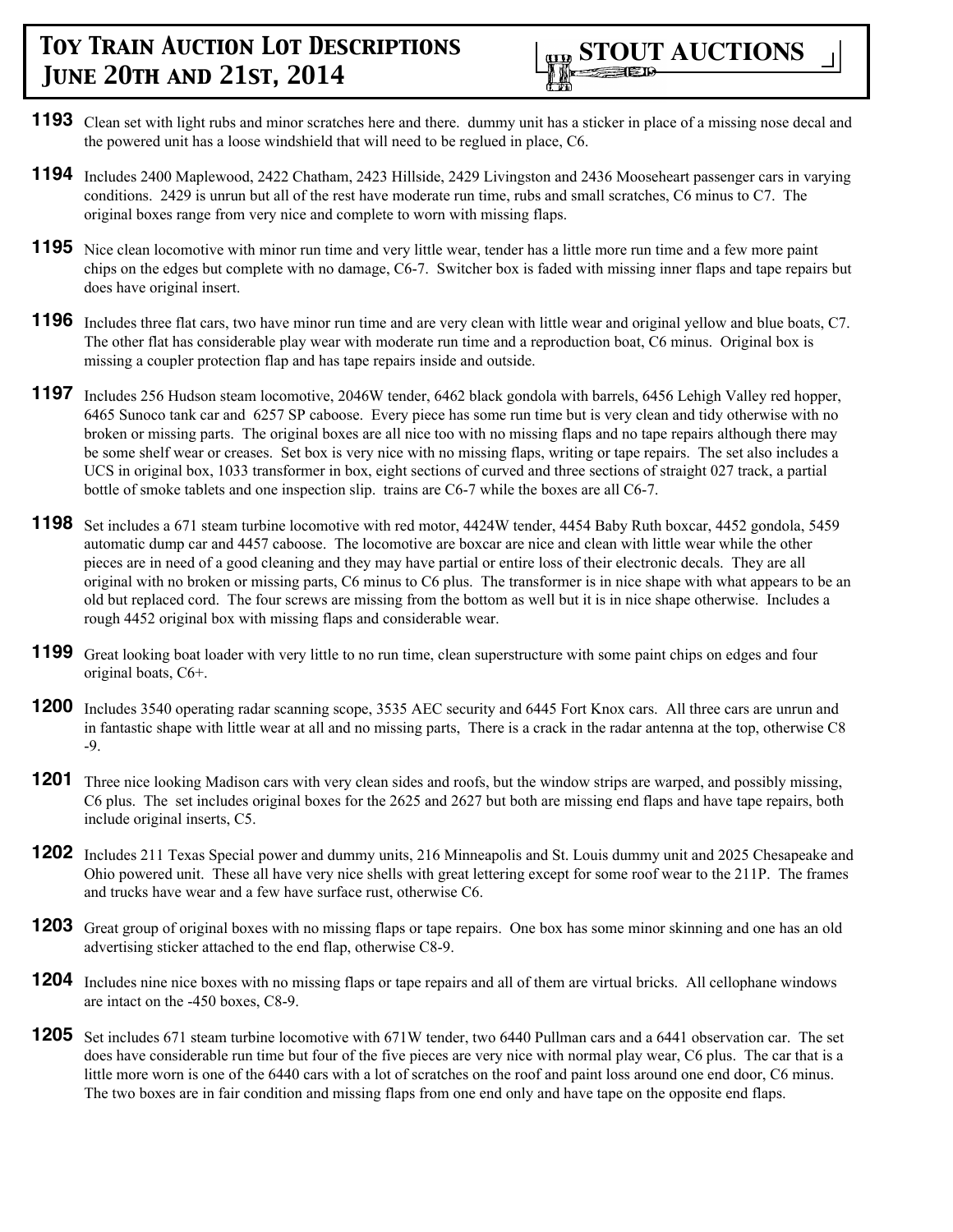**1193** Clean set with light rubs and minor scratches here and there. dummy unit has a sticker in place of a missing nose decal and the powered unit has a loose windshield that will need to be reglued in place, C6.

**1194** Includes 2400 Maplewood, 2422 Chatham, 2423 Hillside, 2429 Livingston and 2436 Mooseheart passenger cars in varying conditions. 2429 is unrun but all of the rest have moderate run time, rubs and small scratches, C6 minus to C7. The original boxes range from very nice and complete to worn with missing flaps.

**1195** Nice clean locomotive with minor run time and very little wear, tender has a little more run time and a few more paint chips on the edges but complete with no damage, C6-7. Switcher box is faded with missing inner flaps and tape repairs but does have original insert.

**1196** Includes three flat cars, two have minor run time and are very clean with little wear and original yellow and blue boats, C7. The other flat has considerable play wear with moderate run time and a reproduction boat, C6 minus. Original box is missing a coupler protection flap and has tape repairs inside and outside.

**1197** Includes 256 Hudson steam locomotive, 2046W tender, 6462 black gondola with barrels, 6456 Lehigh Valley red hopper, 6465 Sunoco tank car and 6257 SP caboose. Every piece has some run time but is very clean and tidy otherwise with no broken or missing parts. The original boxes are all nice too with no missing flaps and no tape repairs although there may be some shelf wear or creases. Set box is very nice with no missing flaps, writing or tape repairs. The set also includes a UCS in original box, 1033 transformer in box, eight sections of curved and three sections of straight 027 track, a partial bottle of smoke tablets and one inspection slip. trains are C6-7 while the boxes are all C6-7.

**1198** Set includes a 671 steam turbine locomotive with red motor, 4424W tender, 4454 Baby Ruth boxcar, 4452 gondola, 5459 automatic dump car and 4457 caboose. The locomotive are boxcar are nice and clean with little wear while the other pieces are in need of a good cleaning and they may have partial or entire loss of their electronic decals. They are all original with no broken or missing parts, C6 minus to C6 plus. The transformer is in nice shape with what appears to be an old but replaced cord. The four screws are missing from the bottom as well but it is in nice shape otherwise. Includes a rough 4452 original box with missing flaps and considerable wear.

**1199** Great looking boat loader with very little to no run time, clean superstructure with some paint chips on edges and four original boats, C6+.

**1200** Includes 3540 operating radar scanning scope, 3535 AEC security and 6445 Fort Knox cars. All three cars are unrun and in fantastic shape with little wear at all and no missing parts, There is a crack in the radar antenna at the top, otherwise C8 -9.

**1201** Three nice looking Madison cars with very clean sides and roofs, but the window strips are warped, and possibly missing, C6 plus. The set includes original boxes for the 2625 and 2627 but both are missing end flaps and have tape repairs, both include original inserts, C5.

**1202** Includes 211 Texas Special power and dummy units, 216 Minneapolis and St. Louis dummy unit and 2025 Chesapeake and Ohio powered unit. These all have very nice shells with great lettering except for some roof wear to the 211P. The frames and trucks have wear and a few have surface rust, otherwise C6.

**1203** Great group of original boxes with no missing flaps or tape repairs. One box has some minor skinning and one has an old advertising sticker attached to the end flap, otherwise C8-9.

**1204** Includes nine nice boxes with no missing flaps or tape repairs and all of them are virtual bricks. All cellophane windows are intact on the -450 boxes, C8-9.

**1205** Set includes 671 steam turbine locomotive with 671W tender, two 6440 Pullman cars and a 6441 observation car. The set does have considerable run time but four of the five pieces are very nice with normal play wear, C6 plus. The car that is a little more worn is one of the 6440 cars with a lot of scratches on the roof and paint loss around one end door, C6 minus. The two boxes are in fair condition and missing flaps from one end only and have tape on the opposite end flaps.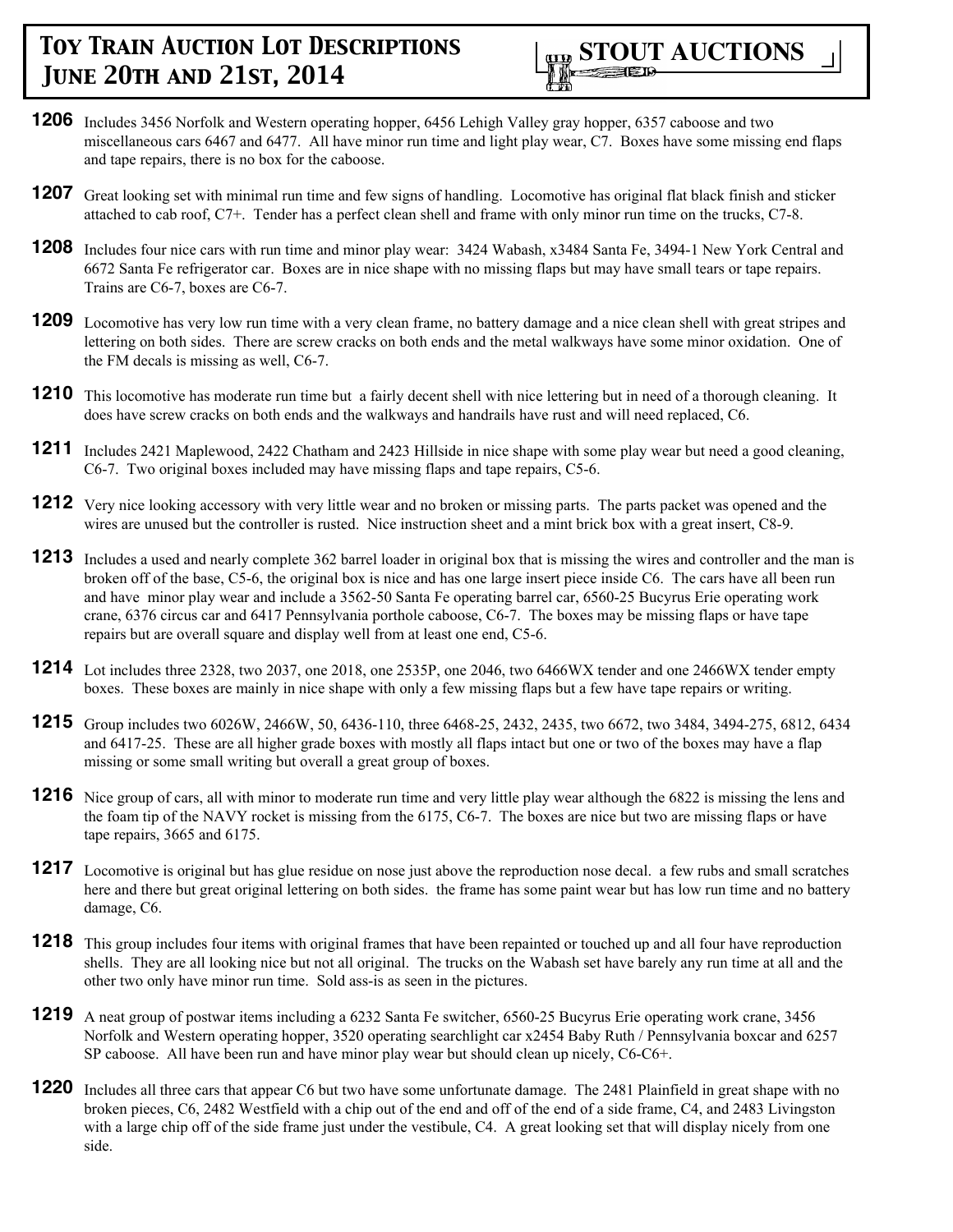**1206** Includes 3456 Norfolk and Western operating hopper, 6456 Lehigh Valley gray hopper, 6357 caboose and two miscellaneous cars 6467 and 6477. All have minor run time and light play wear, C7. Boxes have some missing end flaps and tape repairs, there is no box for the caboose.

**1207** Great looking set with minimal run time and few signs of handling. Locomotive has original flat black finish and sticker attached to cab roof, C7+. Tender has a perfect clean shell and frame with only minor run time on the trucks, C7-8.

**1208** Includes four nice cars with run time and minor play wear: 3424 Wabash, x3484 Santa Fe, 3494-1 New York Central and 6672 Santa Fe refrigerator car. Boxes are in nice shape with no missing flaps but may have small tears or tape repairs. Trains are C6-7, boxes are C6-7.

**1209** Locomotive has very low run time with a very clean frame, no battery damage and a nice clean shell with great stripes and lettering on both sides. There are screw cracks on both ends and the metal walkways have some minor oxidation. One of the FM decals is missing as well, C6-7.

**1210** This locomotive has moderate run time but a fairly decent shell with nice lettering but in need of a thorough cleaning. It does have screw cracks on both ends and the walkways and handrails have rust and will need replaced, C6.

**1211** Includes 2421 Maplewood, 2422 Chatham and 2423 Hillside in nice shape with some play wear but need a good cleaning, C6-7. Two original boxes included may have missing flaps and tape repairs, C5-6.

**1212** Very nice looking accessory with very little wear and no broken or missing parts. The parts packet was opened and the wires are unused but the controller is rusted. Nice instruction sheet and a mint brick box with a great insert, C8-9.

**1213** Includes a used and nearly complete 362 barrel loader in original box that is missing the wires and controller and the man is broken off of the base, C5-6, the original box is nice and has one large insert piece inside C6. The cars have all been run and have minor play wear and include a 3562-50 Santa Fe operating barrel car, 6560-25 Bucyrus Erie operating work crane, 6376 circus car and 6417 Pennsylvania porthole caboose, C6-7. The boxes may be missing flaps or have tape repairs but are overall square and display well from at least one end, C5-6.

**1214** Lot includes three 2328, two 2037, one 2018, one 2535P, one 2046, two 6466WX tender and one 2466WX tender empty boxes. These boxes are mainly in nice shape with only a few missing flaps but a few have tape repairs or writing.

**1215** Group includes two 6026W, 2466W, 50, 6436-110, three 6468-25, 2432, 2435, two 6672, two 3484, 3494-275, 6812, 6434 and 6417-25. These are all higher grade boxes with mostly all flaps intact but one or two of the boxes may have a flap missing or some small writing but overall a great group of boxes.

**1216** Nice group of cars, all with minor to moderate run time and very little play wear although the 6822 is missing the lens and the foam tip of the NAVY rocket is missing from the 6175, C6-7. The boxes are nice but two are missing flaps or have tape repairs, 3665 and 6175.

**1217** Locomotive is original but has glue residue on nose just above the reproduction nose decal. a few rubs and small scratches here and there but great original lettering on both sides. the frame has some paint wear but has low run time and no battery damage, C6.

**1218** This group includes four items with original frames that have been repainted or touched up and all four have reproduction shells. They are all looking nice but not all original. The trucks on the Wabash set have barely any run time at all and the other two only have minor run time. Sold ass-is as seen in the pictures.

**1219** A neat group of postwar items including a 6232 Santa Fe switcher, 6560-25 Bucyrus Erie operating work crane, 3456 Norfolk and Western operating hopper, 3520 operating searchlight car x2454 Baby Ruth / Pennsylvania boxcar and 6257 SP caboose. All have been run and have minor play wear but should clean up nicely, C6-C6+.

**1220** Includes all three cars that appear C6 but two have some unfortunate damage. The 2481 Plainfield in great shape with no broken pieces, C6, 2482 Westfield with a chip out of the end and off of the end of a side frame, C4, and 2483 Livingston with a large chip off of the side frame just under the vestibule, C4. A great looking set that will display nicely from one side.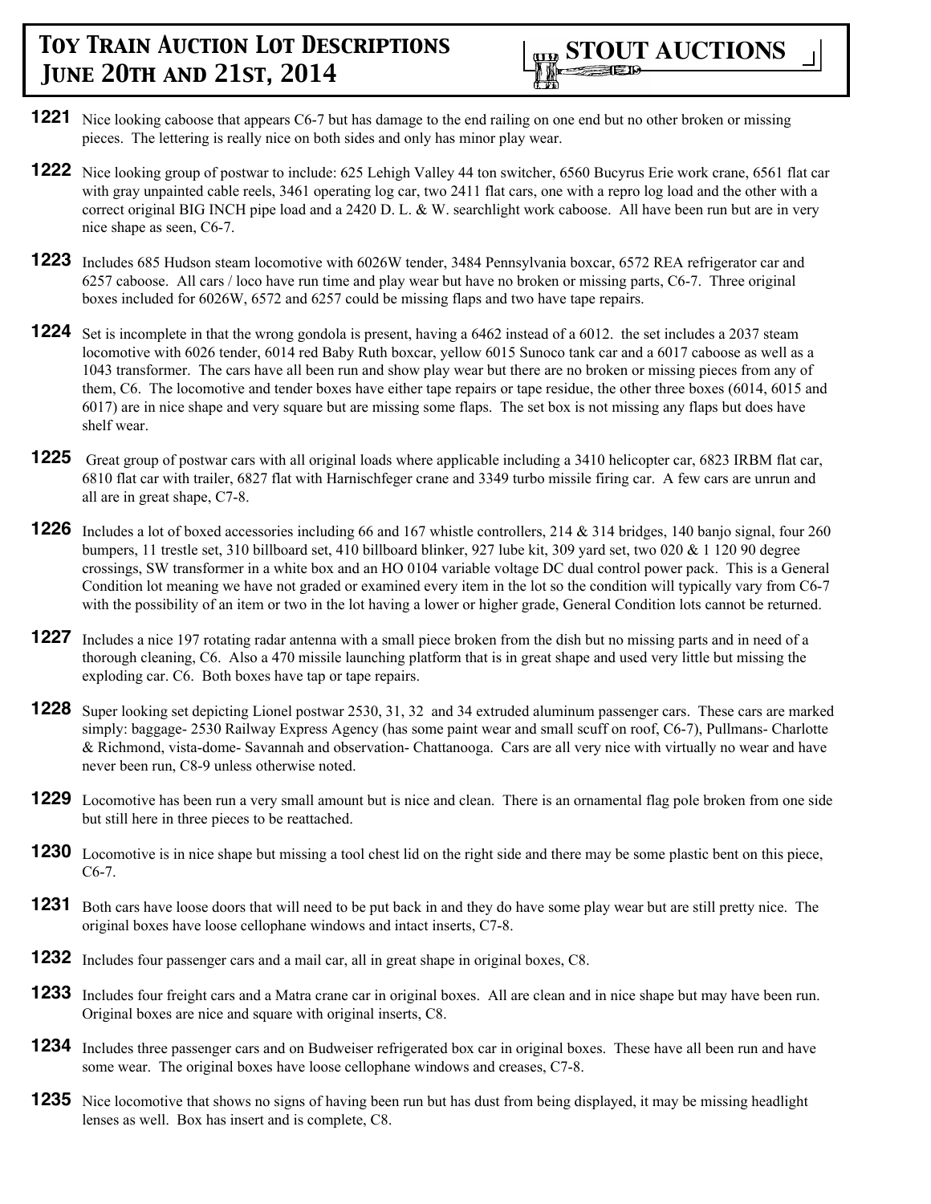# Toy Train Auction Lot Descriptions June 20th and 21st, 2014

**STOUT AUCTIONS**

**1221** Nice looking caboose that appears C6-7 but has damage to the end railing on one end but no other broken or missing pieces. The lettering is really nice on both sides and only has minor play wear.

**1222** Nice looking group of postwar to include: 625 Lehigh Valley 44 ton switcher, 6560 Bucyrus Erie work crane, 6561 flat car with gray unpainted cable reels, 3461 operating log car, two 2411 flat cars, one with a repro log load and the other with a correct original BIG INCH pipe load and a 2420 D. L. & W. searchlight work caboose. All have been run but are in very nice shape as seen, C6-7.

**1223** Includes 685 Hudson steam locomotive with 6026W tender, 3484 Pennsylvania boxcar, 6572 REA refrigerator car and 6257 caboose. All cars / loco have run time and play wear but have no broken or missing parts, C6-7. Three original boxes included for 6026W, 6572 and 6257 could be missing flaps and two have tape repairs.

**1224** Set is incomplete in that the wrong gondola is present, having a 6462 instead of a 6012. the set includes a 2037 steam locomotive with 6026 tender, 6014 red Baby Ruth boxcar, yellow 6015 Sunoco tank car and a 6017 caboose as well as a 1043 transformer. The cars have all been run and show play wear but there are no broken or missing pieces from any of them, C6. The locomotive and tender boxes have either tape repairs or tape residue, the other three boxes (6014, 6015 and 6017) are in nice shape and very square but are missing some flaps. The set box is not missing any flaps but does have shelf wear.

**1225** Great group of postwar cars with all original loads where applicable including a 3410 helicopter car, 6823 IRBM flat car, 6810 flat car with trailer, 6827 flat with Harnischfeger crane and 3349 turbo missile firing car. A few cars are unrun and all are in great shape, C7-8.

**1226** Includes a lot of boxed accessories including 66 and 167 whistle controllers, 214 & 314 bridges, 140 banjo signal, four 260 bumpers, 11 trestle set, 310 billboard set, 410 billboard blinker, 927 lube kit, 309 yard set, two 020 & 1 120 90 degree crossings, SW transformer in a white box and an HO 0104 variable voltage DC dual control power pack. This is a General Condition lot meaning we have not graded or examined every item in the lot so the condition will typically vary from C6-7 with the possibility of an item or two in the lot having a lower or higher grade, General Condition lots cannot be returned.

**1227** Includes a nice 197 rotating radar antenna with a small piece broken from the dish but no missing parts and in need of a thorough cleaning, C6. Also a 470 missile launching platform that is in great shape and used very little but missing the exploding car. C6. Both boxes have tap or tape repairs.

**1228** Super looking set depicting Lionel postwar 2530, 31, 32 and 34 extruded aluminum passenger cars. These cars are marked simply: baggage- 2530 Railway Express Agency (has some paint wear and small scuff on roof, C6-7), Pullmans- Charlotte & Richmond, vista-dome- Savannah and observation- Chattanooga. Cars are all very nice with virtually no wear and have never been run, C8-9 unless otherwise noted.

**1229** Locomotive has been run a very small amount but is nice and clean. There is an ornamental flag pole broken from one side but still here in three pieces to be reattached.

**1230** Locomotive is in nice shape but missing a tool chest lid on the right side and there may be some plastic bent on this piece, C6-7.

**1231** Both cars have loose doors that will need to be put back in and they do have some play wear but are still pretty nice. The original boxes have loose cellophane windows and intact inserts, C7-8.

**1232** Includes four passenger cars and a mail car, all in great shape in original boxes, C8.

**1233** Includes four freight cars and a Matra crane car in original boxes. All are clean and in nice shape but may have been run. Original boxes are nice and square with original inserts, C8.

**1234** Includes three passenger cars and on Budweiser refrigerated box car in original boxes. These have all been run and have some wear. The original boxes have loose cellophane windows and creases, C7-8.

**1235** Nice locomotive that shows no signs of having been run but has dust from being displayed, it may be missing headlight lenses as well. Box has insert and is complete, C8.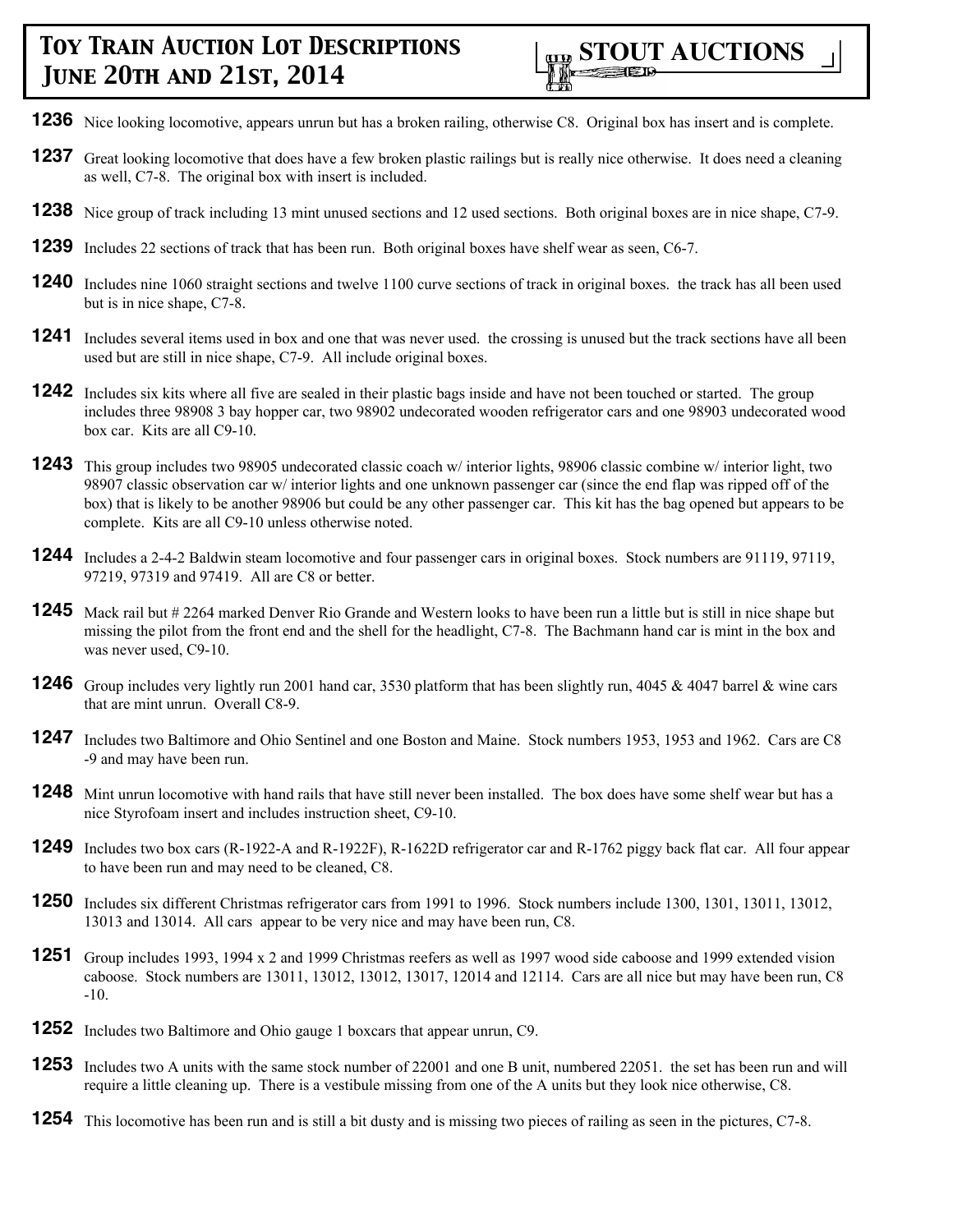# Toy Train Auction Lot Descriptions June 20th and 21st, 2014

**STOUT AUCTIONS**

**1236** Nice looking locomotive, appears unrun but has a broken railing, otherwise C8. Original box has insert and is complete.

**1237** Great looking locomotive that does have a few broken plastic railings but is really nice otherwise. It does need a cleaning as well, C7-8. The original box with insert is included.

**1238** Nice group of track including 13 mint unused sections and 12 used sections. Both original boxes are in nice shape, C7-9.

**1239** Includes 22 sections of track that has been run. Both original boxes have shelf wear as seen, C6-7.

**1240** Includes nine 1060 straight sections and twelve 1100 curve sections of track in original boxes. the track has all been used but is in nice shape, C7-8.

**1241** Includes several items used in box and one that was never used. the crossing is unused but the track sections have all been used but are still in nice shape, C7-9. All include original boxes.

**1242** Includes six kits where all five are sealed in their plastic bags inside and have not been touched or started. The group includes three 98908 3 bay hopper car, two 98902 undecorated wooden refrigerator cars and one 98903 undecorated wood box car. Kits are all C9-10.

**1243** This group includes two 98905 undecorated classic coach w/ interior lights, 98906 classic combine w/ interior light, two 98907 classic observation car w/ interior lights and one unknown passenger car (since the end flap was ripped off of the box) that is likely to be another 98906 but could be any other passenger car. This kit has the bag opened but appears to be complete. Kits are all C9-10 unless otherwise noted.

**1244** Includes a 2-4-2 Baldwin steam locomotive and four passenger cars in original boxes. Stock numbers are 91119, 97119, 97219, 97319 and 97419. All are C8 or better.

**1245** Mack rail but # 2264 marked Denver Rio Grande and Western looks to have been run a little but is still in nice shape but missing the pilot from the front end and the shell for the headlight, C7-8. The Bachmann hand car is mint in the box and was never used, C9-10.

**1246** Group includes very lightly run 2001 hand car, 3530 platform that has been slightly run, 4045 & 4047 barrel & wine cars that are mint unrun. Overall C8-9.

**1247** Includes two Baltimore and Ohio Sentinel and one Boston and Maine. Stock numbers 1953, 1953 and 1962. Cars are C8 -9 and may have been run.

**1248** Mint unrun locomotive with hand rails that have still never been installed. The box does have some shelf wear but has a nice Styrofoam insert and includes instruction sheet, C9-10.

**1249** Includes two box cars (R-1922-A and R-1922F), R-1622D refrigerator car and R-1762 piggy back flat car. All four appear to have been run and may need to be cleaned, C8.

**1250** Includes six different Christmas refrigerator cars from 1991 to 1996. Stock numbers include 1300, 1301, 13011, 13012, 13013 and 13014. All cars appear to be very nice and may have been run, C8.

**1251** Group includes 1993, 1994 x 2 and 1999 Christmas reefers as well as 1997 wood side caboose and 1999 extended vision caboose. Stock numbers are 13011, 13012, 13012, 13017, 12014 and 12114. Cars are all nice but may have been run, C8 -10.

**1252** Includes two Baltimore and Ohio gauge 1 boxcars that appear unrun, C9.

**1253** Includes two A units with the same stock number of 22001 and one B unit, numbered 22051. the set has been run and will require a little cleaning up. There is a vestibule missing from one of the A units but they look nice otherwise, C8.

**1254** This locomotive has been run and is still a bit dusty and is missing two pieces of railing as seen in the pictures, C7-8.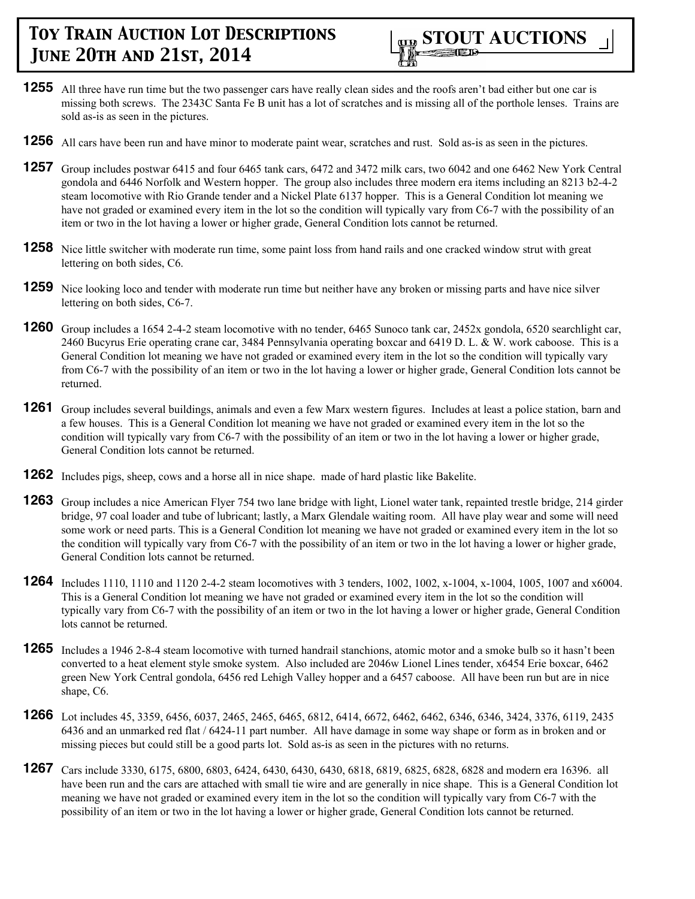**1255** All three have run time but the two passenger cars have really clean sides and the roofs aren't bad either but one car is missing both screws. The 2343C Santa Fe B unit has a lot of scratches and is missing all of the porthole lenses. Trains are sold as-is as seen in the pictures.

**1256** All cars have been run and have minor to moderate paint wear, scratches and rust. Sold as-is as seen in the pictures.

**1257** Group includes postwar 6415 and four 6465 tank cars, 6472 and 3472 milk cars, two 6042 and one 6462 New York Central gondola and 6446 Norfolk and Western hopper. The group also includes three modern era items including an 8213 b2-4-2 steam locomotive with Rio Grande tender and a Nickel Plate 6137 hopper. This is a General Condition lot meaning we have not graded or examined every item in the lot so the condition will typically vary from C6-7 with the possibility of an item or two in the lot having a lower or higher grade, General Condition lots cannot be returned.

**1258** Nice little switcher with moderate run time, some paint loss from hand rails and one cracked window strut with great lettering on both sides, C6.

**1259** Nice looking loco and tender with moderate run time but neither have any broken or missing parts and have nice silver lettering on both sides, C6-7.

**1260** Group includes a 1654 2-4-2 steam locomotive with no tender, 6465 Sunoco tank car, 2452x gondola, 6520 searchlight car, 2460 Bucyrus Erie operating crane car, 3484 Pennsylvania operating boxcar and 6419 D. L. & W. work caboose. This is a General Condition lot meaning we have not graded or examined every item in the lot so the condition will typically vary from C6-7 with the possibility of an item or two in the lot having a lower or higher grade, General Condition lots cannot be returned.

**1261** Group includes several buildings, animals and even a few Marx western figures. Includes at least a police station, barn and a few houses. This is a General Condition lot meaning we have not graded or examined every item in the lot so the condition will typically vary from C6-7 with the possibility of an item or two in the lot having a lower or higher grade, General Condition lots cannot be returned.

**1262** Includes pigs, sheep, cows and a horse all in nice shape. made of hard plastic like Bakelite.

**1263** Group includes a nice American Flyer 754 two lane bridge with light, Lionel water tank, repainted trestle bridge, 214 girder bridge, 97 coal loader and tube of lubricant; lastly, a Marx Glendale waiting room. All have play wear and some will need some work or need parts. This is a General Condition lot meaning we have not graded or examined every item in the lot so the condition will typically vary from C6-7 with the possibility of an item or two in the lot having a lower or higher grade, General Condition lots cannot be returned.

**1264** Includes 1110, 1110 and 1120 2-4-2 steam locomotives with 3 tenders, 1002, 1002, x-1004, x-1004, 1005, 1007 and x6004. This is a General Condition lot meaning we have not graded or examined every item in the lot so the condition will typically vary from C6-7 with the possibility of an item or two in the lot having a lower or higher grade, General Condition lots cannot be returned.

**1265** Includes a 1946 2-8-4 steam locomotive with turned handrail stanchions, atomic motor and a smoke bulb so it hasn't been converted to a heat element style smoke system. Also included are 2046w Lionel Lines tender, x6454 Erie boxcar, 6462 green New York Central gondola, 6456 red Lehigh Valley hopper and a 6457 caboose. All have been run but are in nice shape, C6.

**1266** Lot includes 45, 3359, 6456, 6037, 2465, 2465, 6465, 6812, 6414, 6672, 6462, 6462, 6346, 6346, 3424, 3376, 6119, 2435 6436 and an unmarked red flat / 6424-11 part number. All have damage in some way shape or form as in broken and or missing pieces but could still be a good parts lot. Sold as-is as seen in the pictures with no returns.

**1267** Cars include 3330, 6175, 6800, 6803, 6424, 6430, 6430, 6430, 6818, 6819, 6825, 6828, 6828 and modern era 16396. all have been run and the cars are attached with small tie wire and are generally in nice shape. This is a General Condition lot meaning we have not graded or examined every item in the lot so the condition will typically vary from C6-7 with the possibility of an item or two in the lot having a lower or higher grade, General Condition lots cannot be returned.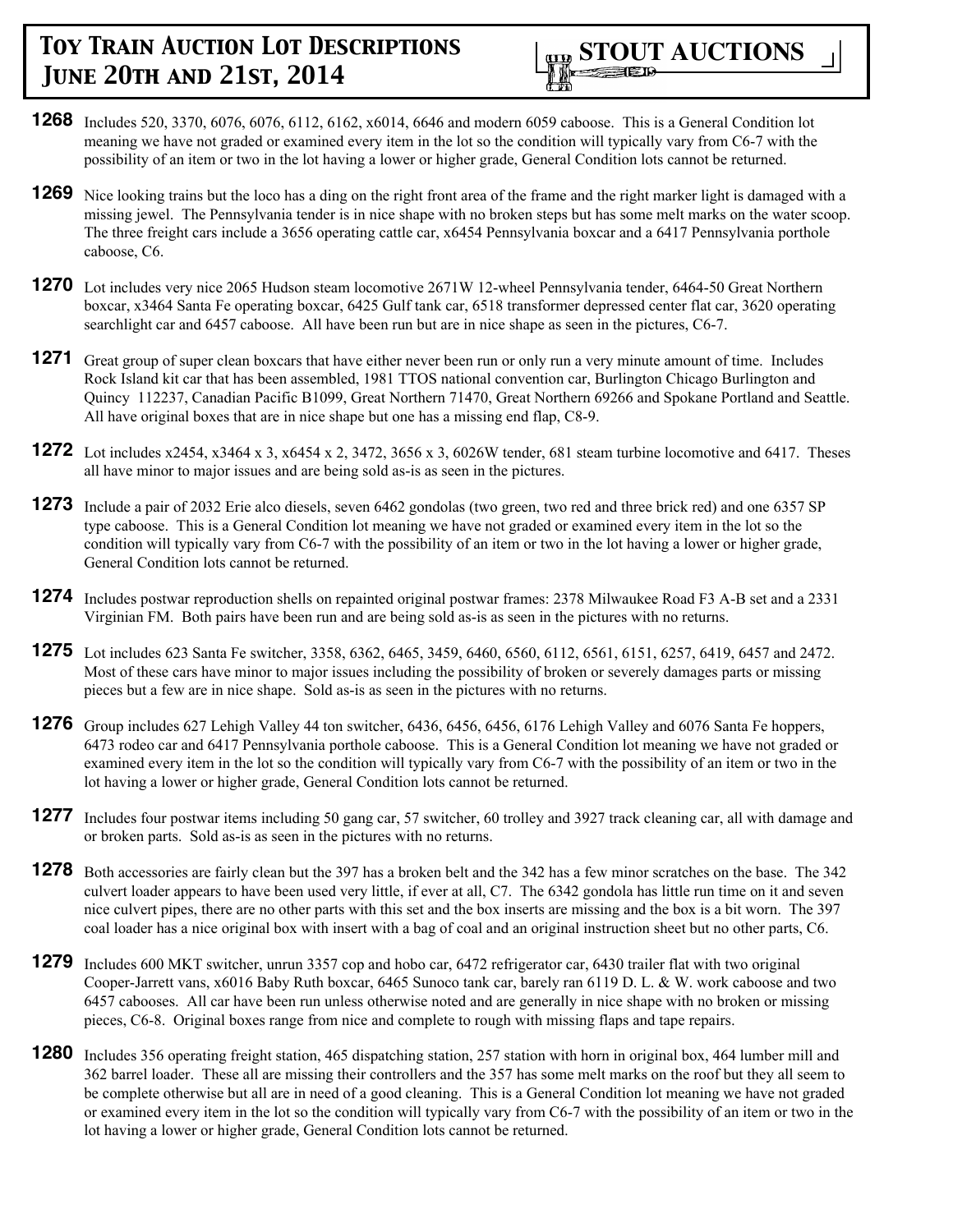**1268** Includes 520, 3370, 6076, 6076, 6112, 6162, x6014, 6646 and modern 6059 caboose. This is a General Condition lot meaning we have not graded or examined every item in the lot so the condition will typically vary from C6-7 with the possibility of an item or two in the lot having a lower or higher grade, General Condition lots cannot be returned.

**1269** Nice looking trains but the loco has a ding on the right front area of the frame and the right marker light is damaged with a missing jewel. The Pennsylvania tender is in nice shape with no broken steps but has some melt marks on the water scoop. The three freight cars include a 3656 operating cattle car, x6454 Pennsylvania boxcar and a 6417 Pennsylvania porthole caboose, C6.

**1270** Lot includes very nice 2065 Hudson steam locomotive 2671W 12-wheel Pennsylvania tender, 6464-50 Great Northern boxcar, x3464 Santa Fe operating boxcar, 6425 Gulf tank car, 6518 transformer depressed center flat car, 3620 operating searchlight car and 6457 caboose. All have been run but are in nice shape as seen in the pictures, C6-7.

**1271** Great group of super clean boxcars that have either never been run or only run a very minute amount of time. Includes Rock Island kit car that has been assembled, 1981 TTOS national convention car, Burlington Chicago Burlington and Quincy 112237, Canadian Pacific B1099, Great Northern 71470, Great Northern 69266 and Spokane Portland and Seattle. All have original boxes that are in nice shape but one has a missing end flap, C8-9.

**1272** Lot includes x2454, x3464 x 3, x6454 x 2, 3472, 3656 x 3, 6026W tender, 681 steam turbine locomotive and 6417. Theses all have minor to major issues and are being sold as-is as seen in the pictures.

**1273** Include a pair of 2032 Erie alco diesels, seven 6462 gondolas (two green, two red and three brick red) and one 6357 SP type caboose. This is a General Condition lot meaning we have not graded or examined every item in the lot so the condition will typically vary from C6-7 with the possibility of an item or two in the lot having a lower or higher grade, General Condition lots cannot be returned.

**1274** Includes postwar reproduction shells on repainted original postwar frames: 2378 Milwaukee Road F3 A-B set and a 2331 Virginian FM. Both pairs have been run and are being sold as-is as seen in the pictures with no returns.

**1275** Lot includes 623 Santa Fe switcher, 3358, 6362, 6465, 3459, 6460, 6560, 6112, 6561, 6151, 6257, 6419, 6457 and 2472. Most of these cars have minor to major issues including the possibility of broken or severely damages parts or missing pieces but a few are in nice shape. Sold as-is as seen in the pictures with no returns.

**1276** Group includes 627 Lehigh Valley 44 ton switcher, 6436, 6456, 6456, 6176 Lehigh Valley and 6076 Santa Fe hoppers, 6473 rodeo car and 6417 Pennsylvania porthole caboose. This is a General Condition lot meaning we have not graded or examined every item in the lot so the condition will typically vary from C6-7 with the possibility of an item or two in the lot having a lower or higher grade, General Condition lots cannot be returned.

**1277** Includes four postwar items including 50 gang car, 57 switcher, 60 trolley and 3927 track cleaning car, all with damage and or broken parts. Sold as-is as seen in the pictures with no returns.

**1278** Both accessories are fairly clean but the 397 has a broken belt and the 342 has a few minor scratches on the base. The 342 culvert loader appears to have been used very little, if ever at all, C7. The 6342 gondola has little run time on it and seven nice culvert pipes, there are no other parts with this set and the box inserts are missing and the box is a bit worn. The 397 coal loader has a nice original box with insert with a bag of coal and an original instruction sheet but no other parts, C6.

**1279** Includes 600 MKT switcher, unrun 3357 cop and hobo car, 6472 refrigerator car, 6430 trailer flat with two original Cooper-Jarrett vans, x6016 Baby Ruth boxcar, 6465 Sunoco tank car, barely ran 6119 D. L. & W. work caboose and two 6457 cabooses. All car have been run unless otherwise noted and are generally in nice shape with no broken or missing pieces, C6-8. Original boxes range from nice and complete to rough with missing flaps and tape repairs.

**1280** Includes 356 operating freight station, 465 dispatching station, 257 station with horn in original box, 464 lumber mill and 362 barrel loader. These all are missing their controllers and the 357 has some melt marks on the roof but they all seem to be complete otherwise but all are in need of a good cleaning. This is a General Condition lot meaning we have not graded or examined every item in the lot so the condition will typically vary from C6-7 with the possibility of an item or two in the lot having a lower or higher grade, General Condition lots cannot be returned.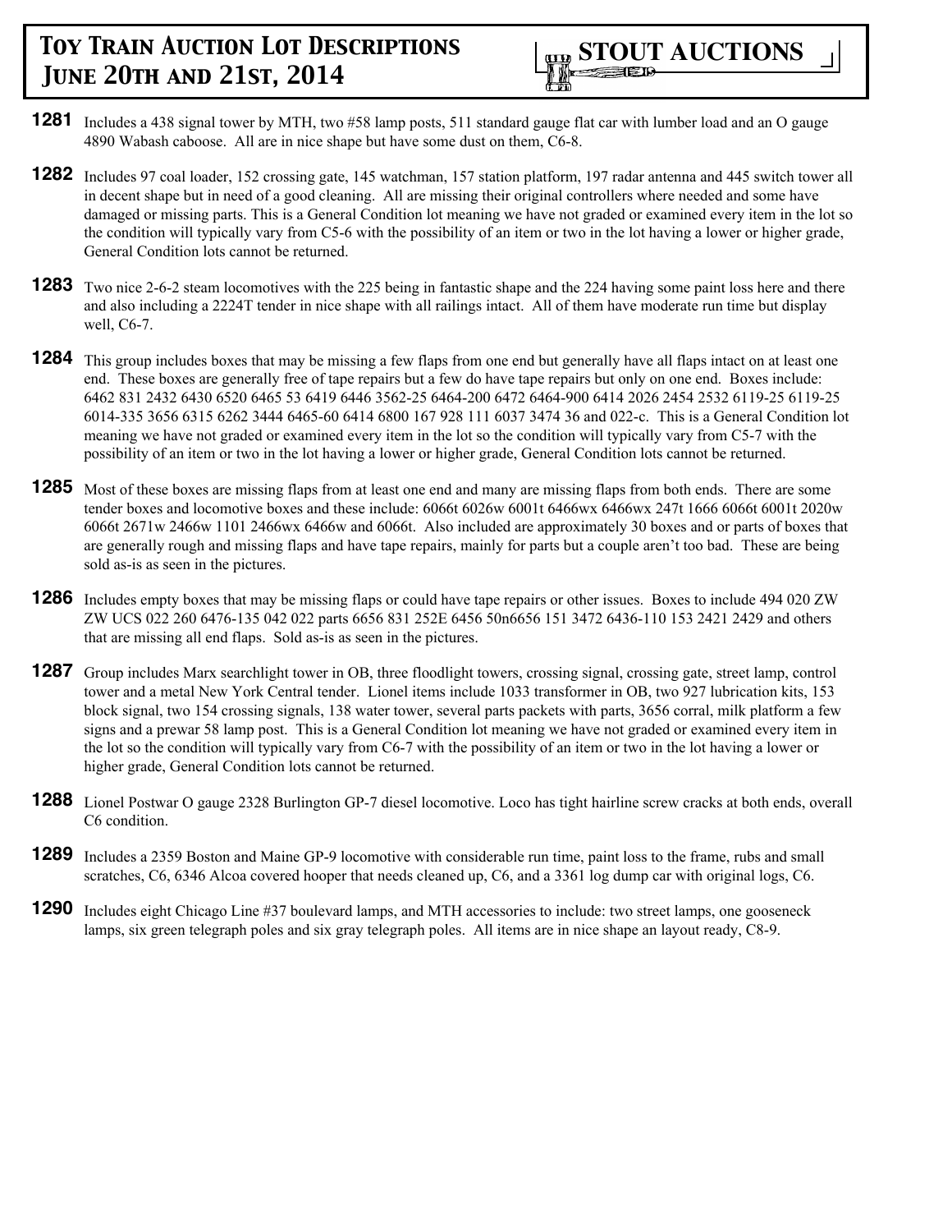**1281** Includes a 438 signal tower by MTH, two #58 lamp posts, 511 standard gauge flat car with lumber load and an O gauge 4890 Wabash caboose. All are in nice shape but have some dust on them, C6-8.

**1282** Includes 97 coal loader, 152 crossing gate, 145 watchman, 157 station platform, 197 radar antenna and 445 switch tower all in decent shape but in need of a good cleaning. All are missing their original controllers where needed and some have damaged or missing parts. This is a General Condition lot meaning we have not graded or examined every item in the lot so the condition will typically vary from C5-6 with the possibility of an item or two in the lot having a lower or higher grade, General Condition lots cannot be returned.

**1283** Two nice 2-6-2 steam locomotives with the 225 being in fantastic shape and the 224 having some paint loss here and there and also including a 2224T tender in nice shape with all railings intact. All of them have moderate run time but display well, C6-7.

**1284** This group includes boxes that may be missing a few flaps from one end but generally have all flaps intact on at least one end. These boxes are generally free of tape repairs but a few do have tape repairs but only on one end. Boxes include: 6462 831 2432 6430 6520 6465 53 6419 6446 3562-25 6464-200 6472 6464-900 6414 2026 2454 2532 6119-25 6119-25 6014-335 3656 6315 6262 3444 6465-60 6414 6800 167 928 111 6037 3474 36 and 022-c. This is a General Condition lot meaning we have not graded or examined every item in the lot so the condition will typically vary from C5-7 with the possibility of an item or two in the lot having a lower or higher grade, General Condition lots cannot be returned.

**1285** Most of these boxes are missing flaps from at least one end and many are missing flaps from both ends. There are some tender boxes and locomotive boxes and these include: 6066t 6026w 6001t 6466wx 6466wx 247t 1666 6066t 6001t 2020w 6066t 2671w 2466w 1101 2466wx 6466w and 6066t. Also included are approximately 30 boxes and or parts of boxes that are generally rough and missing flaps and have tape repairs, mainly for parts but a couple aren't too bad. These are being sold as-is as seen in the pictures.

**1286** Includes empty boxes that may be missing flaps or could have tape repairs or other issues. Boxes to include 494 020 ZW ZW UCS 022 260 6476-135 042 022 parts 6656 831 252E 6456 50n6656 151 3472 6436-110 153 2421 2429 and others that are missing all end flaps. Sold as-is as seen in the pictures.

**1287** Group includes Marx searchlight tower in OB, three floodlight towers, crossing signal, crossing gate, street lamp, control tower and a metal New York Central tender. Lionel items include 1033 transformer in OB, two 927 lubrication kits, 153 block signal, two 154 crossing signals, 138 water tower, several parts packets with parts, 3656 corral, milk platform a few signs and a prewar 58 lamp post. This is a General Condition lot meaning we have not graded or examined every item in the lot so the condition will typically vary from C6-7 with the possibility of an item or two in the lot having a lower or higher grade, General Condition lots cannot be returned.

**1288** Lionel Postwar O gauge 2328 Burlington GP-7 diesel locomotive. Loco has tight hairline screw cracks at both ends, overall C6 condition.

**1289** Includes a 2359 Boston and Maine GP-9 locomotive with considerable run time, paint loss to the frame, rubs and small scratches, C6, 6346 Alcoa covered hooper that needs cleaned up, C6, and a 3361 log dump car with original logs, C6.

**1290** Includes eight Chicago Line #37 boulevard lamps, and MTH accessories to include: two street lamps, one gooseneck lamps, six green telegraph poles and six gray telegraph poles. All items are in nice shape an layout ready, C8-9.